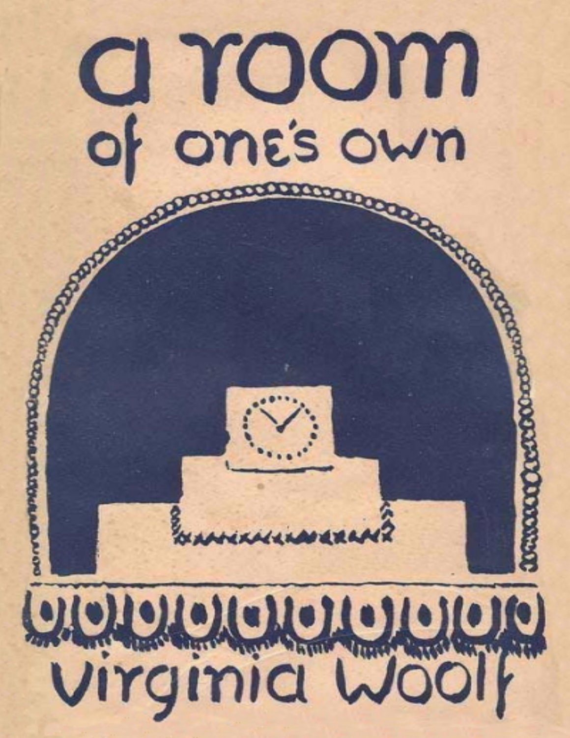# a room of one's own

Virginia Woolf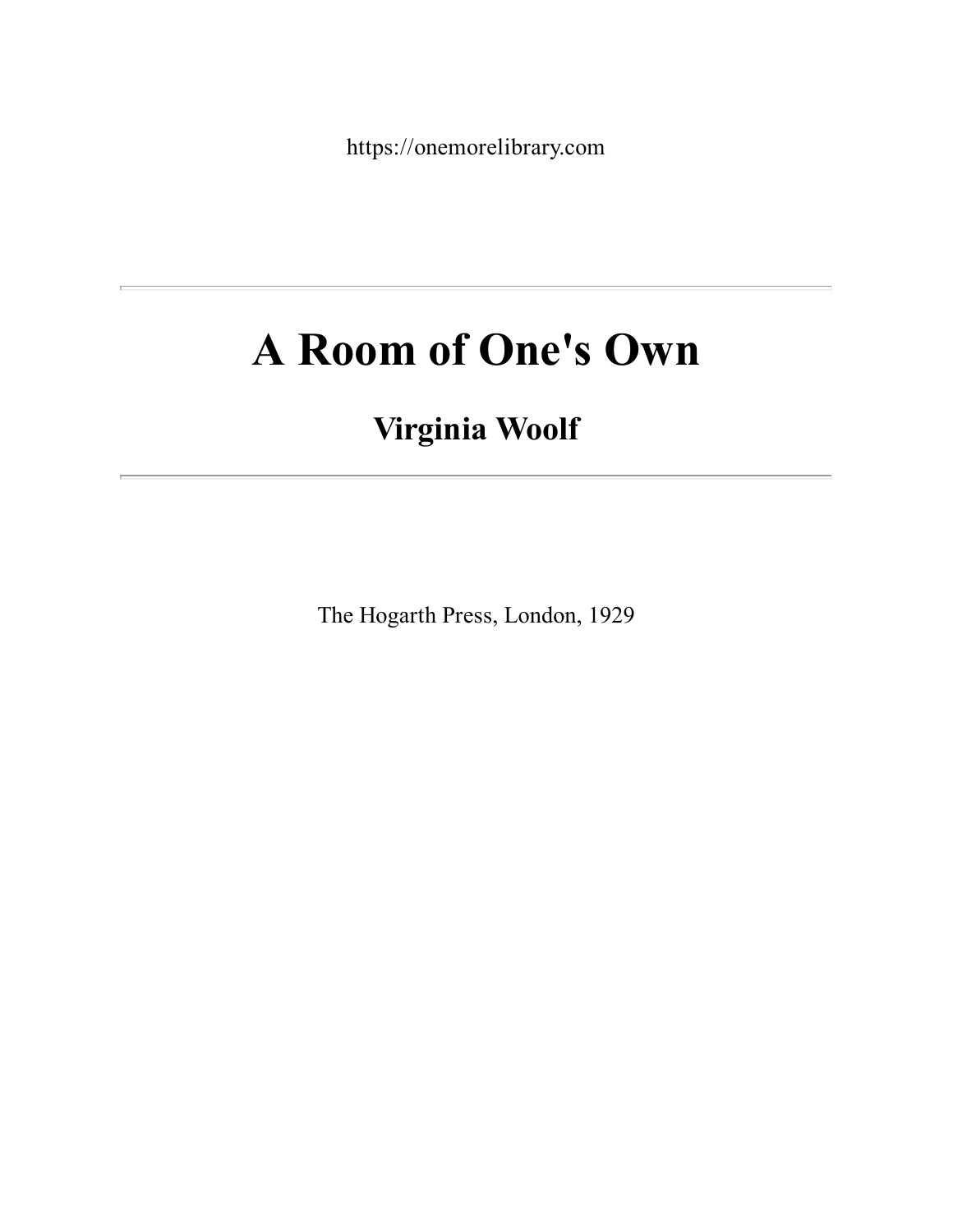https://onemorelibrary.com

---

# A Room of One's Own

## Virginia Woolf

---

The Hogarth Press, London, 1929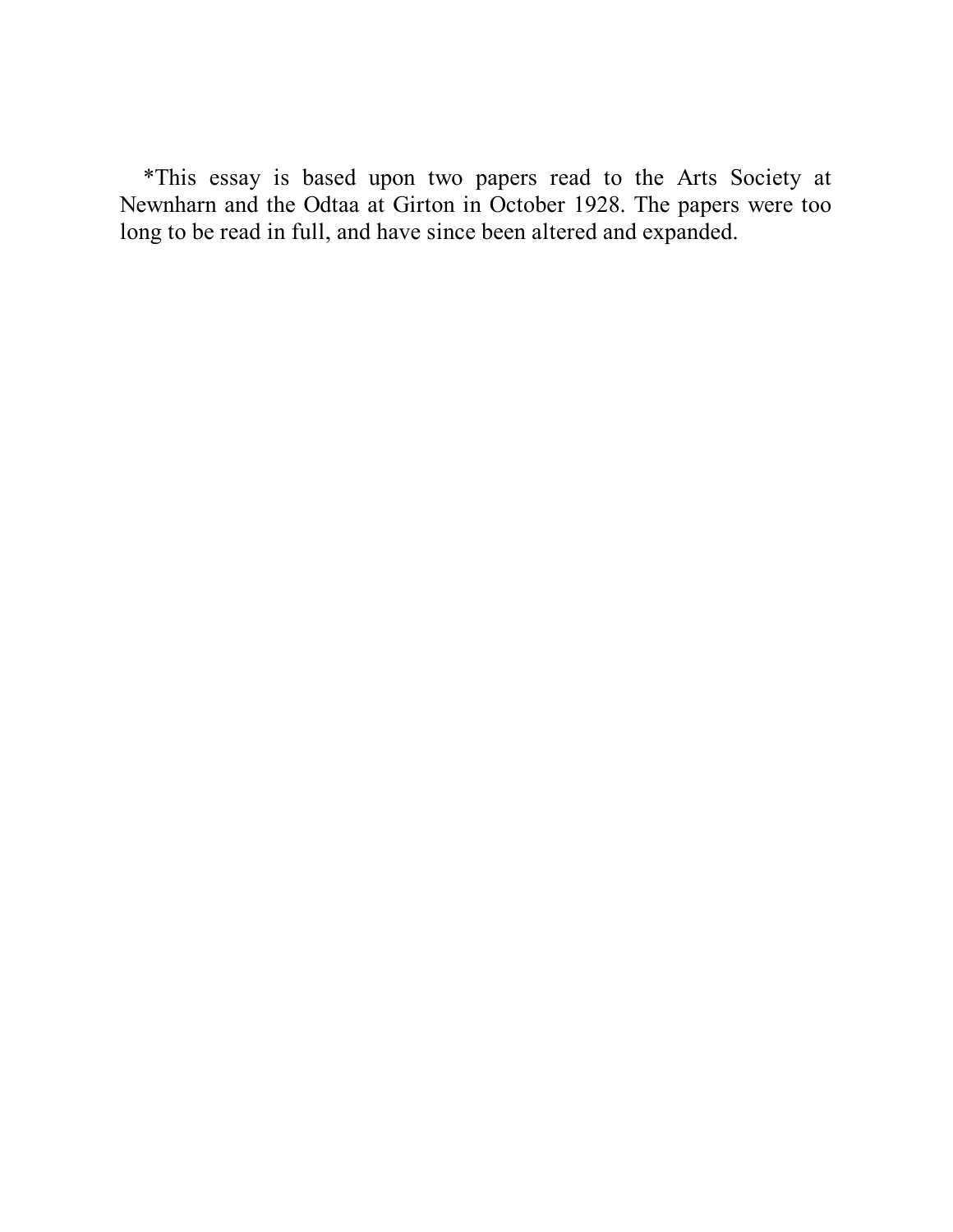*This essay is based upon two papers read to the Arts Society at Newnharn and the Odtaa at Girton in October 1928. The papers were too long to be read in full, and have since been altered and expanded.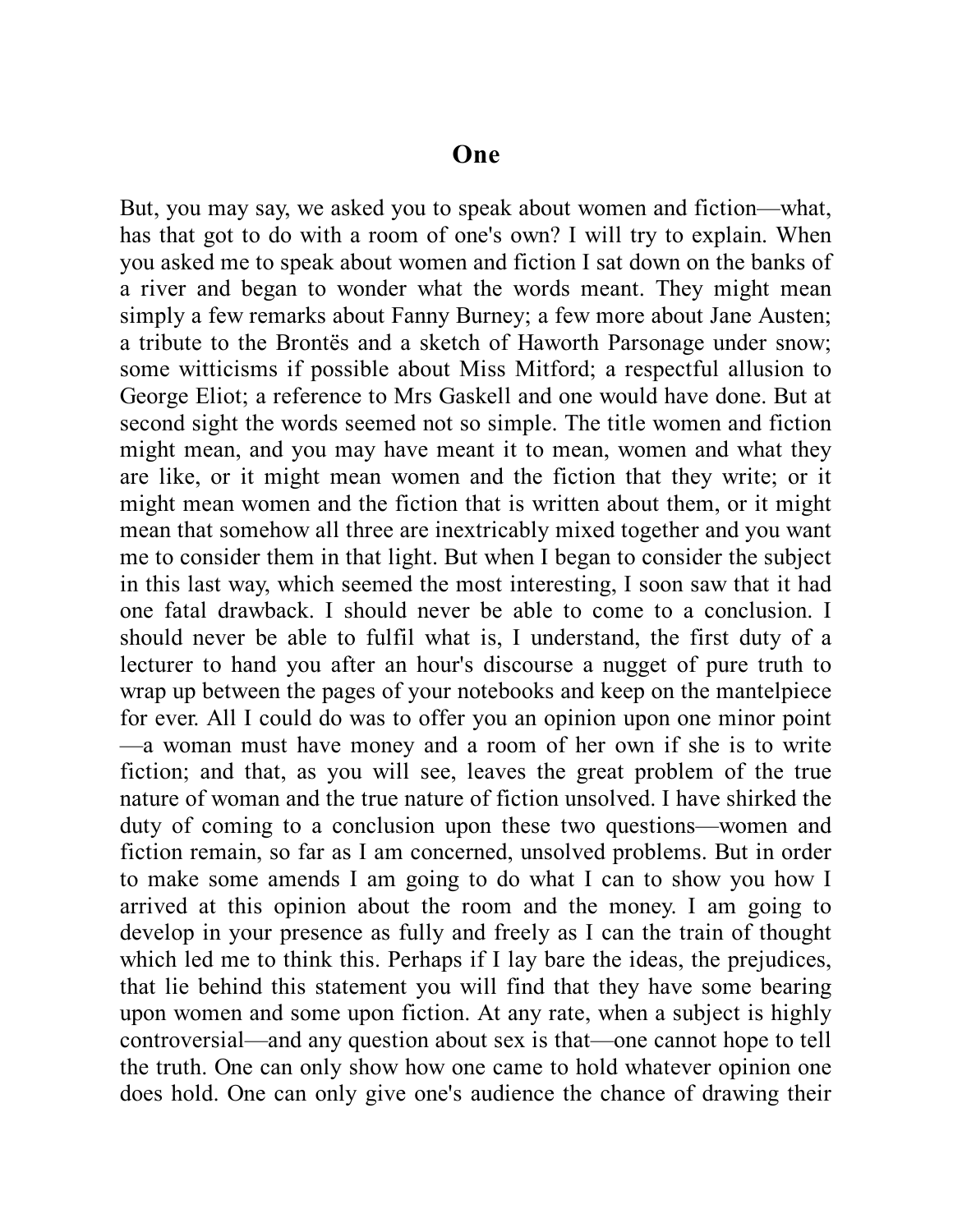# One

But, you may say, we asked you to speak about women and fiction—what, has that got to do with a room of one's own? I will try to explain. When you asked me to speak about women and fiction I sat down on the banks of a river and began to wonder what the words meant. They might mean simply a few remarks about Fanny Burney; a few more about Jane Austen; a tribute to the Brontës and a sketch of Haworth Parsonage under snow; some witticisms if possible about Miss Mitford; a respectful allusion to George Eliot; a reference to Mrs Gaskell and one would have done. But at second sight the words seemed not so simple. The title women and fiction might mean, and you may have meant it to mean, women and what they are like, or it might mean women and the fiction that they write; or it might mean women and the fiction that is written about them, or it might mean that somehow all three are inextricably mixed together and you want me to consider them in that light. But when I began to consider the subject in this last way, which seemed the most interesting, I soon saw that it had one fatal drawback. I should never be able to come to a conclusion. I should never be able to fulfil what is, I understand, the first duty of a lecturer to hand you after an hour's discourse a nugget of pure truth to wrap up between the pages of your notebooks and keep on the mantelpiece for ever. All I could do was to offer you an opinion upon one minor point—a woman must have money and a room of her own if she is to write fiction; and that, as you will see, leaves the great problem of the true nature of woman and the true nature of fiction unsolved. I have shirked the duty of coming to a conclusion upon these two questions—women and fiction remain, so far as I am concerned, unsolved problems. But in order to make some amends I am going to do what I can to show you how I arrived at this opinion about the room and the money. I am going to develop in your presence as fully and freely as I can the train of thought which led me to think this. Perhaps if I lay bare the ideas, the prejudices, that lie behind this statement you will find that they have some bearing upon women and some upon fiction. At any rate, when a subject is highly controversial—and any question about sex is that—one cannot hope to tell the truth. One can only show how one came to hold whatever opinion one does hold. One can only give one's audience the chance of drawing their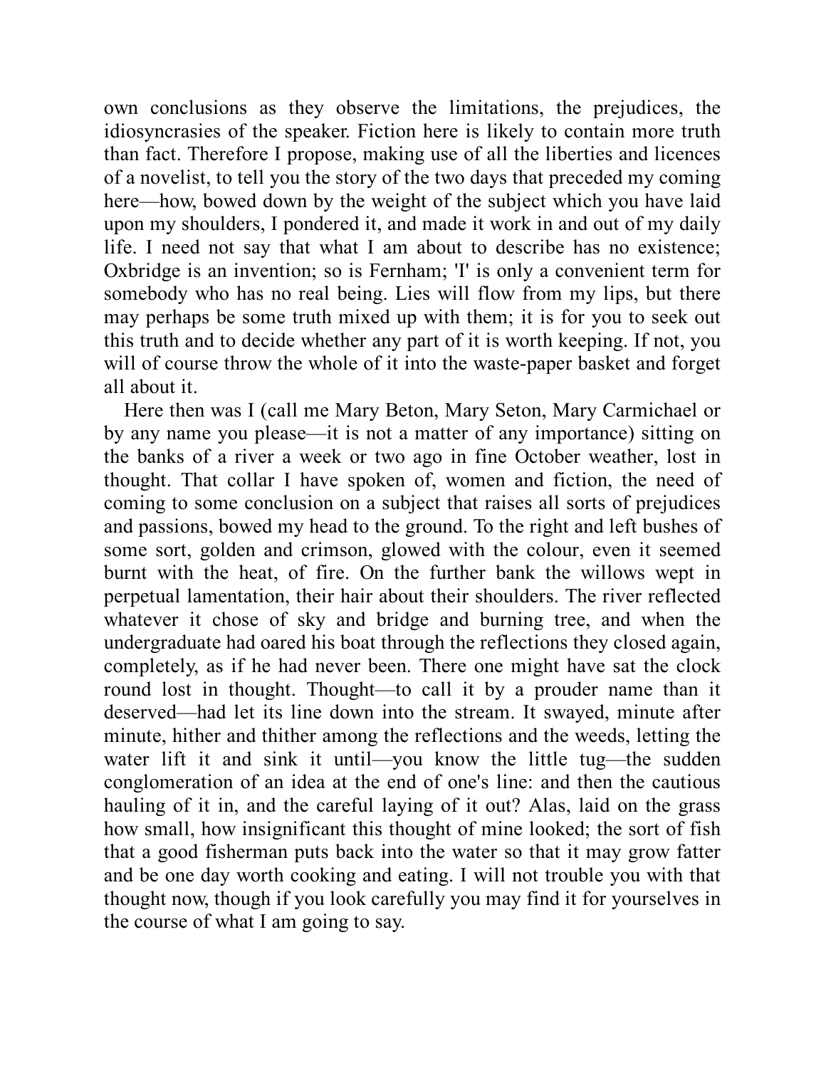own conclusions as they observe the limitations, the prejudices, the idiosyncrasies of the speaker. Fiction here is likely to contain more truth than fact. Therefore I propose, making use of all the liberties and licences of a novelist, to tell you the story of the two days that preceded my coming here—how, bowed down by the weight of the subject which you have laid upon my shoulders, I pondered it, and made it work in and out of my daily life. I need not say that what I am about to describe has no existence; Oxbridge is an invention; so is Fernham; 'I' is only a convenient term for somebody who has no real being. Lies will flow from my lips, but there may perhaps be some truth mixed up with them; it is for you to seek out this truth and to decide whether any part of it is worth keeping. If not, you will of course throw the whole of it into the waste-paper basket and forget all about it.

Here then was I (call me Mary Beton, Mary Seton, Mary Carmichael or by any name you please—it is not a matter of any importance) sitting on the banks of a river a week or two ago in fine October weather, lost in thought. That collar I have spoken of, women and fiction, the need of coming to some conclusion on a subject that raises all sorts of prejudices and passions, bowed my head to the ground. To the right and left bushes of some sort, golden and crimson, glowed with the colour, even it seemed burnt with the heat, of fire. On the further bank the willows wept in perpetual lamentation, their hair about their shoulders. The river reflected whatever it chose of sky and bridge and burning tree, and when the undergraduate had oared his boat through the reflections they closed again, completely, as if he had never been. There one might have sat the clock round lost in thought. Thought—to call it by a prouder name than it deserved—had let its line down into the stream. It swayed, minute after minute, hither and thither among the reflections and the weeds, letting the water lift it and sink it until—you know the little tug—the sudden conglomeration of an idea at the end of one's line: and then the cautious hauling of it in, and the careful laying of it out? Alas, laid on the grass how small, how insignificant this thought of mine looked; the sort of fish that a good fisherman puts back into the water so that it may grow fatter and be one day worth cooking and eating. I will not trouble you with that thought now, though if you look carefully you may find it for yourselves in the course of what I am going to say.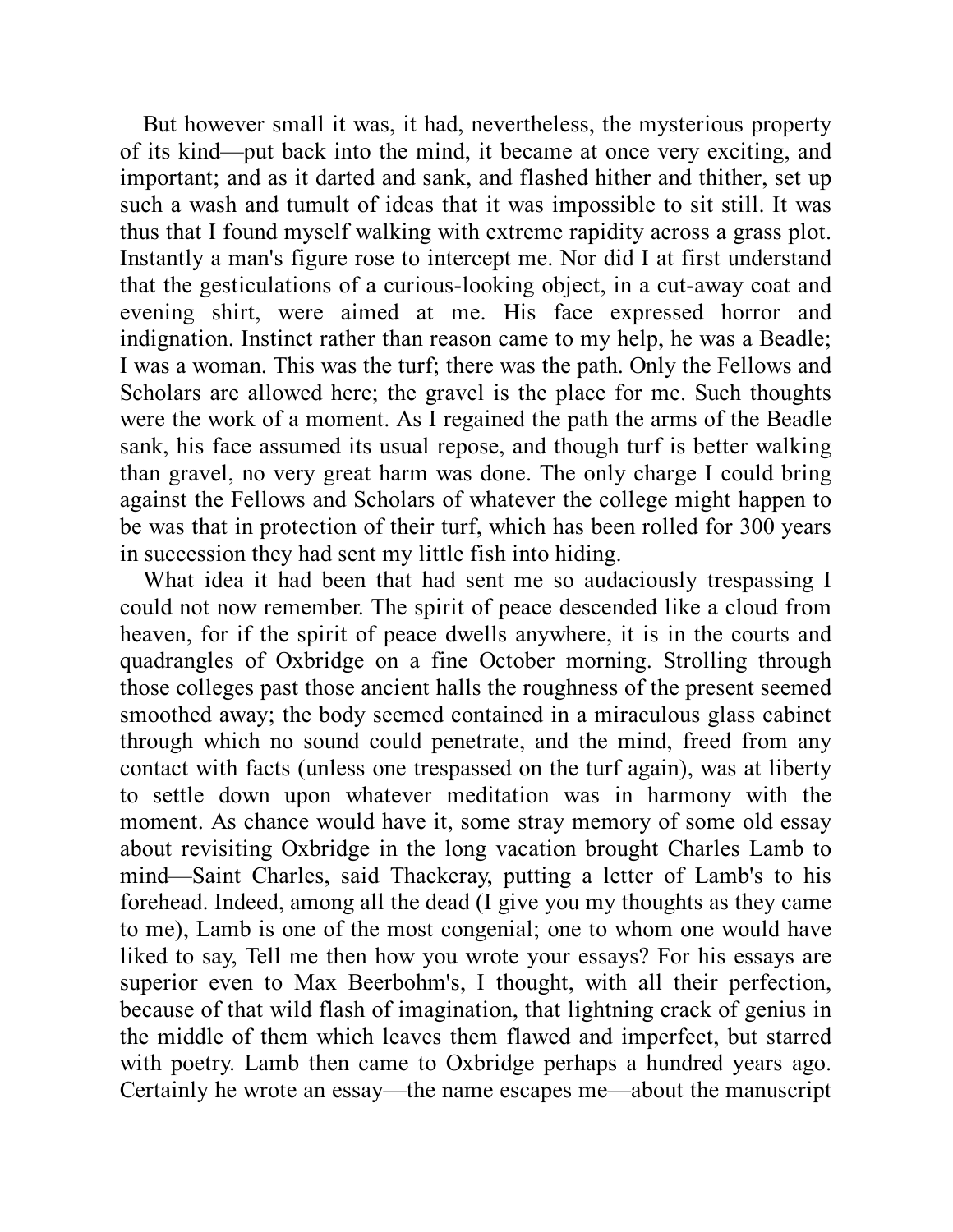But however small it was, it had, nevertheless, the mysterious property of its kind—put back into the mind, it became at once very exciting, and important; and as it darted and sank, and flashed hither and thither, set up such a wash and tumult of ideas that it was impossible to sit still. It was thus that I found myself walking with extreme rapidity across a grass plot. Instantly a man's figure rose to intercept me. Nor did I at first understand that the gesticulations of a curious-looking object, in a cut-away coat and evening shirt, were aimed at me. His face expressed horror and indignation. Instinct rather than reason came to my help, he was a Beadle; I was a woman. This was the turf; there was the path. Only the Fellows and Scholars are allowed here; the gravel is the place for me. Such thoughts were the work of a moment. As I regained the path the arms of the Beadle sank, his face assumed its usual repose, and though turf is better walking than gravel, no very great harm was done. The only charge I could bring against the Fellows and Scholars of whatever the college might happen to be was that in protection of their turf, which has been rolled for 300 years in succession they had sent my little fish into hiding.

What idea it had been that had sent me so audaciously trespassing I could not now remember. The spirit of peace descended like a cloud from heaven, for if the spirit of peace dwells anywhere, it is in the courts and quadrangles of Oxbridge on a fine October morning. Strolling through those colleges past those ancient halls the roughness of the present seemed smoothed away; the body seemed contained in a miraculous glass cabinet through which no sound could penetrate, and the mind, freed from any contact with facts (unless one trespassed on the turf again), was at liberty to settle down upon whatever meditation was in harmony with the moment. As chance would have it, some stray memory of some old essay about revisiting Oxbridge in the long vacation brought Charles Lamb to mind—Saint Charles, said Thackeray, putting a letter of Lamb's to his forehead. Indeed, among all the dead (I give you my thoughts as they came to me), Lamb is one of the most congenial; one to whom one would have liked to say, Tell me then how you wrote your essays? For his essays are superior even to Max Beerbohm's, I thought, with all their perfection, because of that wild flash of imagination, that lightning crack of genius in the middle of them which leaves them flawed and imperfect, but starred with poetry. Lamb then came to Oxbridge perhaps a hundred years ago. Certainly he wrote an essay—the name escapes me—about the manuscript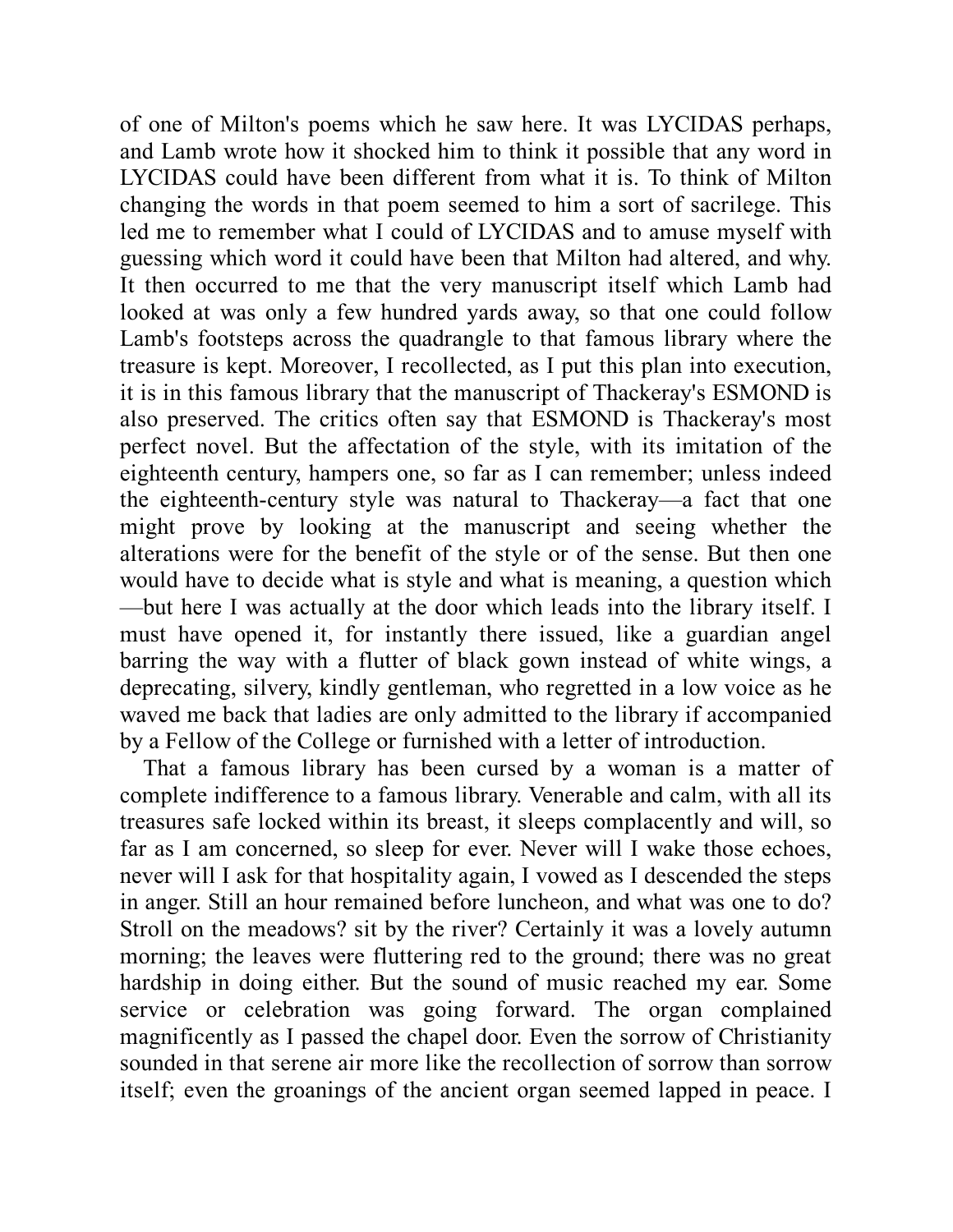of one of Milton's poems which he saw here. It was LYCIDAS perhaps, and Lamb wrote how it shocked him to think it possible that any word in LYCIDAS could have been different from what it is. To think of Milton changing the words in that poem seemed to him a sort of sacrilege. This led me to remember what I could of LYCIDAS and to amuse myself with guessing which word it could have been that Milton had altered, and why. It then occurred to me that the very manuscript itself which Lamb had looked at was only a few hundred yards away, so that one could follow Lamb's footsteps across the quadrangle to that famous library where the treasure is kept. Moreover, I recollected, as I put this plan into execution, it is in this famous library that the manuscript of Thackeray's ESMOND is also preserved. The critics often say that ESMOND is Thackeray's most perfect novel. But the affectation of the style, with its imitation of the eighteenth century, hampers one, so far as I can remember; unless indeed the eighteenth-century style was natural to Thackeray—a fact that one might prove by looking at the manuscript and seeing whether the alterations were for the benefit of the style or of the sense. But then one would have to decide what is style and what is meaning, a question which—but here I was actually at the door which leads into the library itself. I must have opened it, for instantly there issued, like a guardian angel barring the way with a flutter of black gown instead of white wings, a deprecating, silvery, kindly gentleman, who regretted in a low voice as he waved me back that ladies are only admitted to the library if accompanied by a Fellow of the College or furnished with a letter of introduction.

That a famous library has been cursed by a woman is a matter of complete indifference to a famous library. Venerable and calm, with all its treasures safe locked within its breast, it sleeps complacently and will, so far as I am concerned, so sleep for ever. Never will I wake those echoes, never will I ask for that hospitality again, I vowed as I descended the steps in anger. Still an hour remained before luncheon, and what was one to do? Stroll on the meadows? sit by the river? Certainly it was a lovely autumn morning; the leaves were fluttering red to the ground; there was no great hardship in doing either. But the sound of music reached my ear. Some service or celebration was going forward. The organ complained magnificently as I passed the chapel door. Even the sorrow of Christianity sounded in that serene air more like the recollection of sorrow than sorrow itself; even the groanings of the ancient organ seemed lapped in peace. I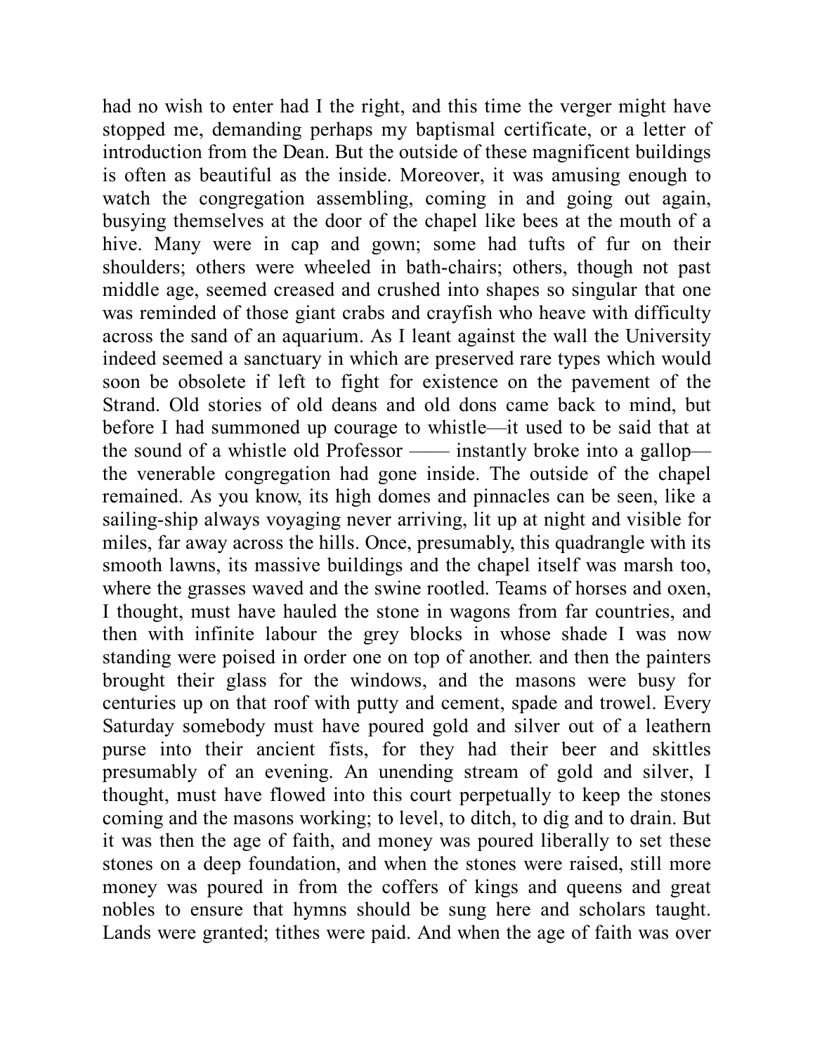had no wish to enter had I the right, and this time the verger might have stopped me, demanding perhaps my baptismal certificate, or a letter of introduction from the Dean. But the outside of these magnificent buildings is often as beautiful as the inside. Moreover, it was amusing enough to watch the congregation assembling, coming in and going out again, busying themselves at the door of the chapel like bees at the mouth of a hive. Many were in cap and gown; some had tufts of fur on their shoulders; others were wheeled in bath-chairs; others, though not past middle age, seemed creased and crushed into shapes so singular that one was reminded of those giant crabs and crayfish who heave with difficulty across the sand of an aquarium. As I leant against the wall the University indeed seemed a sanctuary in which are preserved rare types which would soon be obsolete if left to fight for existence on the pavement of the Strand. Old stories of old deans and old dons came back to mind, but before I had summoned up courage to whistle—it used to be said that at the sound of a whistle old Professor —— instantly broke into a gallop—the venerable congregation had gone inside. The outside of the chapel remained. As you know, its high domes and pinnacles can be seen, like a sailing-ship always voyaging never arriving, lit up at night and visible for miles, far away across the hills. Once, presumably, this quadrangle with its smooth lawns, its massive buildings and the chapel itself was marsh too, where the grasses waved and the swine rootled. Teams of horses and oxen, I thought, must have hauled the stone in wagons from far countries, and then with infinite labour the grey blocks in whose shade I was now standing were poised in order one on top of another. and then the painters brought their glass for the windows, and the masons were busy for centuries up on that roof with putty and cement, spade and trowel. Every Saturday somebody must have poured gold and silver out of a leathern purse into their ancient fists, for they had their beer and skittles presumably of an evening. An unending stream of gold and silver, I thought, must have flowed into this court perpetually to keep the stones coming and the masons working; to level, to ditch, to dig and to drain. But it was then the age of faith, and money was poured liberally to set these stones on a deep foundation, and when the stones were raised, still more money was poured in from the coffers of kings and queens and great nobles to ensure that hymns should be sung here and scholars taught. Lands were granted; tithes were paid. And when the age of faith was over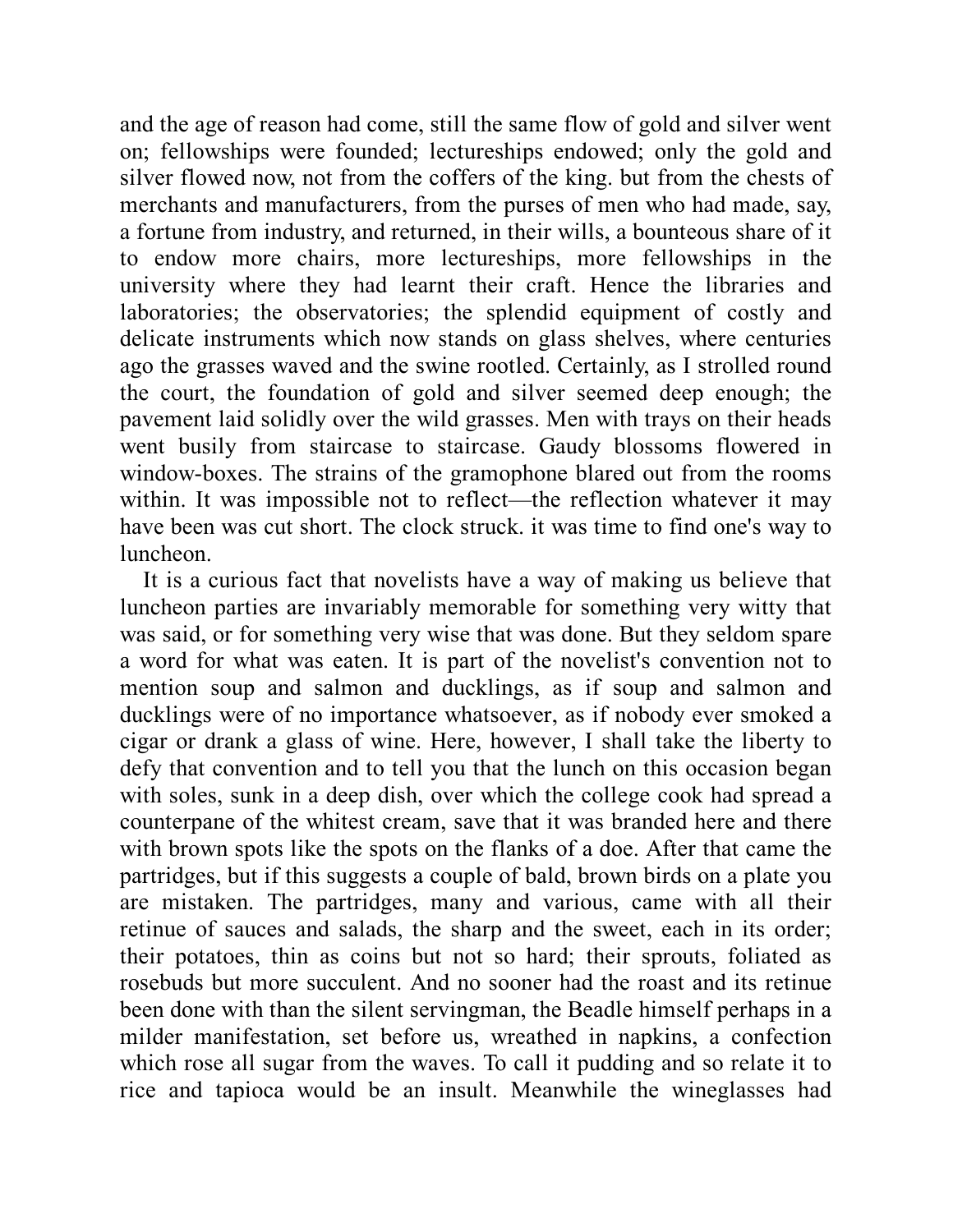and the age of reason had come, still the same flow of gold and silver went on; fellowships were founded; lectureships endowed; only the gold and silver flowed now, not from the coffers of the king. but from the chests of merchants and manufacturers, from the purses of men who had made, say, a fortune from industry, and returned, in their wills, a bounteous share of it to endow more chairs, more lectureships, more fellowships in the university where they had learnt their craft. Hence the libraries and laboratories; the observatories; the splendid equipment of costly and delicate instruments which now stands on glass shelves, where centuries ago the grasses waved and the swine rootled. Certainly, as I strolled round the court, the foundation of gold and silver seemed deep enough; the pavement laid solidly over the wild grasses. Men with trays on their heads went busily from staircase to staircase. Gaudy blossoms flowered in window-boxes. The strains of the gramophone blared out from the rooms within. It was impossible not to reflect—the reflection whatever it may have been was cut short. The clock struck. it was time to find one's way to luncheon.

It is a curious fact that novelists have a way of making us believe that luncheon parties are invariably memorable for something very witty that was said, or for something very wise that was done. But they seldom spare a word for what was eaten. It is part of the novelist's convention not to mention soup and salmon and ducklings, as if soup and salmon and ducklings were of no importance whatsoever, as if nobody ever smoked a cigar or drank a glass of wine. Here, however, I shall take the liberty to defy that convention and to tell you that the lunch on this occasion began with soles, sunk in a deep dish, over which the college cook had spread a counterpane of the whitest cream, save that it was branded here and there with brown spots like the spots on the flanks of a doe. After that came the partridges, but if this suggests a couple of bald, brown birds on a plate you are mistaken. The partridges, many and various, came with all their retinue of sauces and salads, the sharp and the sweet, each in its order; their potatoes, thin as coins but not so hard; their sprouts, foliated as rosebuds but more succulent. And no sooner had the roast and its retinue been done with than the silent servingman, the Beadle himself perhaps in a milder manifestation, set before us, wreathed in napkins, a confection which rose all sugar from the waves. To call it pudding and so relate it to rice and tapioca would be an insult. Meanwhile the wineglasses had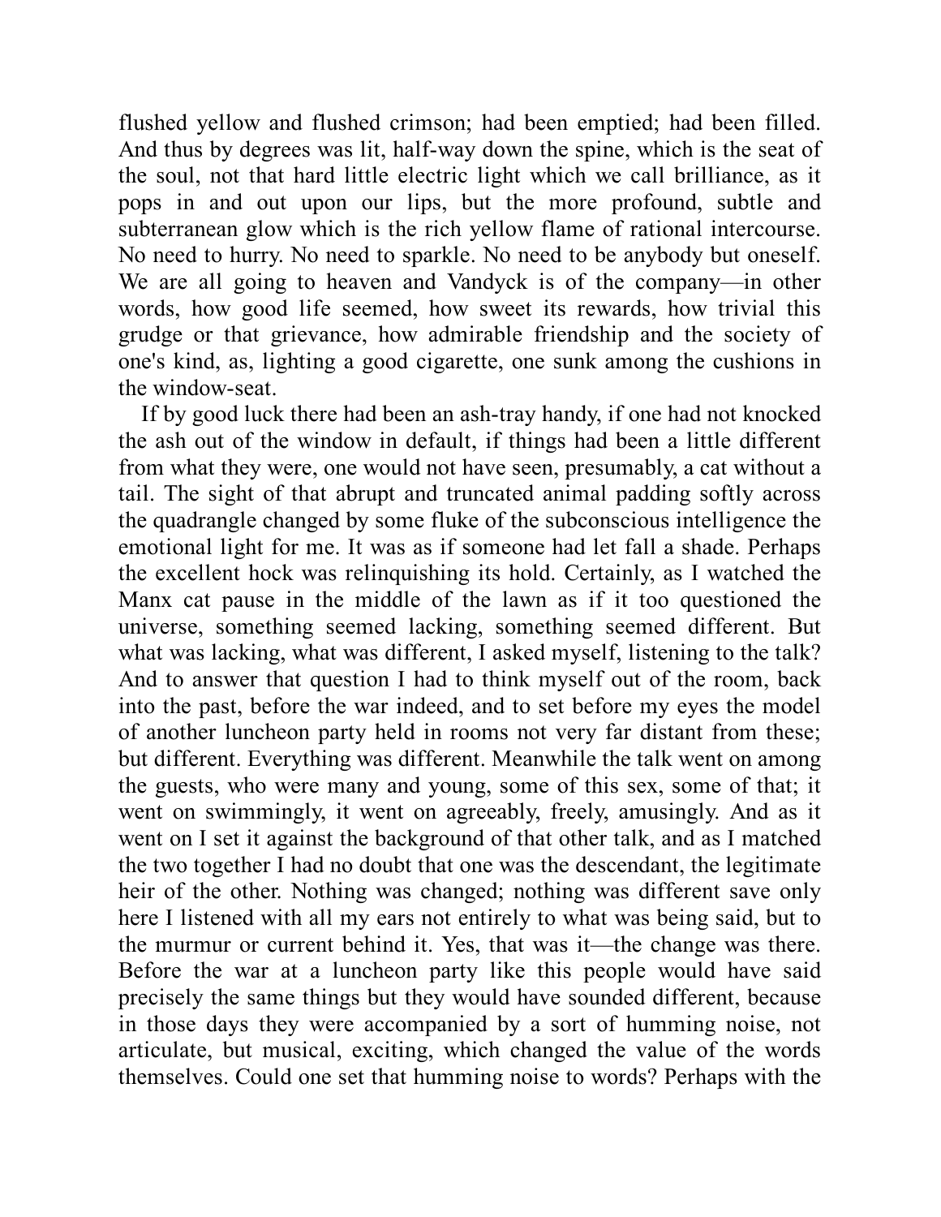flushed yellow and flushed crimson; had been emptied; had been filled. And thus by degrees was lit, half-way down the spine, which is the seat of the soul, not that hard little electric light which we call brilliance, as it pops in and out upon our lips, but the more profound, subtle and subterranean glow which is the rich yellow flame of rational intercourse. No need to hurry. No need to sparkle. No need to be anybody but oneself. We are all going to heaven and Vandyck is of the company—in other words, how good life seemed, how sweet its rewards, how trivial this grudge or that grievance, how admirable friendship and the society of one's kind, as, lighting a good cigarette, one sunk among the cushions in the window-seat.

If by good luck there had been an ash-tray handy, if one had not knocked the ash out of the window in default, if things had been a little different from what they were, one would not have seen, presumably, a cat without a tail. The sight of that abrupt and truncated animal padding softly across the quadrangle changed by some fluke of the subconscious intelligence the emotional light for me. It was as if someone had let fall a shade. Perhaps the excellent hock was relinquishing its hold. Certainly, as I watched the Manx cat pause in the middle of the lawn as if it too questioned the universe, something seemed lacking, something seemed different. But what was lacking, what was different, I asked myself, listening to the talk? And to answer that question I had to think myself out of the room, back into the past, before the war indeed, and to set before my eyes the model of another luncheon party held in rooms not very far distant from these; but different. Everything was different. Meanwhile the talk went on among the guests, who were many and young, some of this sex, some of that; it went on swimmingly, it went on agreeably, freely, amusingly. And as it went on I set it against the background of that other talk, and as I matched the two together I had no doubt that one was the descendant, the legitimate heir of the other. Nothing was changed; nothing was different save only here I listened with all my ears not entirely to what was being said, but to the murmur or current behind it. Yes, that was it—the change was there. Before the war at a luncheon party like this people would have said precisely the same things but they would have sounded different, because in those days they were accompanied by a sort of humming noise, not articulate, but musical, exciting, which changed the value of the words themselves. Could one set that humming noise to words? Perhaps with the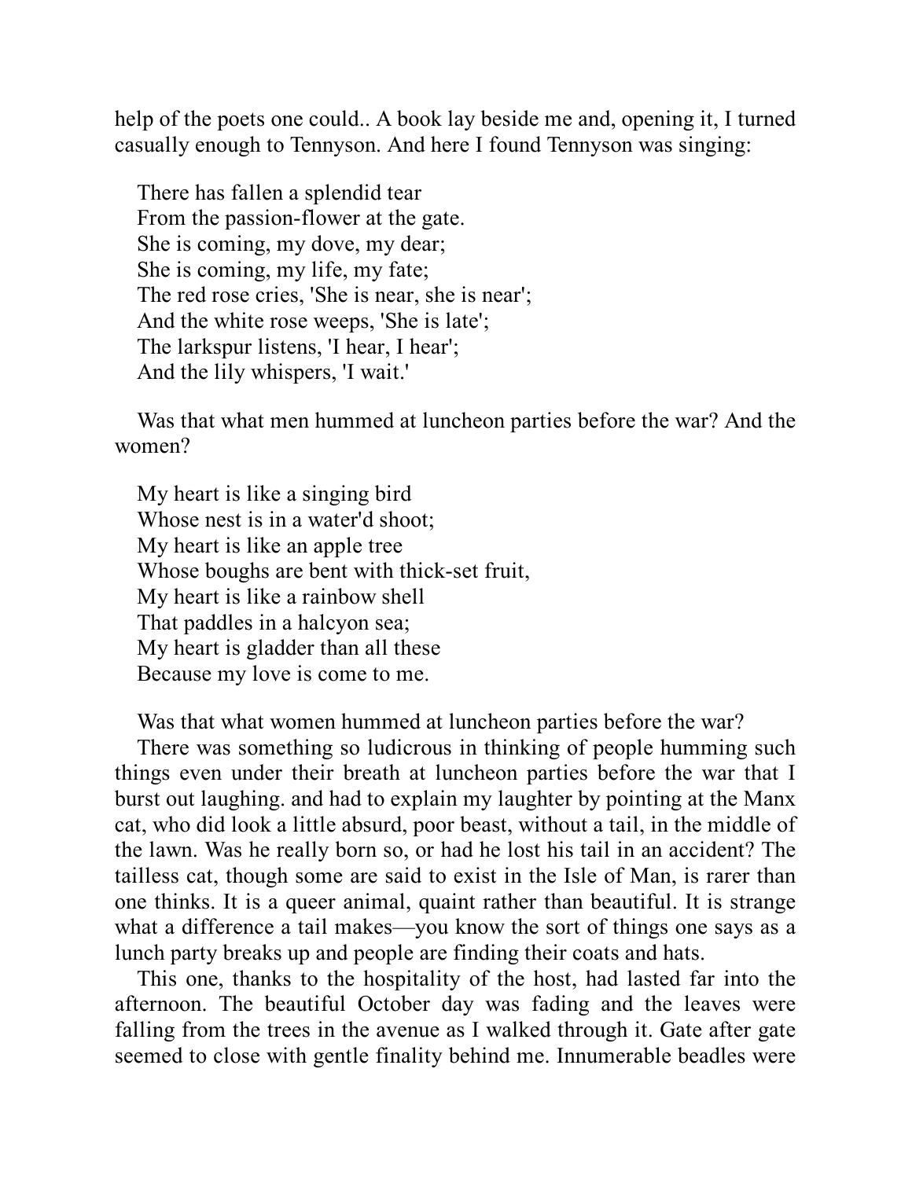help of the poets one could.. A book lay beside me and, opening it, I turned casually enough to Tennyson. And here I found Tennyson was singing:

> There has fallen a splendid tear  
> From the passion-flower at the gate.  
> She is coming, my dove, my dear;  
> She is coming, my life, my fate;  
> The red rose cries, 'She is near, she is near';  
> And the white rose weeps, 'She is late';  
> The larkspur listens, 'I hear, I hear';  
> And the lily whispers, 'I wait.'

Was that what men hummed at luncheon parties before the war? And the women?

> My heart is like a singing bird  
> Whose nest is in a water'd shoot;  
> My heart is like an apple tree  
> Whose boughs are bent with thick-set fruit,  
> My heart is like a rainbow shell  
> That paddles in a halcyon sea;  
> My heart is gladder than all these  
> Because my love is come to me.

Was that what women hummed at luncheon parties before the war?

There was something so ludicrous in thinking of people humming such things even under their breath at luncheon parties before the war that I burst out laughing. and had to explain my laughter by pointing at the Manx cat, who did look a little absurd, poor beast, without a tail, in the middle of the lawn. Was he really born so, or had he lost his tail in an accident? The tailless cat, though some are said to exist in the Isle of Man, is rarer than one thinks. It is a queer animal, quaint rather than beautiful. It is strange what a difference a tail makes—you know the sort of things one says as a lunch party breaks up and people are finding their coats and hats.

This one, thanks to the hospitality of the host, had lasted far into the afternoon. The beautiful October day was fading and the leaves were falling from the trees in the avenue as I walked through it. Gate after gate seemed to close with gentle finality behind me. Innumerable beadles were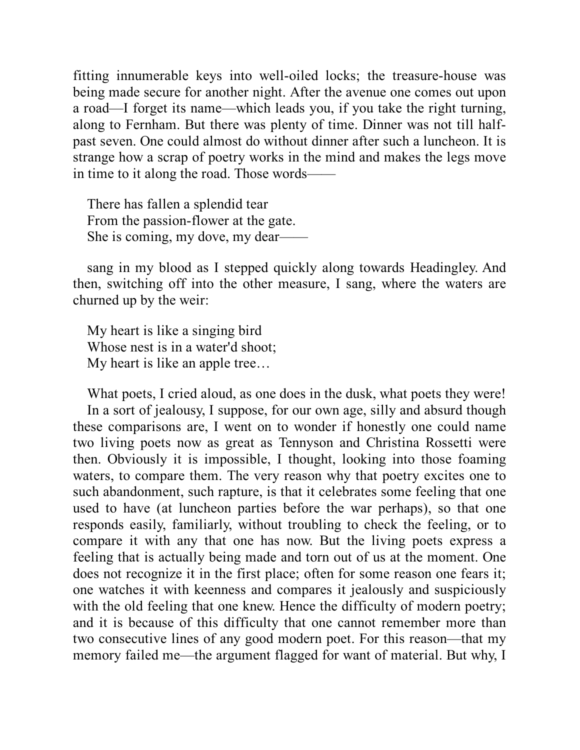fitting innumerable keys into well-oiled locks; the treasure-house was being made secure for another night. After the avenue one comes out upon a road—I forget its name—which leads you, if you take the right turning, along to Fernham. But there was plenty of time. Dinner was not till half-past seven. One could almost do without dinner after such a luncheon. It is strange how a scrap of poetry works in the mind and makes the legs move in time to it along the road. Those words——

> There has fallen a splendid tear
> From the passion-flower at the gate.
> She is coming, my dove, my dear——

sang in my blood as I stepped quickly along towards Headingley. And then, switching off into the other measure, I sang, where the waters are churned up by the weir:

> My heart is like a singing bird
> Whose nest is in a water'd shoot;
> My heart is like an apple tree…

What poets, I cried aloud, as one does in the dusk, what poets they were!

In a sort of jealousy, I suppose, for our own age, silly and absurd though these comparisons are, I went on to wonder if honestly one could name two living poets now as great as Tennyson and Christina Rossetti were then. Obviously it is impossible, I thought, looking into those foaming waters, to compare them. The very reason why that poetry excites one to such abandonment, such rapture, is that it celebrates some feeling that one used to have (at luncheon parties before the war perhaps), so that one responds easily, familiarly, without troubling to check the feeling, or to compare it with any that one has now. But the living poets express a feeling that is actually being made and torn out of us at the moment. One does not recognize it in the first place; often for some reason one fears it; one watches it with keenness and compares it jealously and suspiciously with the old feeling that one knew. Hence the difficulty of modern poetry; and it is because of this difficulty that one cannot remember more than two consecutive lines of any good modern poet. For this reason—that my memory failed me—the argument flagged for want of material. But why, I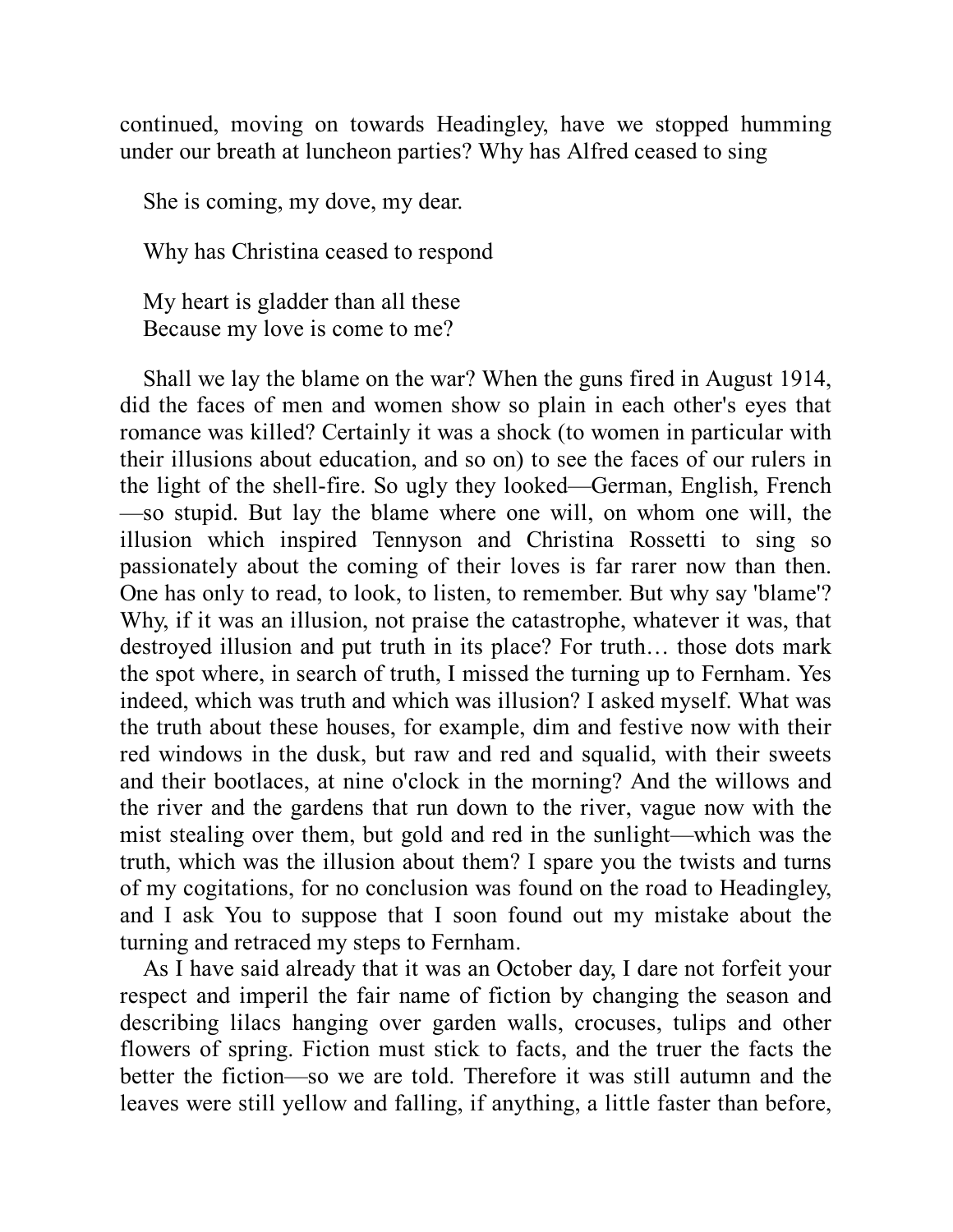continued, moving on towards Headingley, have we stopped humming under our breath at luncheon parties? Why has Alfred ceased to sing

She is coming, my dove, my dear.

Why has Christina ceased to respond

My heart is gladder than all these
Because my love is come to me?

Shall we lay the blame on the war? When the guns fired in August 1914, did the faces of men and women show so plain in each other's eyes that romance was killed? Certainly it was a shock (to women in particular with their illusions about education, and so on) to see the faces of our rulers in the light of the shell-fire. So ugly they looked—German, English, French—so stupid. But lay the blame where one will, on whom one will, the illusion which inspired Tennyson and Christina Rossetti to sing so passionately about the coming of their loves is far rarer now than then. One has only to read, to look, to listen, to remember. But why say 'blame'? Why, if it was an illusion, not praise the catastrophe, whatever it was, that destroyed illusion and put truth in its place? For truth… those dots mark the spot where, in search of truth, I missed the turning up to Fernham. Yes indeed, which was truth and which was illusion? I asked myself. What was the truth about these houses, for example, dim and festive now with their red windows in the dusk, but raw and red and squalid, with their sweets and their bootlaces, at nine o'clock in the morning? And the willows and the river and the gardens that run down to the river, vague now with the mist stealing over them, but gold and red in the sunlight—which was the truth, which was the illusion about them? I spare you the twists and turns of my cogitations, for no conclusion was found on the road to Headingley, and I ask You to suppose that I soon found out my mistake about the turning and retraced my steps to Fernham.

As I have said already that it was an October day, I dare not forfeit your respect and imperil the fair name of fiction by changing the season and describing lilacs hanging over garden walls, crocuses, tulips and other flowers of spring. Fiction must stick to facts, and the truer the facts the better the fiction—so we are told. Therefore it was still autumn and the leaves were still yellow and falling, if anything, a little faster than before,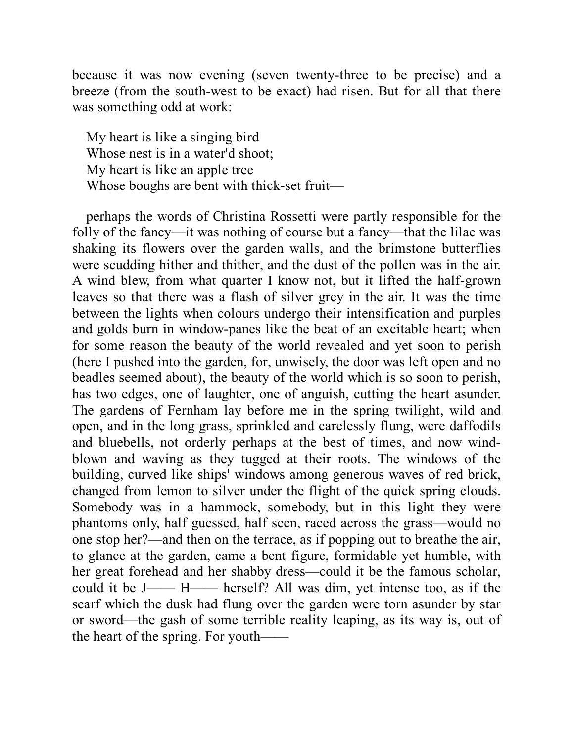because it was now evening (seven twenty-three to be precise) and a breeze (from the south-west to be exact) had risen. But for all that there was something odd at work:

> My heart is like a singing bird  
> Whose nest is in a water'd shoot;  
> My heart is like an apple tree  
> Whose boughs are bent with thick-set fruit—

perhaps the words of Christina Rossetti were partly responsible for the folly of the fancy—it was nothing of course but a fancy—that the lilac was shaking its flowers over the garden walls, and the brimstone butterflies were scudding hither and thither, and the dust of the pollen was in the air. A wind blew, from what quarter I know not, but it lifted the half-grown leaves so that there was a flash of silver grey in the air. It was the time between the lights when colours undergo their intensification and purples and golds burn in window-panes like the beat of an excitable heart; when for some reason the beauty of the world revealed and yet soon to perish (here I pushed into the garden, for, unwisely, the door was left open and no beadles seemed about), the beauty of the world which is so soon to perish, has two edges, one of laughter, one of anguish, cutting the heart asunder. The gardens of Fernham lay before me in the spring twilight, wild and open, and in the long grass, sprinkled and carelessly flung, were daffodils and bluebells, not orderly perhaps at the best of times, and now wind-blown and waving as they tugged at their roots. The windows of the building, curved like ships' windows among generous waves of red brick, changed from lemon to silver under the flight of the quick spring clouds. Somebody was in a hammock, somebody, but in this light they were phantoms only, half guessed, half seen, raced across the grass—would no one stop her?—and then on the terrace, as if popping out to breathe the air, to glance at the garden, came a bent figure, formidable yet humble, with her great forehead and her shabby dress—could it be the famous scholar, could it be J—— H—— herself? All was dim, yet intense too, as if the scarf which the dusk had flung over the garden were torn asunder by star or sword—the gash of some terrible reality leaping, as its way is, out of the heart of the spring. For youth——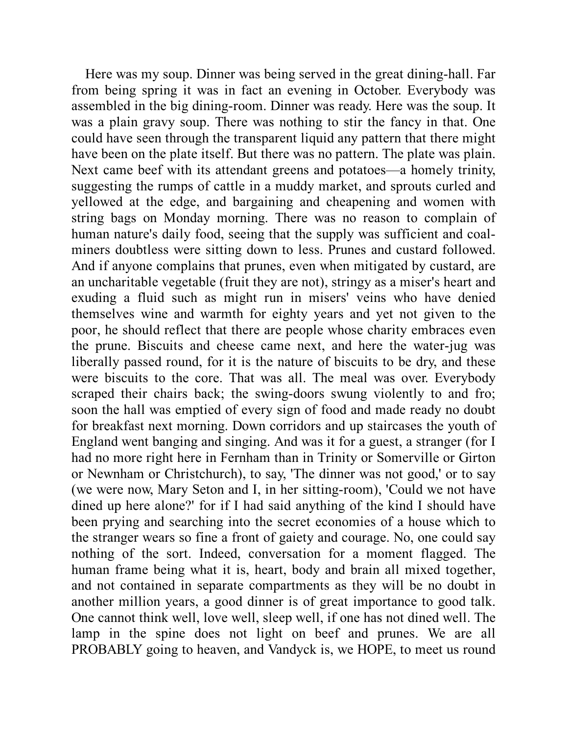Here was my soup. Dinner was being served in the great dining-hall. Far from being spring it was in fact an evening in October. Everybody was assembled in the big dining-room. Dinner was ready. Here was the soup. It was a plain gravy soup. There was nothing to stir the fancy in that. One could have seen through the transparent liquid any pattern that there might have been on the plate itself. But there was no pattern. The plate was plain. Next came beef with its attendant greens and potatoes—a homely trinity, suggesting the rumps of cattle in a muddy market, and sprouts curled and yellowed at the edge, and bargaining and cheapening and women with string bags on Monday morning. There was no reason to complain of human nature's daily food, seeing that the supply was sufficient and coal-miners doubtless were sitting down to less. Prunes and custard followed. And if anyone complains that prunes, even when mitigated by custard, are an uncharitable vegetable (fruit they are not), stringy as a miser's heart and exuding a fluid such as might run in misers' veins who have denied themselves wine and warmth for eighty years and yet not given to the poor, he should reflect that there are people whose charity embraces even the prune. Biscuits and cheese came next, and here the water-jug was liberally passed round, for it is the nature of biscuits to be dry, and these were biscuits to the core. That was all. The meal was over. Everybody scraped their chairs back; the swing-doors swung violently to and fro; soon the hall was emptied of every sign of food and made ready no doubt for breakfast next morning. Down corridors and up staircases the youth of England went banging and singing. And was it for a guest, a stranger (for I had no more right here in Fernham than in Trinity or Somerville or Girton or Newnham or Christchurch), to say, 'The dinner was not good,' or to say (we were now, Mary Seton and I, in her sitting-room), 'Could we not have dined up here alone?' for if I had said anything of the kind I should have been prying and searching into the secret economies of a house which to the stranger wears so fine a front of gaiety and courage. No, one could say nothing of the sort. Indeed, conversation for a moment flagged. The human frame being what it is, heart, body and brain all mixed together, and not contained in separate compartments as they will be no doubt in another million years, a good dinner is of great importance to good talk. One cannot think well, love well, sleep well, if one has not dined well. The lamp in the spine does not light on beef and prunes. We are all PROBABLY going to heaven, and Vandyck is, we HOPE, to meet us round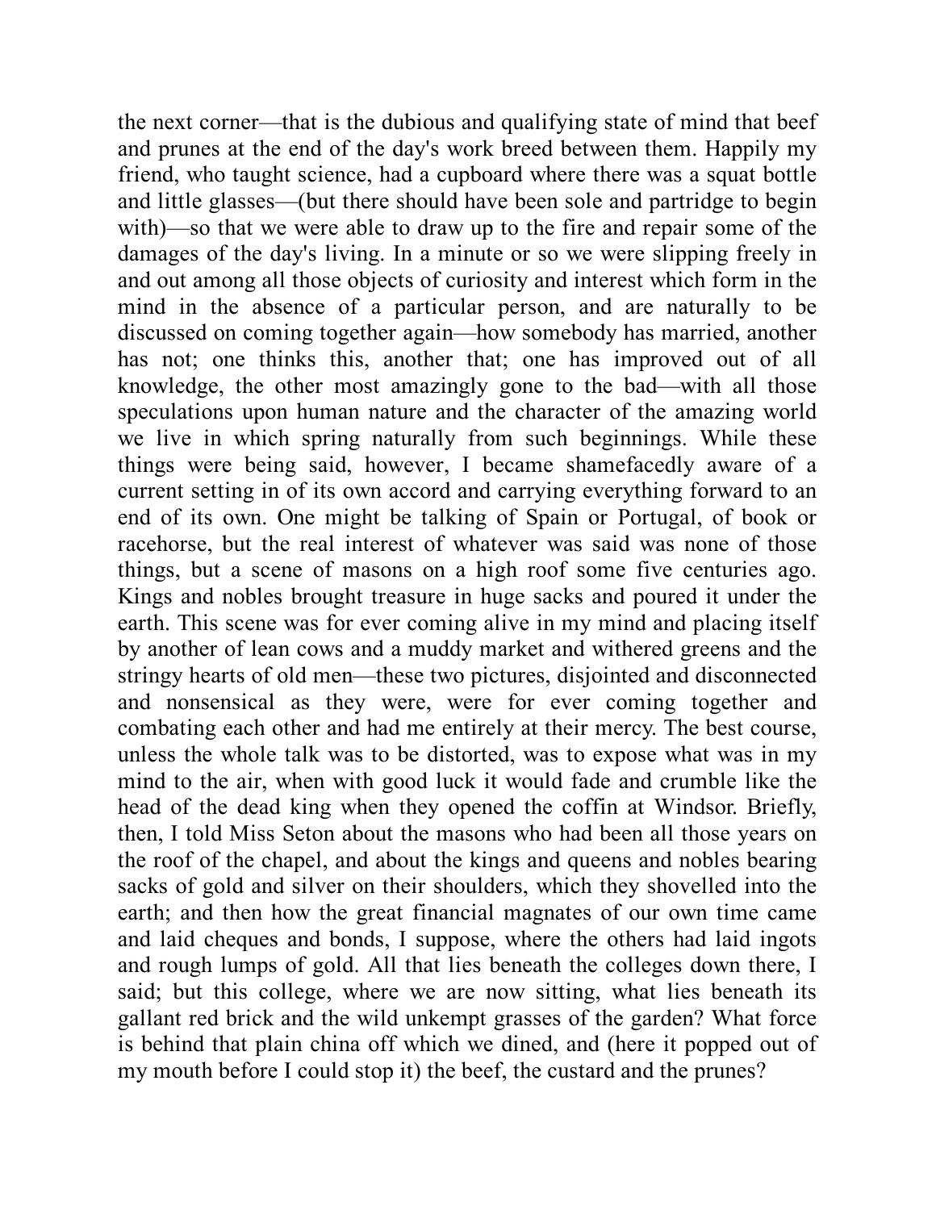the next corner—that is the dubious and qualifying state of mind that beef and prunes at the end of the day's work breed between them. Happily my friend, who taught science, had a cupboard where there was a squat bottle and little glasses—(but there should have been sole and partridge to begin with)—so that we were able to draw up to the fire and repair some of the damages of the day's living. In a minute or so we were slipping freely in and out among all those objects of curiosity and interest which form in the mind in the absence of a particular person, and are naturally to be discussed on coming together again—how somebody has married, another has not; one thinks this, another that; one has improved out of all knowledge, the other most amazingly gone to the bad—with all those speculations upon human nature and the character of the amazing world we live in which spring naturally from such beginnings. While these things were being said, however, I became shamefacedly aware of a current setting in of its own accord and carrying everything forward to an end of its own. One might be talking of Spain or Portugal, of book or racehorse, but the real interest of whatever was said was none of those things, but a scene of masons on a high roof some five centuries ago. Kings and nobles brought treasure in huge sacks and poured it under the earth. This scene was for ever coming alive in my mind and placing itself by another of lean cows and a muddy market and withered greens and the stringy hearts of old men—these two pictures, disjointed and disconnected and nonsensical as they were, were for ever coming together and combating each other and had me entirely at their mercy. The best course, unless the whole talk was to be distorted, was to expose what was in my mind to the air, when with good luck it would fade and crumble like the head of the dead king when they opened the coffin at Windsor. Briefly, then, I told Miss Seton about the masons who had been all those years on the roof of the chapel, and about the kings and queens and nobles bearing sacks of gold and silver on their shoulders, which they shovelled into the earth; and then how the great financial magnates of our own time came and laid cheques and bonds, I suppose, where the others had laid ingots and rough lumps of gold. All that lies beneath the colleges down there, I said; but this college, where we are now sitting, what lies beneath its gallant red brick and the wild unkempt grasses of the garden? What force is behind that plain china off which we dined, and (here it popped out of my mouth before I could stop it) the beef, the custard and the prunes?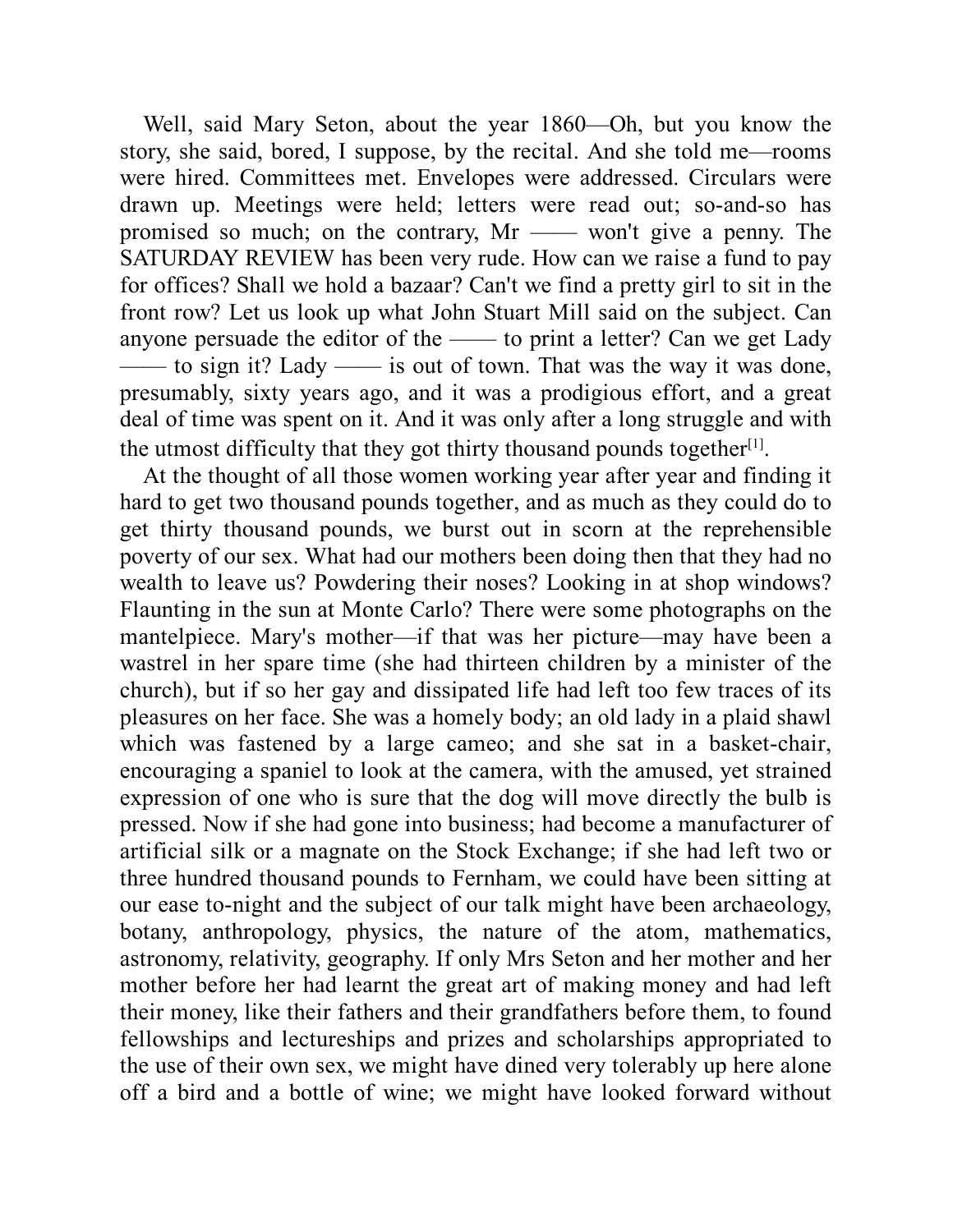Well, said Mary Seton, about the year 1860—Oh, but you know the story, she said, bored, I suppose, by the recital. And she told me—rooms were hired. Committees met. Envelopes were addressed. Circulars were drawn up. Meetings were held; letters were read out; so-and-so has promised so much; on the contrary, Mr —— won't give a penny. The SATURDAY REVIEW has been very rude. How can we raise a fund to pay for offices? Shall we hold a bazaar? Can't we find a pretty girl to sit in the front row? Let us look up what John Stuart Mill said on the subject. Can anyone persuade the editor of the —— to print a letter? Can we get Lady —— to sign it? Lady —— is out of town. That was the way it was done, presumably, sixty years ago, and it was a prodigious effort, and a great deal of time was spent on it. And it was only after a long struggle and with the utmost difficulty that they got thirty thousand pounds together[1].

At the thought of all those women working year after year and finding it hard to get two thousand pounds together, and as much as they could do to get thirty thousand pounds, we burst out in scorn at the reprehensible poverty of our sex. What had our mothers been doing then that they had no wealth to leave us? Powdering their noses? Looking in at shop windows? Flaunting in the sun at Monte Carlo? There were some photographs on the mantelpiece. Mary's mother—if that was her picture—may have been a wastrel in her spare time (she had thirteen children by a minister of the church), but if so her gay and dissipated life had left too few traces of its pleasures on her face. She was a homely body; an old lady in a plaid shawl which was fastened by a large cameo; and she sat in a basket-chair, encouraging a spaniel to look at the camera, with the amused, yet strained expression of one who is sure that the dog will move directly the bulb is pressed. Now if she had gone into business; had become a manufacturer of artificial silk or a magnate on the Stock Exchange; if she had left two or three hundred thousand pounds to Fernham, we could have been sitting at our ease to-night and the subject of our talk might have been archaeology, botany, anthropology, physics, the nature of the atom, mathematics, astronomy, relativity, geography. If only Mrs Seton and her mother and her mother before her had learnt the great art of making money and had left their money, like their fathers and their grandfathers before them, to found fellowships and lectureships and prizes and scholarships appropriated to the use of their own sex, we might have dined very tolerably up here alone off a bird and a bottle of wine; we might have looked forward without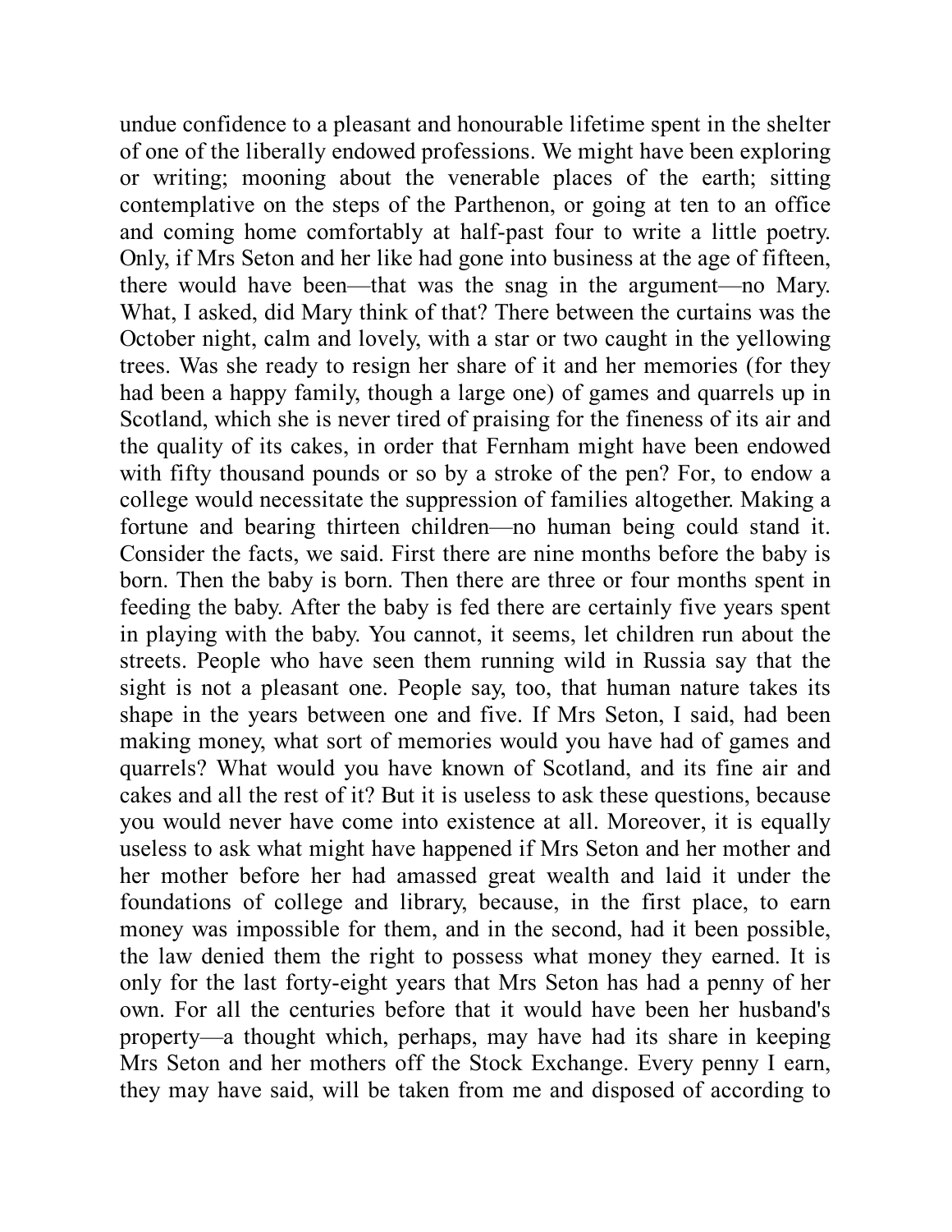undue confidence to a pleasant and honourable lifetime spent in the shelter of one of the liberally endowed professions. We might have been exploring or writing; mooning about the venerable places of the earth; sitting contemplative on the steps of the Parthenon, or going at ten to an office and coming home comfortably at half-past four to write a little poetry. Only, if Mrs Seton and her like had gone into business at the age of fifteen, there would have been—that was the snag in the argument—no Mary. What, I asked, did Mary think of that? There between the curtains was the October night, calm and lovely, with a star or two caught in the yellowing trees. Was she ready to resign her share of it and her memories (for they had been a happy family, though a large one) of games and quarrels up in Scotland, which she is never tired of praising for the fineness of its air and the quality of its cakes, in order that Fernham might have been endowed with fifty thousand pounds or so by a stroke of the pen? For, to endow a college would necessitate the suppression of families altogether. Making a fortune and bearing thirteen children—no human being could stand it. Consider the facts, we said. First there are nine months before the baby is born. Then the baby is born. Then there are three or four months spent in feeding the baby. After the baby is fed there are certainly five years spent in playing with the baby. You cannot, it seems, let children run about the streets. People who have seen them running wild in Russia say that the sight is not a pleasant one. People say, too, that human nature takes its shape in the years between one and five. If Mrs Seton, I said, had been making money, what sort of memories would you have had of games and quarrels? What would you have known of Scotland, and its fine air and cakes and all the rest of it? But it is useless to ask these questions, because you would never have come into existence at all. Moreover, it is equally useless to ask what might have happened if Mrs Seton and her mother and her mother before her had amassed great wealth and laid it under the foundations of college and library, because, in the first place, to earn money was impossible for them, and in the second, had it been possible, the law denied them the right to possess what money they earned. It is only for the last forty-eight years that Mrs Seton has had a penny of her own. For all the centuries before that it would have been her husband's property—a thought which, perhaps, may have had its share in keeping Mrs Seton and her mothers off the Stock Exchange. Every penny I earn, they may have said, will be taken from me and disposed of according to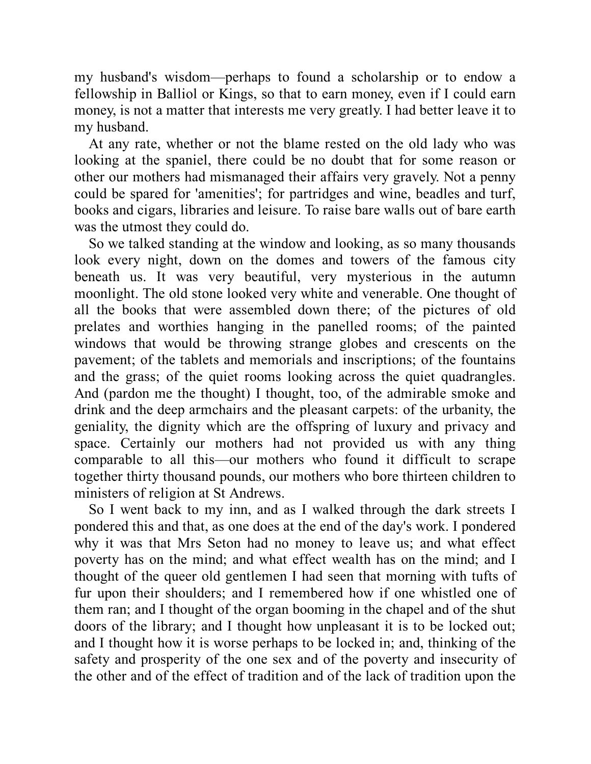my husband's wisdom—perhaps to found a scholarship or to endow a fellowship in Balliol or Kings, so that to earn money, even if I could earn money, is not a matter that interests me very greatly. I had better leave it to my husband.

At any rate, whether or not the blame rested on the old lady who was looking at the spaniel, there could be no doubt that for some reason or other our mothers had mismanaged their affairs very gravely. Not a penny could be spared for 'amenities'; for partridges and wine, beadles and turf, books and cigars, libraries and leisure. To raise bare walls out of bare earth was the utmost they could do.

So we talked standing at the window and looking, as so many thousands look every night, down on the domes and towers of the famous city beneath us. It was very beautiful, very mysterious in the autumn moonlight. The old stone looked very white and venerable. One thought of all the books that were assembled down there; of the pictures of old prelates and worthies hanging in the panelled rooms; of the painted windows that would be throwing strange globes and crescents on the pavement; of the tablets and memorials and inscriptions; of the fountains and the grass; of the quiet rooms looking across the quiet quadrangles. And (pardon me the thought) I thought, too, of the admirable smoke and drink and the deep armchairs and the pleasant carpets: of the urbanity, the geniality, the dignity which are the offspring of luxury and privacy and space. Certainly our mothers had not provided us with any thing comparable to all this—our mothers who found it difficult to scrape together thirty thousand pounds, our mothers who bore thirteen children to ministers of religion at St Andrews.

So I went back to my inn, and as I walked through the dark streets I pondered this and that, as one does at the end of the day's work. I pondered why it was that Mrs Seton had no money to leave us; and what effect poverty has on the mind; and what effect wealth has on the mind; and I thought of the queer old gentlemen I had seen that morning with tufts of fur upon their shoulders; and I remembered how if one whistled one of them ran; and I thought of the organ booming in the chapel and of the shut doors of the library; and I thought how unpleasant it is to be locked out; and I thought how it is worse perhaps to be locked in; and, thinking of the safety and prosperity of the one sex and of the poverty and insecurity of the other and of the effect of tradition and of the lack of tradition upon the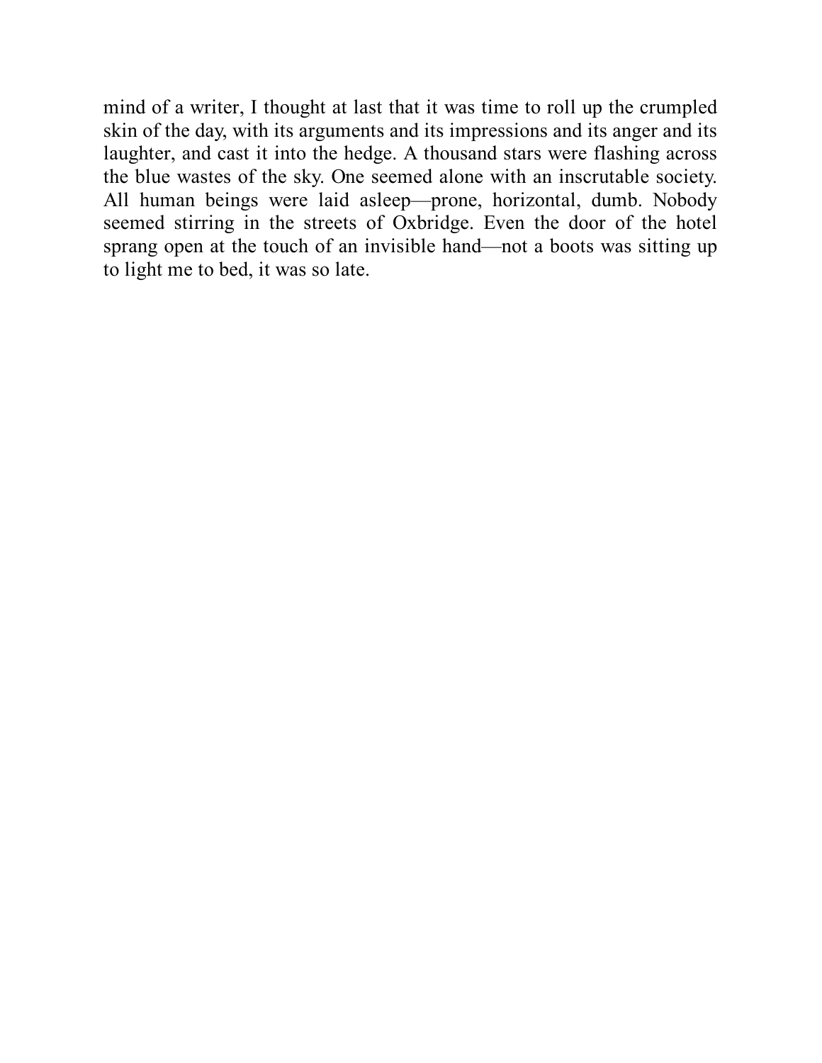mind of a writer, I thought at last that it was time to roll up the crumpled skin of the day, with its arguments and its impressions and its anger and its laughter, and cast it into the hedge. A thousand stars were flashing across the blue wastes of the sky. One seemed alone with an inscrutable society. All human beings were laid asleep—prone, horizontal, dumb. Nobody seemed stirring in the streets of Oxbridge. Even the door of the hotel sprang open at the touch of an invisible hand—not a boots was sitting up to light me to bed, it was so late.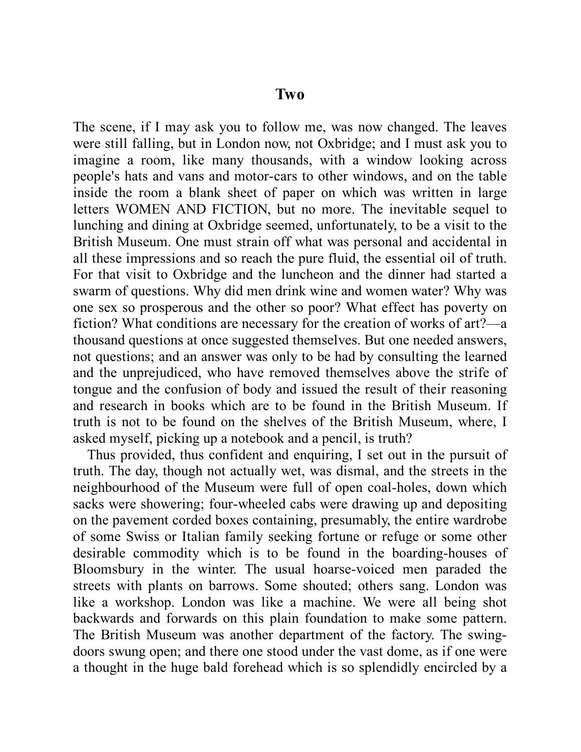## Two

The scene, if I may ask you to follow me, was now changed. The leaves were still falling, but in London now, not Oxbridge; and I must ask you to imagine a room, like many thousands, with a window looking across people's hats and vans and motor-cars to other windows, and on the table inside the room a blank sheet of paper on which was written in large letters WOMEN AND FICTION, but no more. The inevitable sequel to lunching and dining at Oxbridge seemed, unfortunately, to be a visit to the British Museum. One must strain off what was personal and accidental in all these impressions and so reach the pure fluid, the essential oil of truth. For that visit to Oxbridge and the luncheon and the dinner had started a swarm of questions. Why did men drink wine and women water? Why was one sex so prosperous and the other so poor? What effect has poverty on fiction? What conditions are necessary for the creation of works of art?—a thousand questions at once suggested themselves. But one needed answers, not questions; and an answer was only to be had by consulting the learned and the unprejudiced, who have removed themselves above the strife of tongue and the confusion of body and issued the result of their reasoning and research in books which are to be found in the British Museum. If truth is not to be found on the shelves of the British Museum, where, I asked myself, picking up a notebook and a pencil, is truth?

Thus provided, thus confident and enquiring, I set out in the pursuit of truth. The day, though not actually wet, was dismal, and the streets in the neighbourhood of the Museum were full of open coal-holes, down which sacks were showering; four-wheeled cabs were drawing up and depositing on the pavement corded boxes containing, presumably, the entire wardrobe of some Swiss or Italian family seeking fortune or refuge or some other desirable commodity which is to be found in the boarding-houses of Bloomsbury in the winter. The usual hoarse-voiced men paraded the streets with plants on barrows. Some shouted; others sang. London was like a workshop. London was like a machine. We were all being shot backwards and forwards on this plain foundation to make some pattern. The British Museum was another department of the factory. The swing-doors swung open; and there one stood under the vast dome, as if one were a thought in the huge bald forehead which is so splendidly encircled by a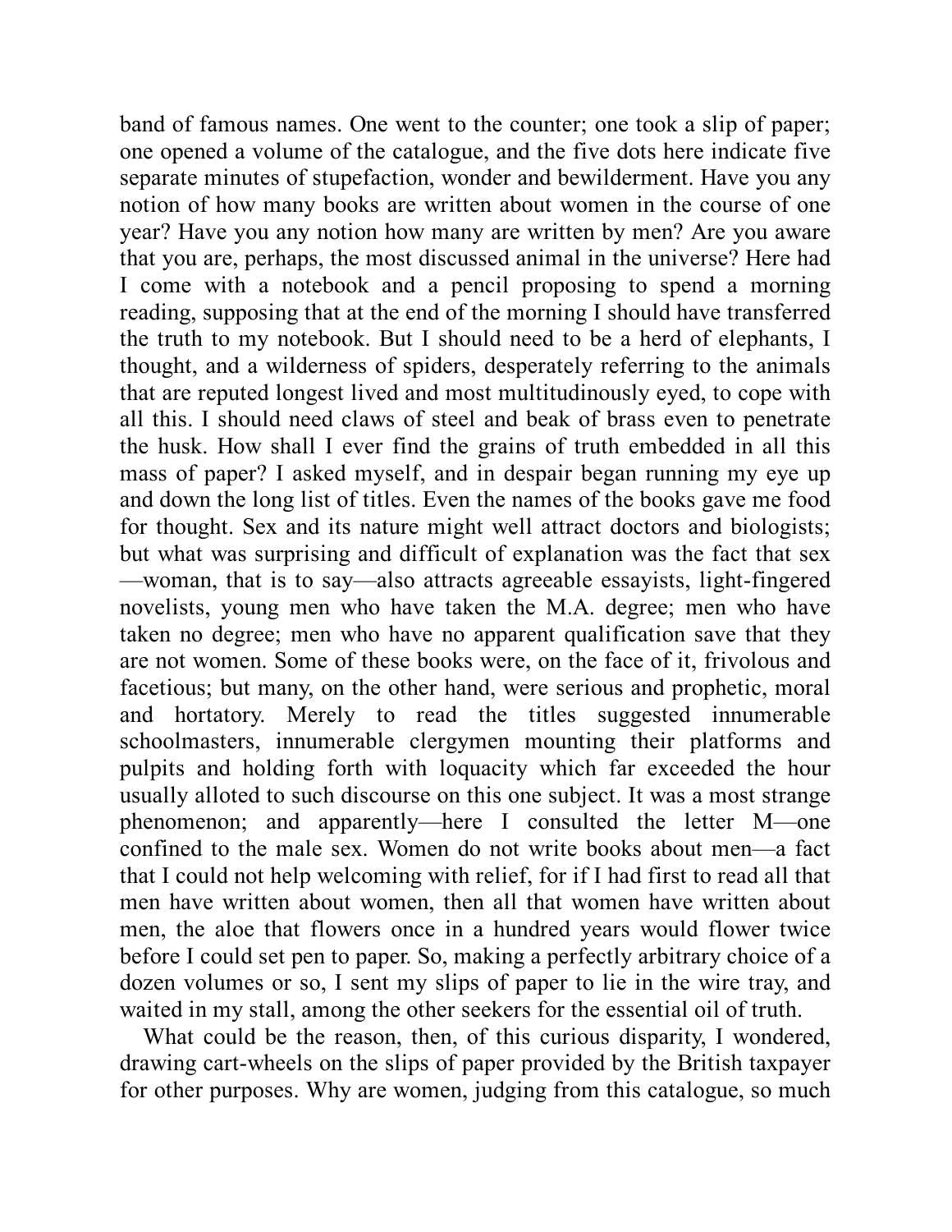band of famous names. One went to the counter; one took a slip of paper; one opened a volume of the catalogue, and the five dots here indicate five separate minutes of stupefaction, wonder and bewilderment. Have you any notion of how many books are written about women in the course of one year? Have you any notion how many are written by men? Are you aware that you are, perhaps, the most discussed animal in the universe? Here had I come with a notebook and a pencil proposing to spend a morning reading, supposing that at the end of the morning I should have transferred the truth to my notebook. But I should need to be a herd of elephants, I thought, and a wilderness of spiders, desperately referring to the animals that are reputed longest lived and most multitudinously eyed, to cope with all this. I should need claws of steel and beak of brass even to penetrate the husk. How shall I ever find the grains of truth embedded in all this mass of paper? I asked myself, and in despair began running my eye up and down the long list of titles. Even the names of the books gave me food for thought. Sex and its nature might well attract doctors and biologists; but what was surprising and difficult of explanation was the fact that sex—woman, that is to say—also attracts agreeable essayists, light-fingered novelists, young men who have taken the M.A. degree; men who have taken no degree; men who have no apparent qualification save that they are not women. Some of these books were, on the face of it, frivolous and facetious; but many, on the other hand, were serious and prophetic, moral and hortatory. Merely to read the titles suggested innumerable schoolmasters, innumerable clergymen mounting their platforms and pulpits and holding forth with loquacity which far exceeded the hour usually alloted to such discourse on this one subject. It was a most strange phenomenon; and apparently—here I consulted the letter M—one confined to the male sex. Women do not write books about men—a fact that I could not help welcoming with relief, for if I had first to read all that men have written about women, then all that women have written about men, the aloe that flowers once in a hundred years would flower twice before I could set pen to paper. So, making a perfectly arbitrary choice of a dozen volumes or so, I sent my slips of paper to lie in the wire tray, and waited in my stall, among the other seekers for the essential oil of truth.

What could be the reason, then, of this curious disparity, I wondered, drawing cart-wheels on the slips of paper provided by the British taxpayer for other purposes. Why are women, judging from this catalogue, so much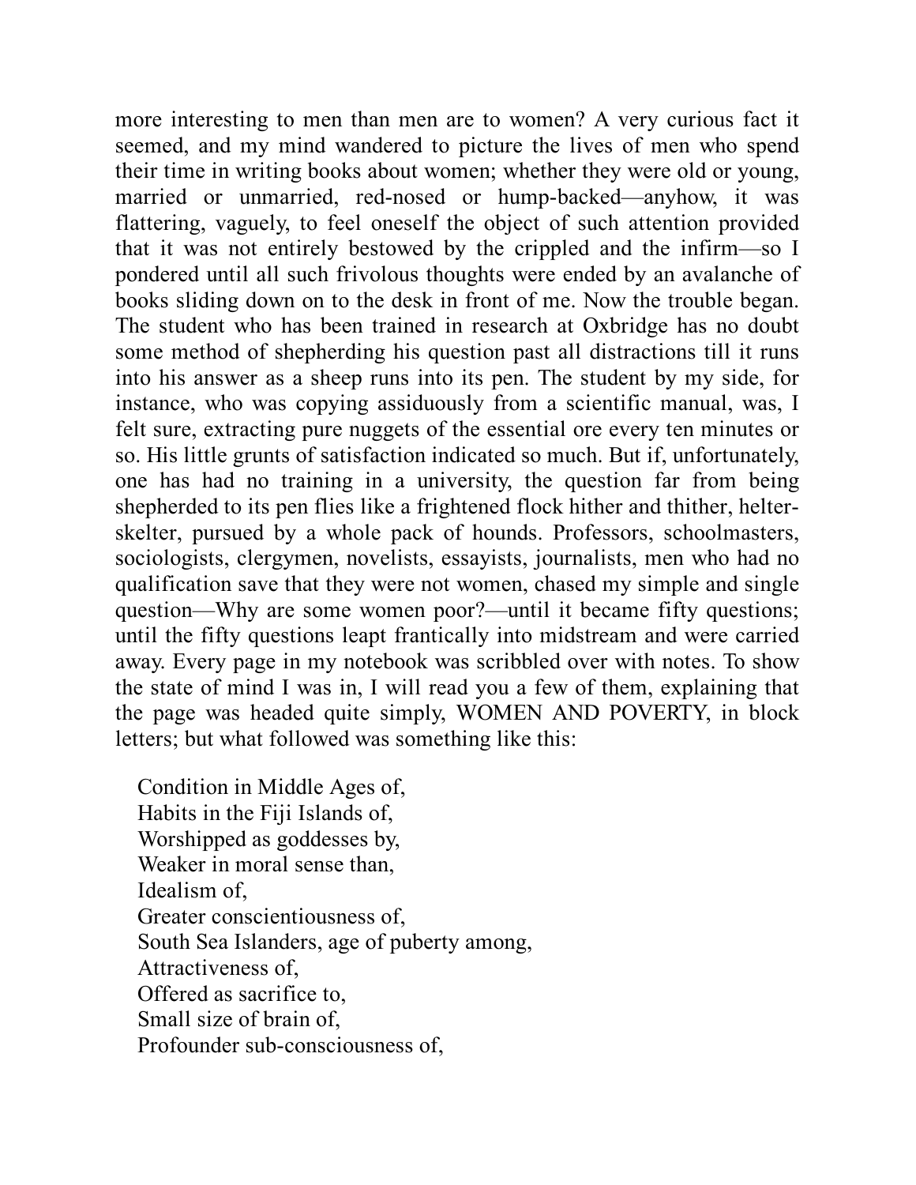more interesting to men than men are to women? A very curious fact it seemed, and my mind wandered to picture the lives of men who spend their time in writing books about women; whether they were old or young, married or unmarried, red-nosed or hump-backed—anyhow, it was flattering, vaguely, to feel oneself the object of such attention provided that it was not entirely bestowed by the crippled and the infirm—so I pondered until all such frivolous thoughts were ended by an avalanche of books sliding down on to the desk in front of me. Now the trouble began. The student who has been trained in research at Oxbridge has no doubt some method of shepherding his question past all distractions till it runs into his answer as a sheep runs into its pen. The student by my side, for instance, who was copying assiduously from a scientific manual, was, I felt sure, extracting pure nuggets of the essential ore every ten minutes or so. His little grunts of satisfaction indicated so much. But if, unfortunately, one has had no training in a university, the question far from being shepherded to its pen flies like a frightened flock hither and thither, helter-skelter, pursued by a whole pack of hounds. Professors, schoolmasters, sociologists, clergymen, novelists, essayists, journalists, men who had no qualification save that they were not women, chased my simple and single question—Why are some women poor?—until it became fifty questions; until the fifty questions leapt frantically into midstream and were carried away. Every page in my notebook was scribbled over with notes. To show the state of mind I was in, I will read you a few of them, explaining that the page was headed quite simply, WOMEN AND POVERTY, in block letters; but what followed was something like this:

Condition in Middle Ages of,  
Habits in the Fiji Islands of,  
Worshipped as goddesses by,  
Weaker in moral sense than,  
Idealism of,  
Greater conscientiousness of,  
South Sea Islanders, age of puberty among,  
Attractiveness of,  
Offered as sacrifice to,  
Small size of brain of,  
Profounder sub-consciousness of,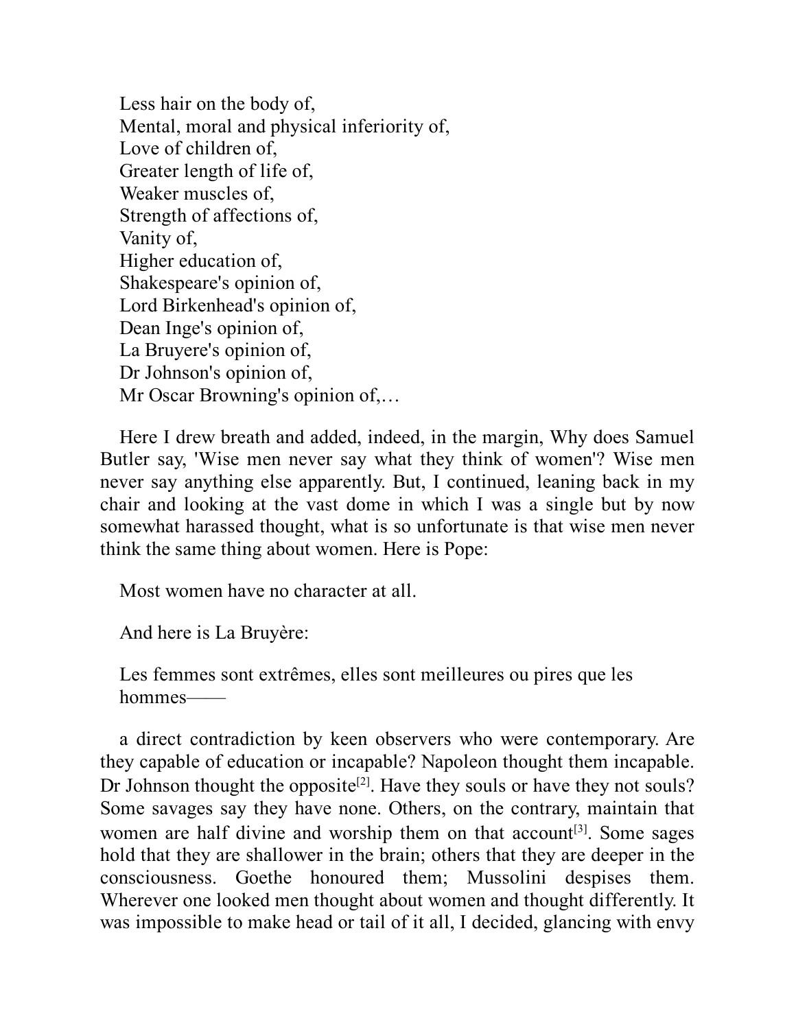Less hair on the body of,  
Mental, moral and physical inferiority of,  
Love of children of,  
Greater length of life of,  
Weaker muscles of,  
Strength of affections of,  
Vanity of,  
Higher education of,  
Shakespeare's opinion of,  
Lord Birkenhead's opinion of,  
Dean Inge's opinion of,  
La Bruyere's opinion of,  
Dr Johnson's opinion of,  
Mr Oscar Browning's opinion of,…

Here I drew breath and added, indeed, in the margin, Why does Samuel Butler say, 'Wise men never say what they think of women'? Wise men never say anything else apparently. But, I continued, leaning back in my chair and looking at the vast dome in which I was a single but by now somewhat harassed thought, what is so unfortunate is that wise men never think the same thing about women. Here is Pope:

Most women have no character at all.

And here is La Bruyère:

Les femmes sont extrêmes, elles sont meilleures ou pires que les hommes——

a direct contradiction by keen observers who were contemporary. Are they capable of education or incapable? Napoleon thought them incapable. Dr Johnson thought the opposite[2]. Have they souls or have they not souls? Some savages say they have none. Others, on the contrary, maintain that women are half divine and worship them on that account[3]. Some sages hold that they are shallower in the brain; others that they are deeper in the consciousness. Goethe honoured them; Mussolini despises them. Wherever one looked men thought about women and thought differently. It was impossible to make head or tail of it all, I decided, glancing with envy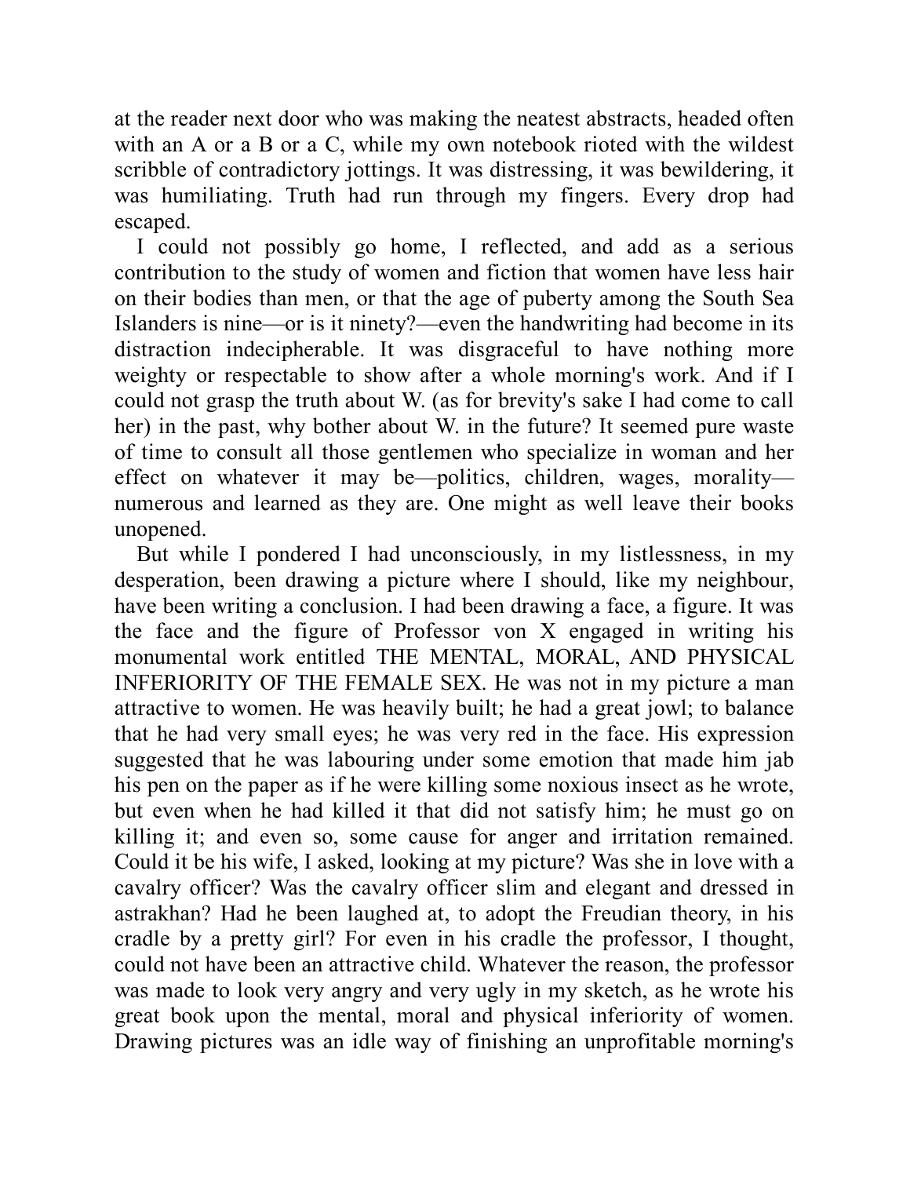at the reader next door who was making the neatest abstracts, headed often with an A or a B or a C, while my own notebook rioted with the wildest scribble of contradictory jottings. It was distressing, it was bewildering, it was humiliating. Truth had run through my fingers. Every drop had escaped.

I could not possibly go home, I reflected, and add as a serious contribution to the study of women and fiction that women have less hair on their bodies than men, or that the age of puberty among the South Sea Islanders is nine—or is it ninety?—even the handwriting had become in its distraction indecipherable. It was disgraceful to have nothing more weighty or respectable to show after a whole morning's work. And if I could not grasp the truth about W. (as for brevity's sake I had come to call her) in the past, why bother about W. in the future? It seemed pure waste of time to consult all those gentlemen who specialize in woman and her effect on whatever it may be—politics, children, wages, morality—numerous and learned as they are. One might as well leave their books unopened.

But while I pondered I had unconsciously, in my listlessness, in my desperation, been drawing a picture where I should, like my neighbour, have been writing a conclusion. I had been drawing a face, a figure. It was the face and the figure of Professor von X engaged in writing his monumental work entitled THE MENTAL, MORAL, AND PHYSICAL INFERIORITY OF THE FEMALE SEX. He was not in my picture a man attractive to women. He was heavily built; he had a great jowl; to balance that he had very small eyes; he was very red in the face. His expression suggested that he was labouring under some emotion that made him jab his pen on the paper as if he were killing some noxious insect as he wrote, but even when he had killed it that did not satisfy him; he must go on killing it; and even so, some cause for anger and irritation remained. Could it be his wife, I asked, looking at my picture? Was she in love with a cavalry officer? Was the cavalry officer slim and elegant and dressed in astrakhan? Had he been laughed at, to adopt the Freudian theory, in his cradle by a pretty girl? For even in his cradle the professor, I thought, could not have been an attractive child. Whatever the reason, the professor was made to look very angry and very ugly in my sketch, as he wrote his great book upon the mental, moral and physical inferiority of women. Drawing pictures was an idle way of finishing an unprofitable morning's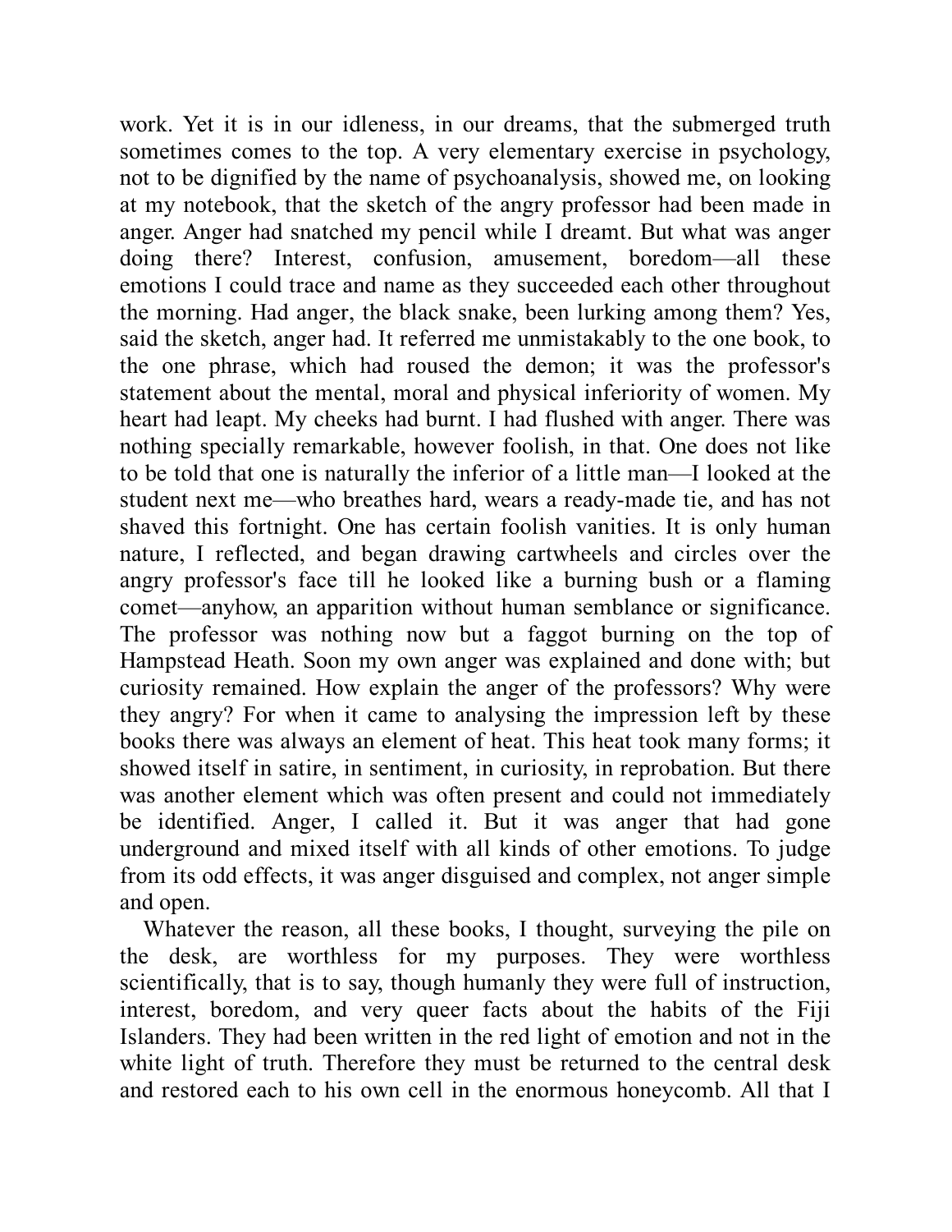work. Yet it is in our idleness, in our dreams, that the submerged truth sometimes comes to the top. A very elementary exercise in psychology, not to be dignified by the name of psychoanalysis, showed me, on looking at my notebook, that the sketch of the angry professor had been made in anger. Anger had snatched my pencil while I dreamt. But what was anger doing there? Interest, confusion, amusement, boredom—all these emotions I could trace and name as they succeeded each other throughout the morning. Had anger, the black snake, been lurking among them? Yes, said the sketch, anger had. It referred me unmistakably to the one book, to the one phrase, which had roused the demon; it was the professor's statement about the mental, moral and physical inferiority of women. My heart had leapt. My cheeks had burnt. I had flushed with anger. There was nothing specially remarkable, however foolish, in that. One does not like to be told that one is naturally the inferior of a little man—I looked at the student next me—who breathes hard, wears a ready-made tie, and has not shaved this fortnight. One has certain foolish vanities. It is only human nature, I reflected, and began drawing cartwheels and circles over the angry professor's face till he looked like a burning bush or a flaming comet—anyhow, an apparition without human semblance or significance. The professor was nothing now but a faggot burning on the top of Hampstead Heath. Soon my own anger was explained and done with; but curiosity remained. How explain the anger of the professors? Why were they angry? For when it came to analysing the impression left by these books there was always an element of heat. This heat took many forms; it showed itself in satire, in sentiment, in curiosity, in reprobation. But there was another element which was often present and could not immediately be identified. Anger, I called it. But it was anger that had gone underground and mixed itself with all kinds of other emotions. To judge from its odd effects, it was anger disguised and complex, not anger simple and open.

Whatever the reason, all these books, I thought, surveying the pile on the desk, are worthless for my purposes. They were worthless scientifically, that is to say, though humanly they were full of instruction, interest, boredom, and very queer facts about the habits of the Fiji Islanders. They had been written in the red light of emotion and not in the white light of truth. Therefore they must be returned to the central desk and restored each to his own cell in the enormous honeycomb. All that I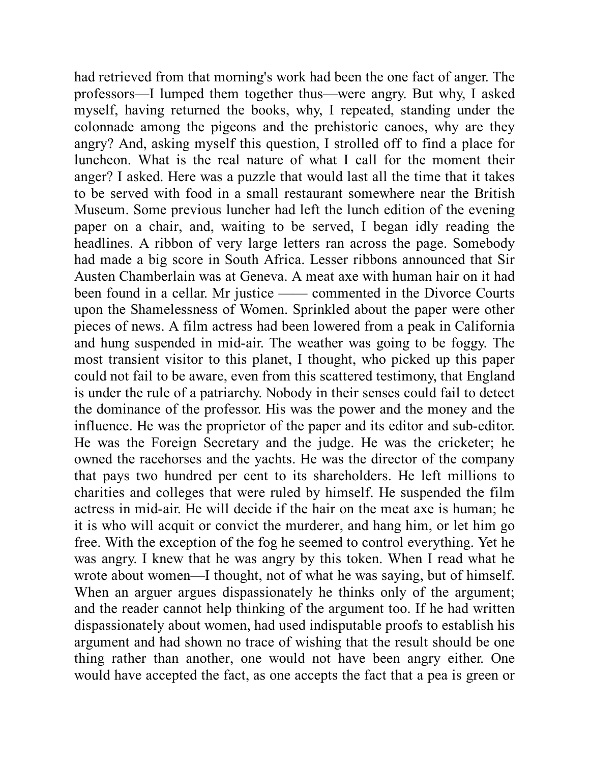had retrieved from that morning's work had been the one fact of anger. The professors—I lumped them together thus—were angry. But why, I asked myself, having returned the books, why, I repeated, standing under the colonnade among the pigeons and the prehistoric canoes, why are they angry? And, asking myself this question, I strolled off to find a place for luncheon. What is the real nature of what I call for the moment their anger? I asked. Here was a puzzle that would last all the time that it takes to be served with food in a small restaurant somewhere near the British Museum. Some previous luncher had left the lunch edition of the evening paper on a chair, and, waiting to be served, I began idly reading the headlines. A ribbon of very large letters ran across the page. Somebody had made a big score in South Africa. Lesser ribbons announced that Sir Austen Chamberlain was at Geneva. A meat axe with human hair on it had been found in a cellar. Mr justice —— commented in the Divorce Courts upon the Shamelessness of Women. Sprinkled about the paper were other pieces of news. A film actress had been lowered from a peak in California and hung suspended in mid-air. The weather was going to be foggy. The most transient visitor to this planet, I thought, who picked up this paper could not fail to be aware, even from this scattered testimony, that England is under the rule of a patriarchy. Nobody in their senses could fail to detect the dominance of the professor. His was the power and the money and the influence. He was the proprietor of the paper and its editor and sub-editor. He was the Foreign Secretary and the judge. He was the cricketer; he owned the racehorses and the yachts. He was the director of the company that pays two hundred per cent to its shareholders. He left millions to charities and colleges that were ruled by himself. He suspended the film actress in mid-air. He will decide if the hair on the meat axe is human; he it is who will acquit or convict the murderer, and hang him, or let him go free. With the exception of the fog he seemed to control everything. Yet he was angry. I knew that he was angry by this token. When I read what he wrote about women—I thought, not of what he was saying, but of himself. When an arguer argues dispassionately he thinks only of the argument; and the reader cannot help thinking of the argument too. If he had written dispassionately about women, had used indisputable proofs to establish his argument and had shown no trace of wishing that the result should be one thing rather than another, one would not have been angry either. One would have accepted the fact, as one accepts the fact that a pea is green or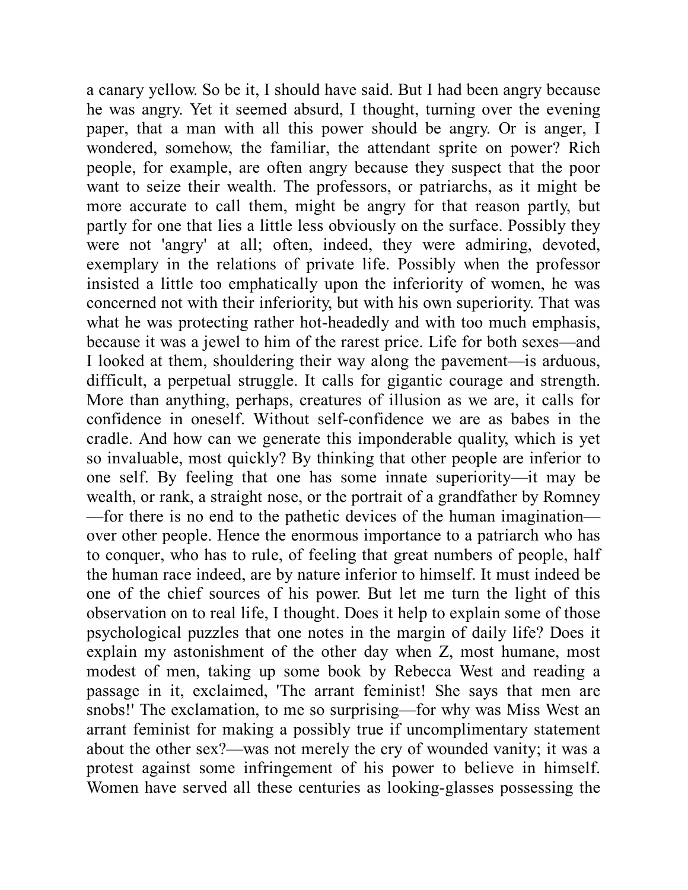a canary yellow. So be it, I should have said. But I had been angry because he was angry. Yet it seemed absurd, I thought, turning over the evening paper, that a man with all this power should be angry. Or is anger, I wondered, somehow, the familiar, the attendant sprite on power? Rich people, for example, are often angry because they suspect that the poor want to seize their wealth. The professors, or patriarchs, as it might be more accurate to call them, might be angry for that reason partly, but partly for one that lies a little less obviously on the surface. Possibly they were not 'angry' at all; often, indeed, they were admiring, devoted, exemplary in the relations of private life. Possibly when the professor insisted a little too emphatically upon the inferiority of women, he was concerned not with their inferiority, but with his own superiority. That was what he was protecting rather hot-headedly and with too much emphasis, because it was a jewel to him of the rarest price. Life for both sexes—and I looked at them, shouldering their way along the pavement—is arduous, difficult, a perpetual struggle. It calls for gigantic courage and strength. More than anything, perhaps, creatures of illusion as we are, it calls for confidence in oneself. Without self-confidence we are as babes in the cradle. And how can we generate this imponderable quality, which is yet so invaluable, most quickly? By thinking that other people are inferior to one self. By feeling that one has some innate superiority—it may be wealth, or rank, a straight nose, or the portrait of a grandfather by Romney—for there is no end to the pathetic devices of the human imagination—over other people. Hence the enormous importance to a patriarch who has to conquer, who has to rule, of feeling that great numbers of people, half the human race indeed, are by nature inferior to himself. It must indeed be one of the chief sources of his power. But let me turn the light of this observation on to real life, I thought. Does it help to explain some of those psychological puzzles that one notes in the margin of daily life? Does it explain my astonishment of the other day when Z, most humane, most modest of men, taking up some book by Rebecca West and reading a passage in it, exclaimed, 'The arrant feminist! She says that men are snobs!' The exclamation, to me so surprising—for why was Miss West an arrant feminist for making a possibly true if uncomplimentary statement about the other sex?—was not merely the cry of wounded vanity; it was a protest against some infringement of his power to believe in himself. Women have served all these centuries as looking-glasses possessing the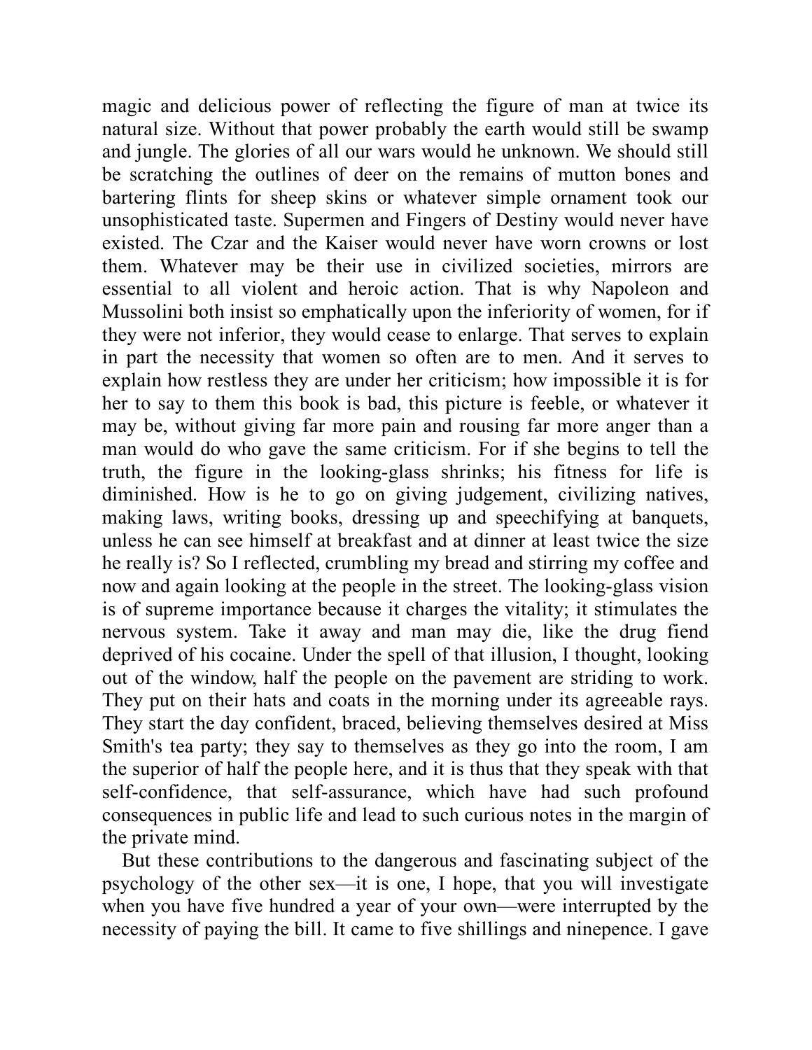magic and delicious power of reflecting the figure of man at twice its natural size. Without that power probably the earth would still be swamp and jungle. The glories of all our wars would he unknown. We should still be scratching the outlines of deer on the remains of mutton bones and bartering flints for sheep skins or whatever simple ornament took our unsophisticated taste. Supermen and Fingers of Destiny would never have existed. The Czar and the Kaiser would never have worn crowns or lost them. Whatever may be their use in civilized societies, mirrors are essential to all violent and heroic action. That is why Napoleon and Mussolini both insist so emphatically upon the inferiority of women, for if they were not inferior, they would cease to enlarge. That serves to explain in part the necessity that women so often are to men. And it serves to explain how restless they are under her criticism; how impossible it is for her to say to them this book is bad, this picture is feeble, or whatever it may be, without giving far more pain and rousing far more anger than a man would do who gave the same criticism. For if she begins to tell the truth, the figure in the looking-glass shrinks; his fitness for life is diminished. How is he to go on giving judgement, civilizing natives, making laws, writing books, dressing up and speechifying at banquets, unless he can see himself at breakfast and at dinner at least twice the size he really is? So I reflected, crumbling my bread and stirring my coffee and now and again looking at the people in the street. The looking-glass vision is of supreme importance because it charges the vitality; it stimulates the nervous system. Take it away and man may die, like the drug fiend deprived of his cocaine. Under the spell of that illusion, I thought, looking out of the window, half the people on the pavement are striding to work. They put on their hats and coats in the morning under its agreeable rays. They start the day confident, braced, believing themselves desired at Miss Smith's tea party; they say to themselves as they go into the room, I am the superior of half the people here, and it is thus that they speak with that self-confidence, that self-assurance, which have had such profound consequences in public life and lead to such curious notes in the margin of the private mind.

But these contributions to the dangerous and fascinating subject of the psychology of the other sex—it is one, I hope, that you will investigate when you have five hundred a year of your own—were interrupted by the necessity of paying the bill. It came to five shillings and ninepence. I gave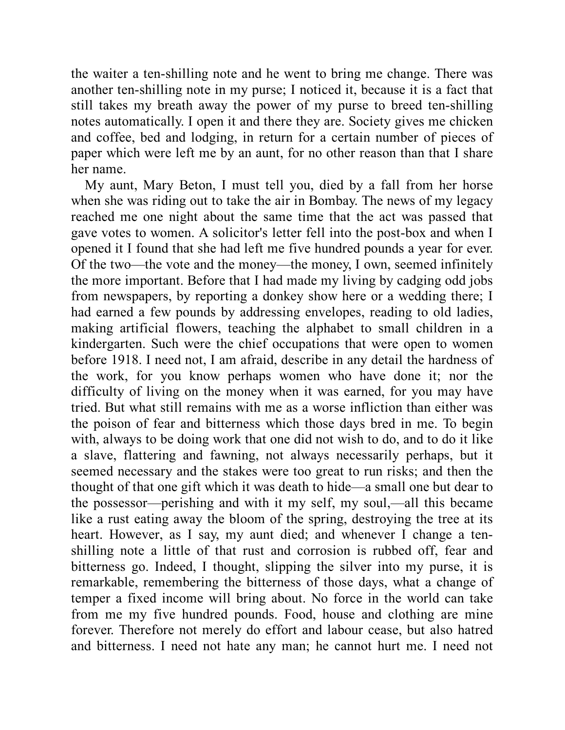the waiter a ten-shilling note and he went to bring me change. There was another ten-shilling note in my purse; I noticed it, because it is a fact that still takes my breath away the power of my purse to breed ten-shilling notes automatically. I open it and there they are. Society gives me chicken and coffee, bed and lodging, in return for a certain number of pieces of paper which were left me by an aunt, for no other reason than that I share her name.

My aunt, Mary Beton, I must tell you, died by a fall from her horse when she was riding out to take the air in Bombay. The news of my legacy reached me one night about the same time that the act was passed that gave votes to women. A solicitor's letter fell into the post-box and when I opened it I found that she had left me five hundred pounds a year for ever. Of the two—the vote and the money—the money, I own, seemed infinitely the more important. Before that I had made my living by cadging odd jobs from newspapers, by reporting a donkey show here or a wedding there; I had earned a few pounds by addressing envelopes, reading to old ladies, making artificial flowers, teaching the alphabet to small children in a kindergarten. Such were the chief occupations that were open to women before 1918. I need not, I am afraid, describe in any detail the hardness of the work, for you know perhaps women who have done it; nor the difficulty of living on the money when it was earned, for you may have tried. But what still remains with me as a worse infliction than either was the poison of fear and bitterness which those days bred in me. To begin with, always to be doing work that one did not wish to do, and to do it like a slave, flattering and fawning, not always necessarily perhaps, but it seemed necessary and the stakes were too great to run risks; and then the thought of that one gift which it was death to hide—a small one but dear to the possessor—perishing and with it my self, my soul,—all this became like a rust eating away the bloom of the spring, destroying the tree at its heart. However, as I say, my aunt died; and whenever I change a ten-shilling note a little of that rust and corrosion is rubbed off, fear and bitterness go. Indeed, I thought, slipping the silver into my purse, it is remarkable, remembering the bitterness of those days, what a change of temper a fixed income will bring about. No force in the world can take from me my five hundred pounds. Food, house and clothing are mine forever. Therefore not merely do effort and labour cease, but also hatred and bitterness. I need not hate any man; he cannot hurt me. I need not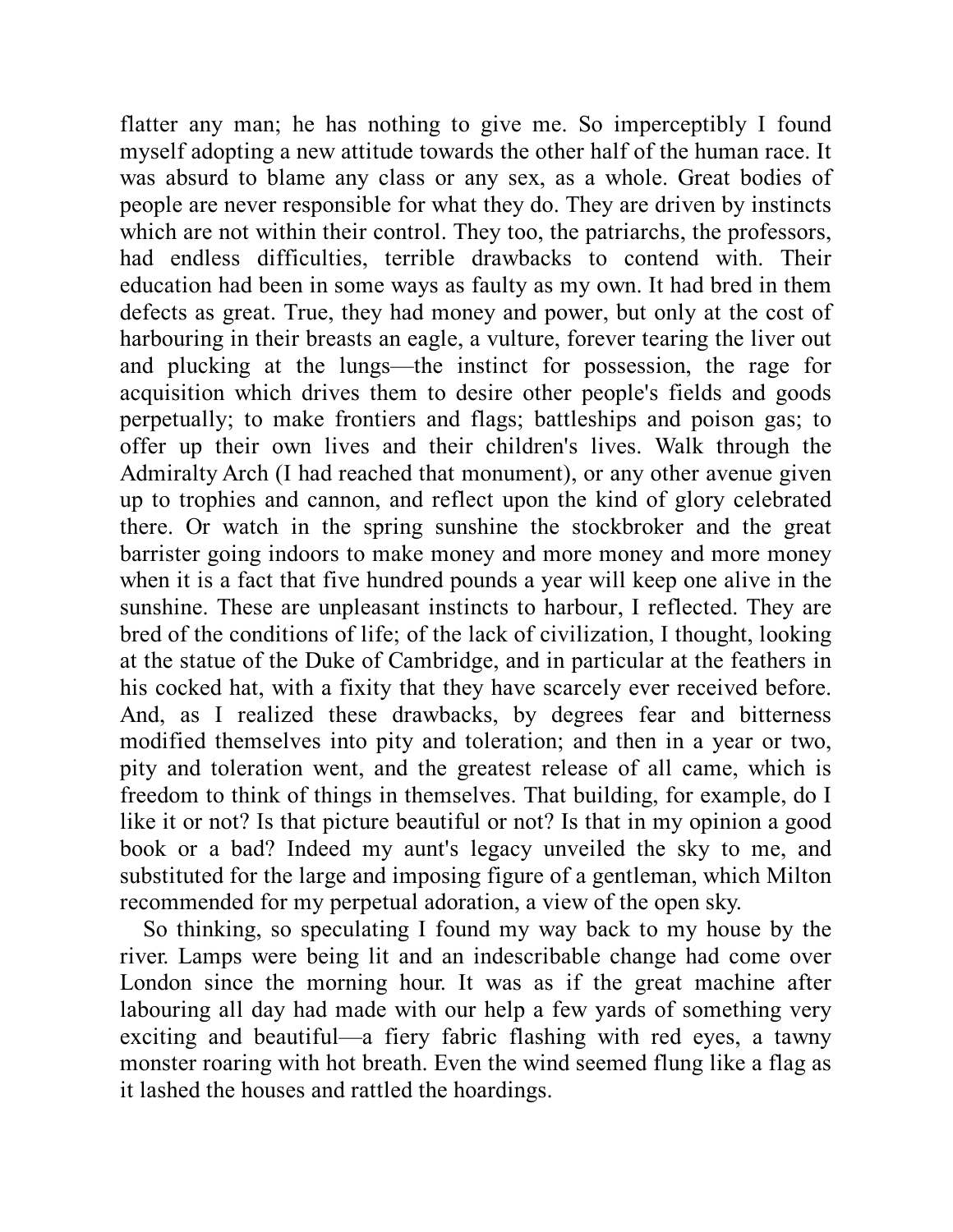flatter any man; he has nothing to give me. So imperceptibly I found myself adopting a new attitude towards the other half of the human race. It was absurd to blame any class or any sex, as a whole. Great bodies of people are never responsible for what they do. They are driven by instincts which are not within their control. They too, the patriarchs, the professors, had endless difficulties, terrible drawbacks to contend with. Their education had been in some ways as faulty as my own. It had bred in them defects as great. True, they had money and power, but only at the cost of harbouring in their breasts an eagle, a vulture, forever tearing the liver out and plucking at the lungs—the instinct for possession, the rage for acquisition which drives them to desire other people's fields and goods perpetually; to make frontiers and flags; battleships and poison gas; to offer up their own lives and their children's lives. Walk through the Admiralty Arch (I had reached that monument), or any other avenue given up to trophies and cannon, and reflect upon the kind of glory celebrated there. Or watch in the spring sunshine the stockbroker and the great barrister going indoors to make money and more money and more money when it is a fact that five hundred pounds a year will keep one alive in the sunshine. These are unpleasant instincts to harbour, I reflected. They are bred of the conditions of life; of the lack of civilization, I thought, looking at the statue of the Duke of Cambridge, and in particular at the feathers in his cocked hat, with a fixity that they have scarcely ever received before. And, as I realized these drawbacks, by degrees fear and bitterness modified themselves into pity and toleration; and then in a year or two, pity and toleration went, and the greatest release of all came, which is freedom to think of things in themselves. That building, for example, do I like it or not? Is that picture beautiful or not? Is that in my opinion a good book or a bad? Indeed my aunt's legacy unveiled the sky to me, and substituted for the large and imposing figure of a gentleman, which Milton recommended for my perpetual adoration, a view of the open sky.

So thinking, so speculating I found my way back to my house by the river. Lamps were being lit and an indescribable change had come over London since the morning hour. It was as if the great machine after labouring all day had made with our help a few yards of something very exciting and beautiful—a fiery fabric flashing with red eyes, a tawny monster roaring with hot breath. Even the wind seemed flung like a flag as it lashed the houses and rattled the hoardings.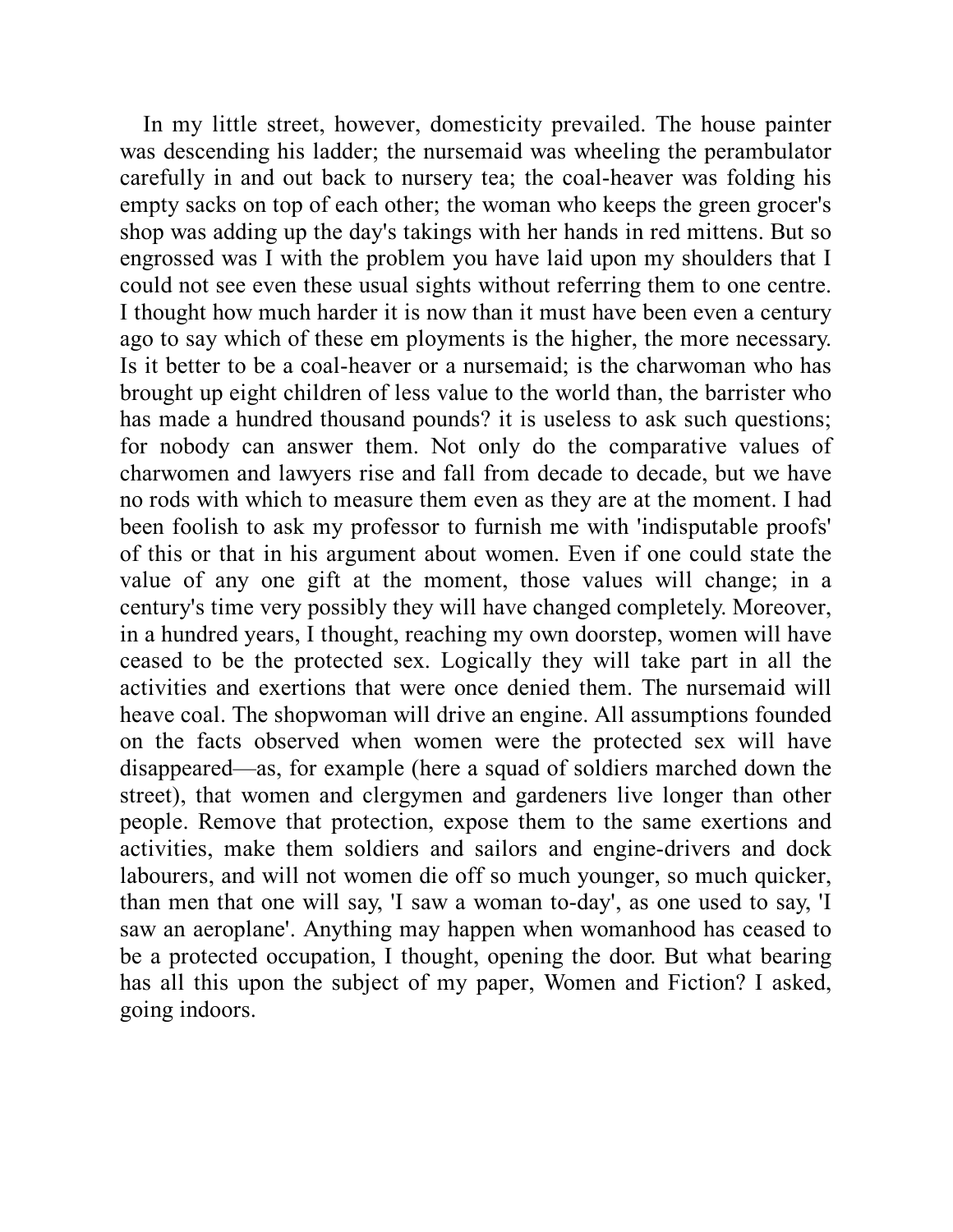In my little street, however, domesticity prevailed. The house painter was descending his ladder; the nursemaid was wheeling the perambulator carefully in and out back to nursery tea; the coal-heaver was folding his empty sacks on top of each other; the woman who keeps the green grocer's shop was adding up the day's takings with her hands in red mittens. But so engrossed was I with the problem you have laid upon my shoulders that I could not see even these usual sights without referring them to one centre. I thought how much harder it is now than it must have been even a century ago to say which of these em ployments is the higher, the more necessary. Is it better to be a coal-heaver or a nursemaid; is the charwoman who has brought up eight children of less value to the world than, the barrister who has made a hundred thousand pounds? it is useless to ask such questions; for nobody can answer them. Not only do the comparative values of charwomen and lawyers rise and fall from decade to decade, but we have no rods with which to measure them even as they are at the moment. I had been foolish to ask my professor to furnish me with 'indisputable proofs' of this or that in his argument about women. Even if one could state the value of any one gift at the moment, those values will change; in a century's time very possibly they will have changed completely. Moreover, in a hundred years, I thought, reaching my own doorstep, women will have ceased to be the protected sex. Logically they will take part in all the activities and exertions that were once denied them. The nursemaid will heave coal. The shopwoman will drive an engine. All assumptions founded on the facts observed when women were the protected sex will have disappeared—as, for example (here a squad of soldiers marched down the street), that women and clergymen and gardeners live longer than other people. Remove that protection, expose them to the same exertions and activities, make them soldiers and sailors and engine-drivers and dock labourers, and will not women die off so much younger, so much quicker, than men that one will say, 'I saw a woman to-day', as one used to say, 'I saw an aeroplane'. Anything may happen when womanhood has ceased to be a protected occupation, I thought, opening the door. But what bearing has all this upon the subject of my paper, Women and Fiction? I asked, going indoors.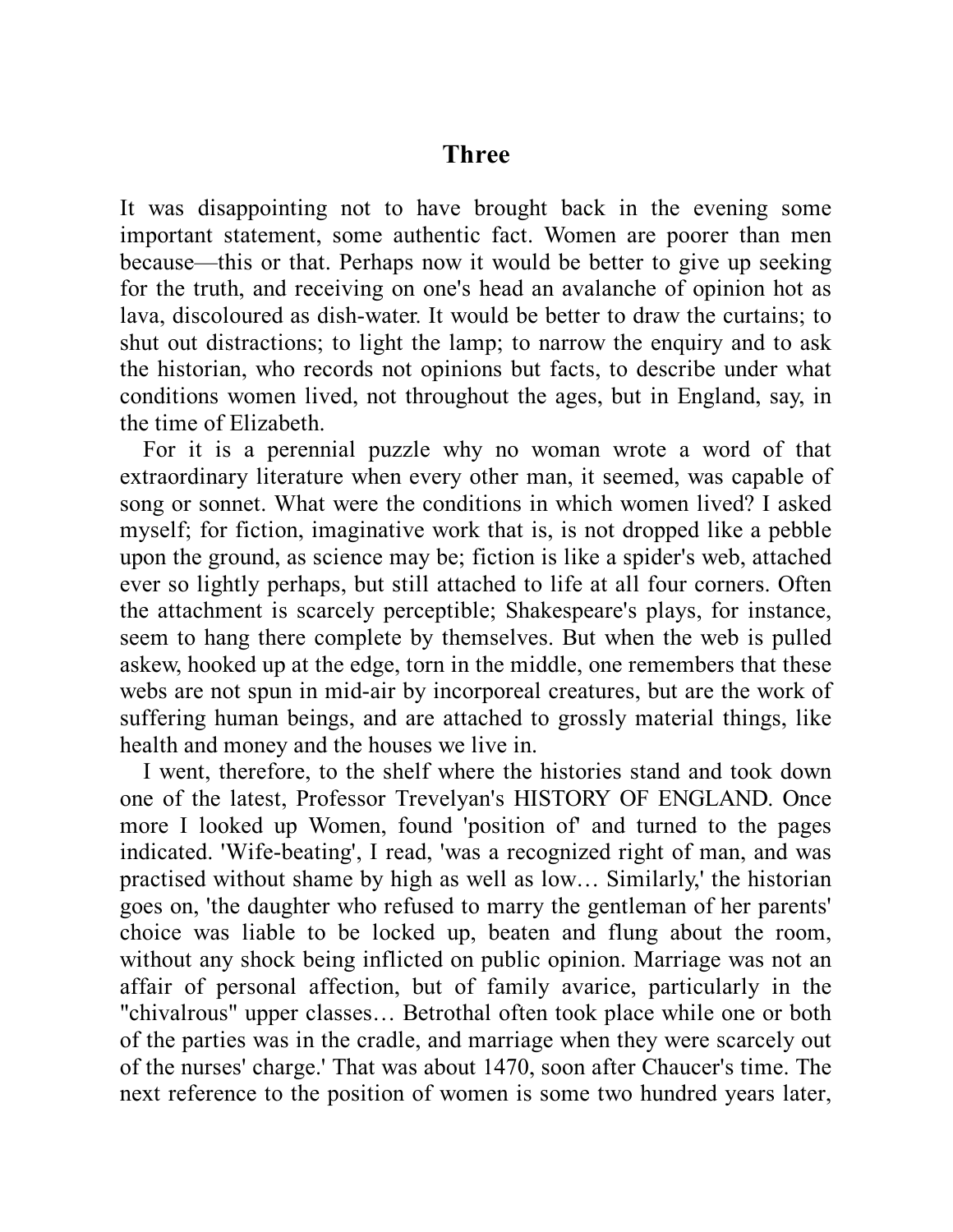# Three

It was disappointing not to have brought back in the evening some important statement, some authentic fact. Women are poorer than men because—this or that. Perhaps now it would be better to give up seeking for the truth, and receiving on one's head an avalanche of opinion hot as lava, discoloured as dish-water. It would be better to draw the curtains; to shut out distractions; to light the lamp; to narrow the enquiry and to ask the historian, who records not opinions but facts, to describe under what conditions women lived, not throughout the ages, but in England, say, in the time of Elizabeth.

For it is a perennial puzzle why no woman wrote a word of that extraordinary literature when every other man, it seemed, was capable of song or sonnet. What were the conditions in which women lived? I asked myself; for fiction, imaginative work that is, is not dropped like a pebble upon the ground, as science may be; fiction is like a spider's web, attached ever so lightly perhaps, but still attached to life at all four corners. Often the attachment is scarcely perceptible; Shakespeare's plays, for instance, seem to hang there complete by themselves. But when the web is pulled askew, hooked up at the edge, torn in the middle, one remembers that these webs are not spun in mid-air by incorporeal creatures, but are the work of suffering human beings, and are attached to grossly material things, like health and money and the houses we live in.

I went, therefore, to the shelf where the histories stand and took down one of the latest, Professor Trevelyan's HISTORY OF ENGLAND. Once more I looked up Women, found 'position of' and turned to the pages indicated. 'Wife-beating', I read, 'was a recognized right of man, and was practised without shame by high as well as low… Similarly,' the historian goes on, 'the daughter who refused to marry the gentleman of her parents' choice was liable to be locked up, beaten and flung about the room, without any shock being inflicted on public opinion. Marriage was not an affair of personal affection, but of family avarice, particularly in the "chivalrous" upper classes… Betrothal often took place while one or both of the parties was in the cradle, and marriage when they were scarcely out of the nurses' charge.' That was about 1470, soon after Chaucer's time. The next reference to the position of women is some two hundred years later,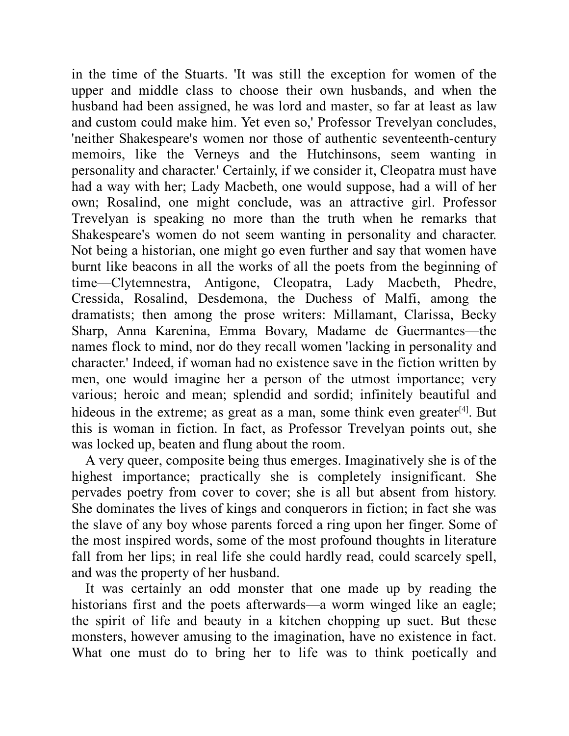in the time of the Stuarts. 'It was still the exception for women of the upper and middle class to choose their own husbands, and when the husband had been assigned, he was lord and master, so far at least as law and custom could make him. Yet even so,' Professor Trevelyan concludes, 'neither Shakespeare's women nor those of authentic seventeenth-century memoirs, like the Verneys and the Hutchinsons, seem wanting in personality and character.' Certainly, if we consider it, Cleopatra must have had a way with her; Lady Macbeth, one would suppose, had a will of her own; Rosalind, one might conclude, was an attractive girl. Professor Trevelyan is speaking no more than the truth when he remarks that Shakespeare's women do not seem wanting in personality and character. Not being a historian, one might go even further and say that women have burnt like beacons in all the works of all the poets from the beginning of time—Clytemnestra, Antigone, Cleopatra, Lady Macbeth, Phedre, Cressida, Rosalind, Desdemona, the Duchess of Malfi, among the dramatists; then among the prose writers: Millamant, Clarissa, Becky Sharp, Anna Karenina, Emma Bovary, Madame de Guermantes—the names flock to mind, nor do they recall women 'lacking in personality and character.' Indeed, if woman had no existence save in the fiction written by men, one would imagine her a person of the utmost importance; very various; heroic and mean; splendid and sordid; infinitely beautiful and hideous in the extreme; as great as a man, some think even greater[4]. But this is woman in fiction. In fact, as Professor Trevelyan points out, she was locked up, beaten and flung about the room.

A very queer, composite being thus emerges. Imaginatively she is of the highest importance; practically she is completely insignificant. She pervades poetry from cover to cover; she is all but absent from history. She dominates the lives of kings and conquerors in fiction; in fact she was the slave of any boy whose parents forced a ring upon her finger. Some of the most inspired words, some of the most profound thoughts in literature fall from her lips; in real life she could hardly read, could scarcely spell, and was the property of her husband.

It was certainly an odd monster that one made up by reading the historians first and the poets afterwards—a worm winged like an eagle; the spirit of life and beauty in a kitchen chopping up suet. But these monsters, however amusing to the imagination, have no existence in fact. What one must do to bring her to life was to think poetically and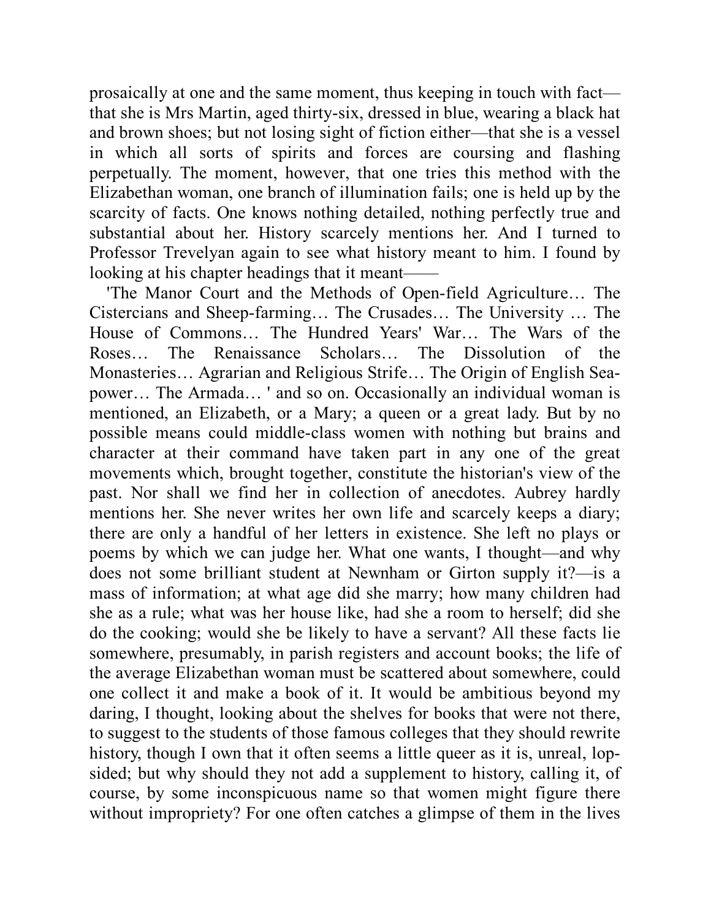prosaically at one and the same moment, thus keeping in touch with fact—that she is Mrs Martin, aged thirty-six, dressed in blue, wearing a black hat and brown shoes; but not losing sight of fiction either—that she is a vessel in which all sorts of spirits and forces are coursing and flashing perpetually. The moment, however, that one tries this method with the Elizabethan woman, one branch of illumination fails; one is held up by the scarcity of facts. One knows nothing detailed, nothing perfectly true and substantial about her. History scarcely mentions her. And I turned to Professor Trevelyan again to see what history meant to him. I found by looking at his chapter headings that it meant——

'The Manor Court and the Methods of Open-field Agriculture… The Cistercians and Sheep-farming… The Crusades… The University … The House of Commons… The Hundred Years' War… The Wars of the Roses… The Renaissance Scholars… The Dissolution of the Monasteries… Agrarian and Religious Strife… The Origin of English Sea-power… The Armada… ' and so on. Occasionally an individual woman is mentioned, an Elizabeth, or a Mary; a queen or a great lady. But by no possible means could middle-class women with nothing but brains and character at their command have taken part in any one of the great movements which, brought together, constitute the historian's view of the past. Nor shall we find her in collection of anecdotes. Aubrey hardly mentions her. She never writes her own life and scarcely keeps a diary; there are only a handful of her letters in existence. She left no plays or poems by which we can judge her. What one wants, I thought—and why does not some brilliant student at Newnham or Girton supply it?—is a mass of information; at what age did she marry; how many children had she as a rule; what was her house like, had she a room to herself; did she do the cooking; would she be likely to have a servant? All these facts lie somewhere, presumably, in parish registers and account books; the life of the average Elizabethan woman must be scattered about somewhere, could one collect it and make a book of it. It would be ambitious beyond my daring, I thought, looking about the shelves for books that were not there, to suggest to the students of those famous colleges that they should rewrite history, though I own that it often seems a little queer as it is, unreal, lop-sided; but why should they not add a supplement to history, calling it, of course, by some inconspicuous name so that women might figure there without impropriety? For one often catches a glimpse of them in the lives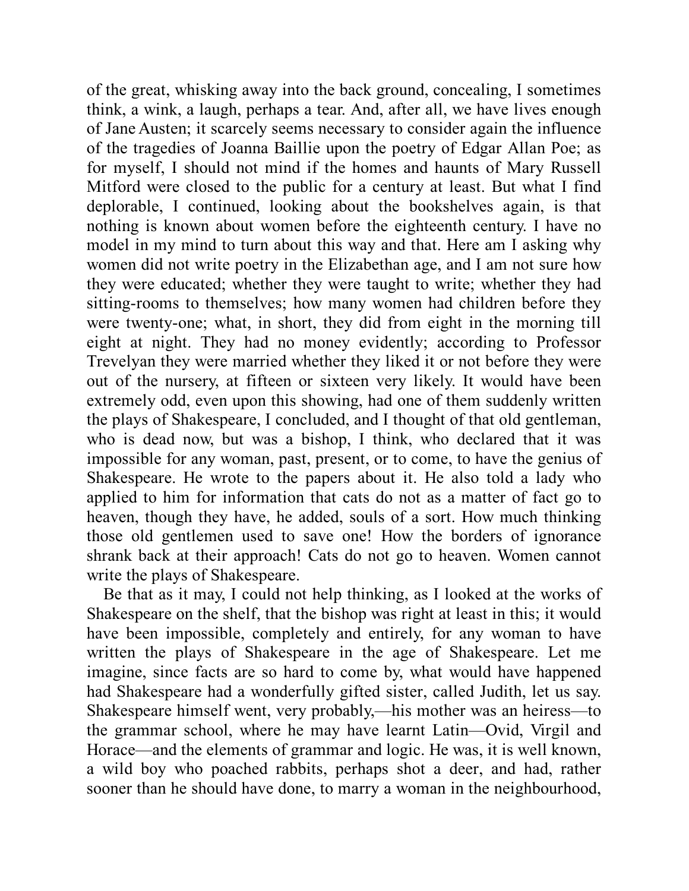of the great, whisking away into the back ground, concealing, I sometimes think, a wink, a laugh, perhaps a tear. And, after all, we have lives enough of Jane Austen; it scarcely seems necessary to consider again the influence of the tragedies of Joanna Baillie upon the poetry of Edgar Allan Poe; as for myself, I should not mind if the homes and haunts of Mary Russell Mitford were closed to the public for a century at least. But what I find deplorable, I continued, looking about the bookshelves again, is that nothing is known about women before the eighteenth century. I have no model in my mind to turn about this way and that. Here am I asking why women did not write poetry in the Elizabethan age, and I am not sure how they were educated; whether they were taught to write; whether they had sitting-rooms to themselves; how many women had children before they were twenty-one; what, in short, they did from eight in the morning till eight at night. They had no money evidently; according to Professor Trevelyan they were married whether they liked it or not before they were out of the nursery, at fifteen or sixteen very likely. It would have been extremely odd, even upon this showing, had one of them suddenly written the plays of Shakespeare, I concluded, and I thought of that old gentleman, who is dead now, but was a bishop, I think, who declared that it was impossible for any woman, past, present, or to come, to have the genius of Shakespeare. He wrote to the papers about it. He also told a lady who applied to him for information that cats do not as a matter of fact go to heaven, though they have, he added, souls of a sort. How much thinking those old gentlemen used to save one! How the borders of ignorance shrank back at their approach! Cats do not go to heaven. Women cannot write the plays of Shakespeare.

Be that as it may, I could not help thinking, as I looked at the works of Shakespeare on the shelf, that the bishop was right at least in this; it would have been impossible, completely and entirely, for any woman to have written the plays of Shakespeare in the age of Shakespeare. Let me imagine, since facts are so hard to come by, what would have happened had Shakespeare had a wonderfully gifted sister, called Judith, let us say. Shakespeare himself went, very probably,—his mother was an heiress—to the grammar school, where he may have learnt Latin—Ovid, Virgil and Horace—and the elements of grammar and logic. He was, it is well known, a wild boy who poached rabbits, perhaps shot a deer, and had, rather sooner than he should have done, to marry a woman in the neighbourhood,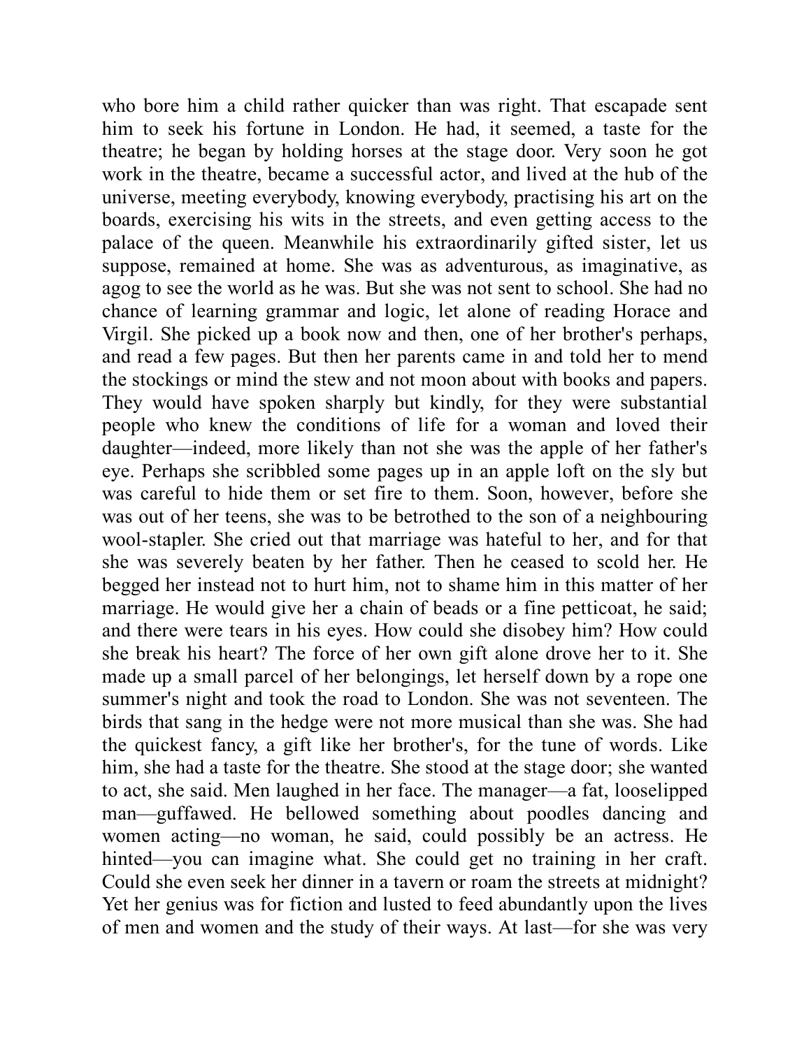who bore him a child rather quicker than was right. That escapade sent him to seek his fortune in London. He had, it seemed, a taste for the theatre; he began by holding horses at the stage door. Very soon he got work in the theatre, became a successful actor, and lived at the hub of the universe, meeting everybody, knowing everybody, practising his art on the boards, exercising his wits in the streets, and even getting access to the palace of the queen. Meanwhile his extraordinarily gifted sister, let us suppose, remained at home. She was as adventurous, as imaginative, as agog to see the world as he was. But she was not sent to school. She had no chance of learning grammar and logic, let alone of reading Horace and Virgil. She picked up a book now and then, one of her brother's perhaps, and read a few pages. But then her parents came in and told her to mend the stockings or mind the stew and not moon about with books and papers. They would have spoken sharply but kindly, for they were substantial people who knew the conditions of life for a woman and loved their daughter—indeed, more likely than not she was the apple of her father's eye. Perhaps she scribbled some pages up in an apple loft on the sly but was careful to hide them or set fire to them. Soon, however, before she was out of her teens, she was to be betrothed to the son of a neighbouring wool-stapler. She cried out that marriage was hateful to her, and for that she was severely beaten by her father. Then he ceased to scold her. He begged her instead not to hurt him, not to shame him in this matter of her marriage. He would give her a chain of beads or a fine petticoat, he said; and there were tears in his eyes. How could she disobey him? How could she break his heart? The force of her own gift alone drove her to it. She made up a small parcel of her belongings, let herself down by a rope one summer's night and took the road to London. She was not seventeen. The birds that sang in the hedge were not more musical than she was. She had the quickest fancy, a gift like her brother's, for the tune of words. Like him, she had a taste for the theatre. She stood at the stage door; she wanted to act, she said. Men laughed in her face. The manager—a fat, looselipped man—guffawed. He bellowed something about poodles dancing and women acting—no woman, he said, could possibly be an actress. He hinted—you can imagine what. She could get no training in her craft. Could she even seek her dinner in a tavern or roam the streets at midnight? Yet her genius was for fiction and lusted to feed abundantly upon the lives of men and women and the study of their ways. At last—for she was very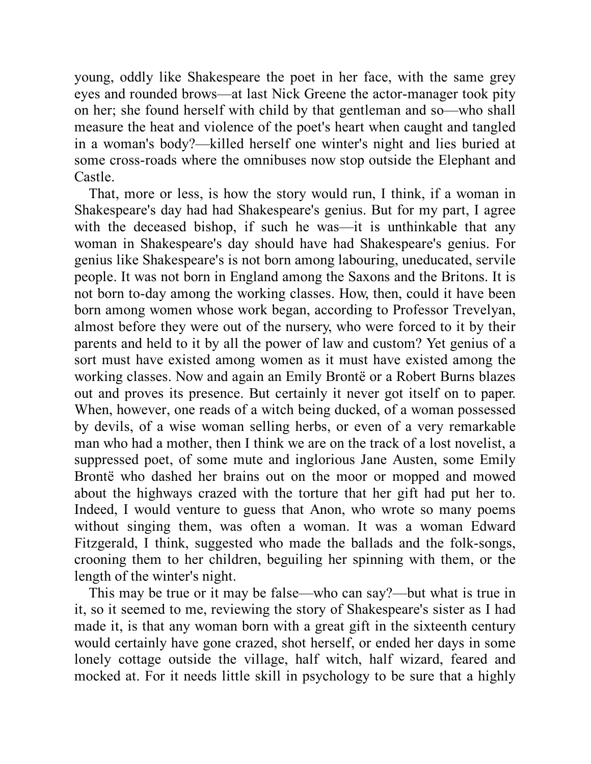young, oddly like Shakespeare the poet in her face, with the same grey eyes and rounded brows—at last Nick Greene the actor-manager took pity on her; she found herself with child by that gentleman and so—who shall measure the heat and violence of the poet's heart when caught and tangled in a woman's body?—killed herself one winter's night and lies buried at some cross-roads where the omnibuses now stop outside the Elephant and Castle.

That, more or less, is how the story would run, I think, if a woman in Shakespeare's day had had Shakespeare's genius. But for my part, I agree with the deceased bishop, if such he was—it is unthinkable that any woman in Shakespeare's day should have had Shakespeare's genius. For genius like Shakespeare's is not born among labouring, uneducated, servile people. It was not born in England among the Saxons and the Britons. It is not born to-day among the working classes. How, then, could it have been born among women whose work began, according to Professor Trevelyan, almost before they were out of the nursery, who were forced to it by their parents and held to it by all the power of law and custom? Yet genius of a sort must have existed among women as it must have existed among the working classes. Now and again an Emily Brontë or a Robert Burns blazes out and proves its presence. But certainly it never got itself on to paper. When, however, one reads of a witch being ducked, of a woman possessed by devils, of a wise woman selling herbs, or even of a very remarkable man who had a mother, then I think we are on the track of a lost novelist, a suppressed poet, of some mute and inglorious Jane Austen, some Emily Brontë who dashed her brains out on the moor or mopped and mowed about the highways crazed with the torture that her gift had put her to. Indeed, I would venture to guess that Anon, who wrote so many poems without singing them, was often a woman. It was a woman Edward Fitzgerald, I think, suggested who made the ballads and the folk-songs, crooning them to her children, beguiling her spinning with them, or the length of the winter's night.

This may be true or it may be false—who can say?—but what is true in it, so it seemed to me, reviewing the story of Shakespeare's sister as I had made it, is that any woman born with a great gift in the sixteenth century would certainly have gone crazed, shot herself, or ended her days in some lonely cottage outside the village, half witch, half wizard, feared and mocked at. For it needs little skill in psychology to be sure that a highly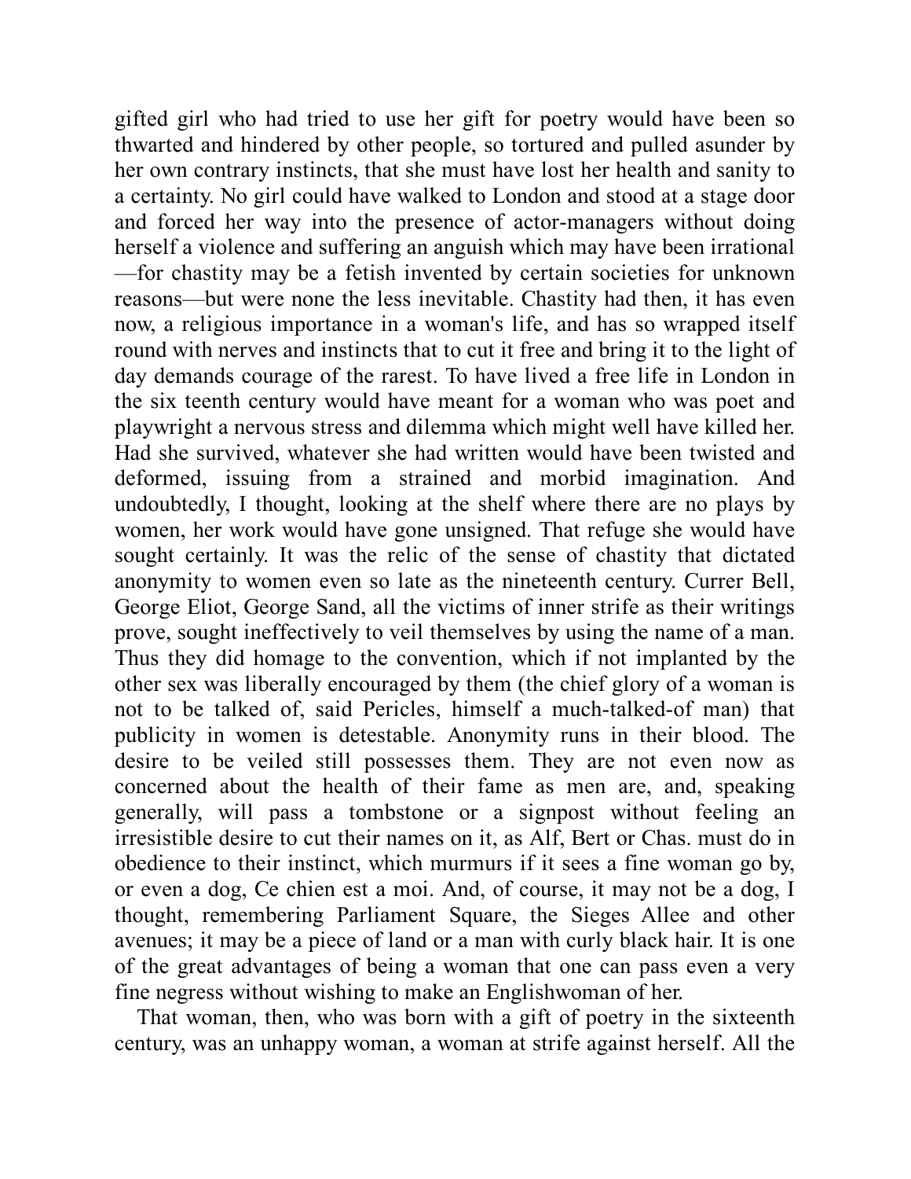gifted girl who had tried to use her gift for poetry would have been so thwarted and hindered by other people, so tortured and pulled asunder by her own contrary instincts, that she must have lost her health and sanity to a certainty. No girl could have walked to London and stood at a stage door and forced her way into the presence of actor-managers without doing herself a violence and suffering an anguish which may have been irrational—for chastity may be a fetish invented by certain societies for unknown reasons—but were none the less inevitable. Chastity had then, it has even now, a religious importance in a woman's life, and has so wrapped itself round with nerves and instincts that to cut it free and bring it to the light of day demands courage of the rarest. To have lived a free life in London in the six teenth century would have meant for a woman who was poet and playwright a nervous stress and dilemma which might well have killed her. Had she survived, whatever she had written would have been twisted and deformed, issuing from a strained and morbid imagination. And undoubtedly, I thought, looking at the shelf where there are no plays by women, her work would have gone unsigned. That refuge she would have sought certainly. It was the relic of the sense of chastity that dictated anonymity to women even so late as the nineteenth century. Currer Bell, George Eliot, George Sand, all the victims of inner strife as their writings prove, sought ineffectively to veil themselves by using the name of a man. Thus they did homage to the convention, which if not implanted by the other sex was liberally encouraged by them (the chief glory of a woman is not to be talked of, said Pericles, himself a much-talked-of man) that publicity in women is detestable. Anonymity runs in their blood. The desire to be veiled still possesses them. They are not even now as concerned about the health of their fame as men are, and, speaking generally, will pass a tombstone or a signpost without feeling an irresistible desire to cut their names on it, as Alf, Bert or Chas. must do in obedience to their instinct, which murmurs if it sees a fine woman go by, or even a dog, Ce chien est a moi. And, of course, it may not be a dog, I thought, remembering Parliament Square, the Sieges Allee and other avenues; it may be a piece of land or a man with curly black hair. It is one of the great advantages of being a woman that one can pass even a very fine negress without wishing to make an Englishwoman of her.

That woman, then, who was born with a gift of poetry in the sixteenth century, was an unhappy woman, a woman at strife against herself. All the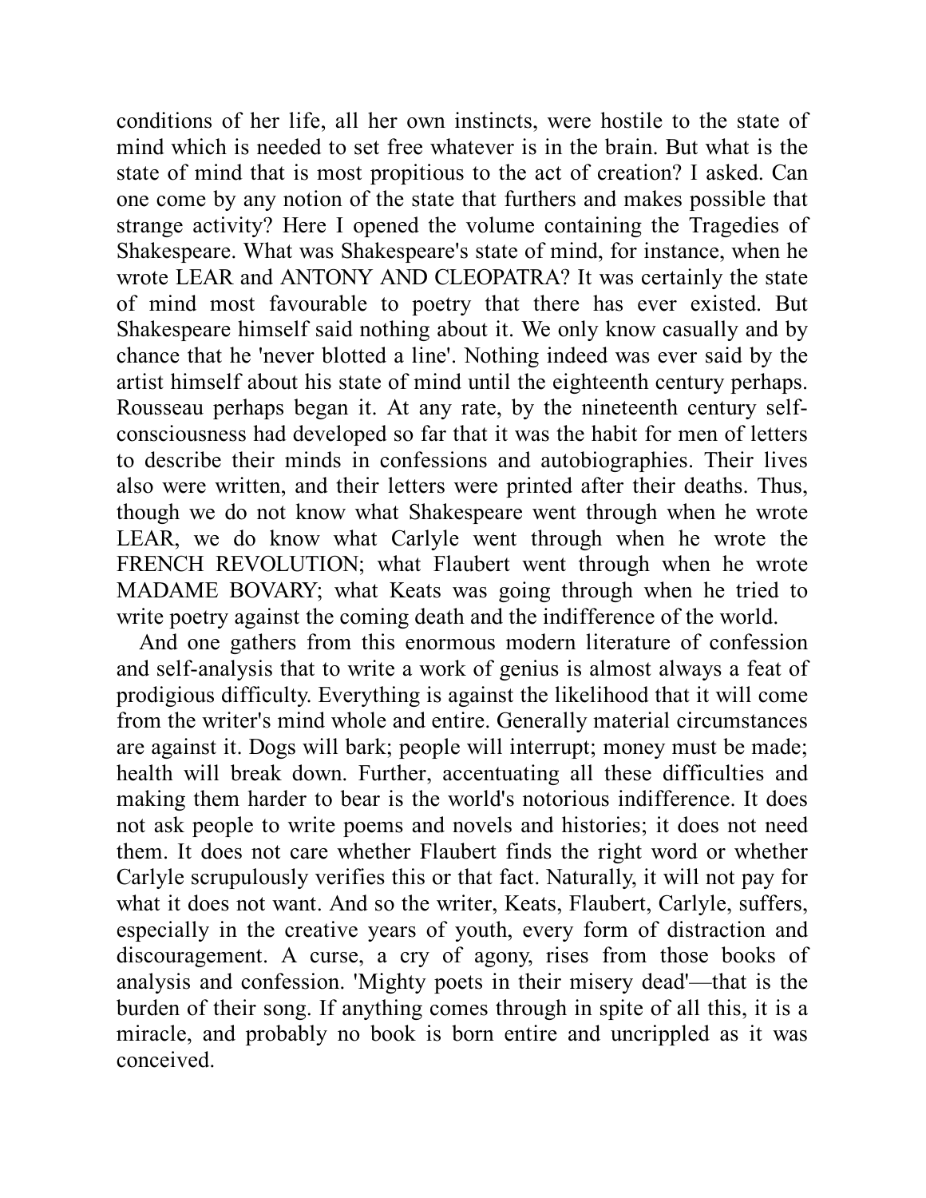conditions of her life, all her own instincts, were hostile to the state of mind which is needed to set free whatever is in the brain. But what is the state of mind that is most propitious to the act of creation? I asked. Can one come by any notion of the state that furthers and makes possible that strange activity? Here I opened the volume containing the Tragedies of Shakespeare. What was Shakespeare's state of mind, for instance, when he wrote LEAR and ANTONY AND CLEOPATRA? It was certainly the state of mind most favourable to poetry that there has ever existed. But Shakespeare himself said nothing about it. We only know casually and by chance that he 'never blotted a line'. Nothing indeed was ever said by the artist himself about his state of mind until the eighteenth century perhaps. Rousseau perhaps began it. At any rate, by the nineteenth century self-consciousness had developed so far that it was the habit for men of letters to describe their minds in confessions and autobiographies. Their lives also were written, and their letters were printed after their deaths. Thus, though we do not know what Shakespeare went through when he wrote LEAR, we do know what Carlyle went through when he wrote the FRENCH REVOLUTION; what Flaubert went through when he wrote MADAME BOVARY; what Keats was going through when he tried to write poetry against the coming death and the indifference of the world.

And one gathers from this enormous modern literature of confession and self-analysis that to write a work of genius is almost always a feat of prodigious difficulty. Everything is against the likelihood that it will come from the writer's mind whole and entire. Generally material circumstances are against it. Dogs will bark; people will interrupt; money must be made; health will break down. Further, accentuating all these difficulties and making them harder to bear is the world's notorious indifference. It does not ask people to write poems and novels and histories; it does not need them. It does not care whether Flaubert finds the right word or whether Carlyle scrupulously verifies this or that fact. Naturally, it will not pay for what it does not want. And so the writer, Keats, Flaubert, Carlyle, suffers, especially in the creative years of youth, every form of distraction and discouragement. A curse, a cry of agony, rises from those books of analysis and confession. 'Mighty poets in their misery dead'—that is the burden of their song. If anything comes through in spite of all this, it is a miracle, and probably no book is born entire and uncrippled as it was conceived.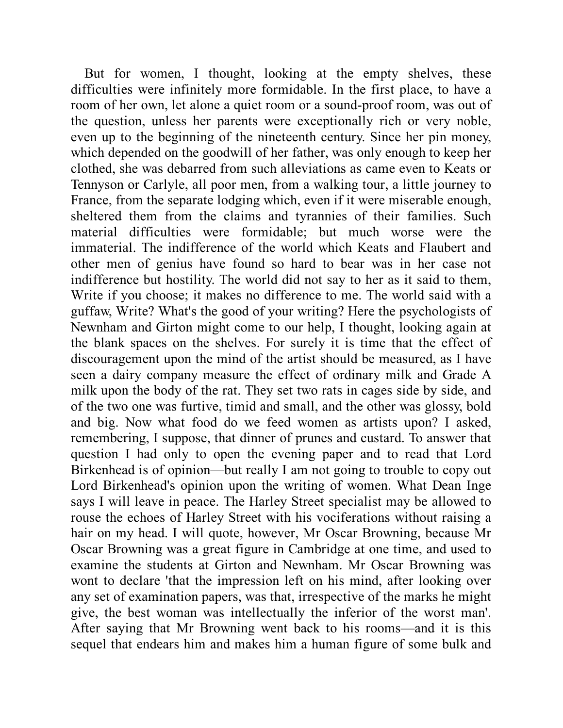But for women, I thought, looking at the empty shelves, these difficulties were infinitely more formidable. In the first place, to have a room of her own, let alone a quiet room or a sound-proof room, was out of the question, unless her parents were exceptionally rich or very noble, even up to the beginning of the nineteenth century. Since her pin money, which depended on the goodwill of her father, was only enough to keep her clothed, she was debarred from such alleviations as came even to Keats or Tennyson or Carlyle, all poor men, from a walking tour, a little journey to France, from the separate lodging which, even if it were miserable enough, sheltered them from the claims and tyrannies of their families. Such material difficulties were formidable; but much worse were the immaterial. The indifference of the world which Keats and Flaubert and other men of genius have found so hard to bear was in her case not indifference but hostility. The world did not say to her as it said to them, Write if you choose; it makes no difference to me. The world said with a guffaw, Write? What's the good of your writing? Here the psychologists of Newnham and Girton might come to our help, I thought, looking again at the blank spaces on the shelves. For surely it is time that the effect of discouragement upon the mind of the artist should be measured, as I have seen a dairy company measure the effect of ordinary milk and Grade A milk upon the body of the rat. They set two rats in cages side by side, and of the two one was furtive, timid and small, and the other was glossy, bold and big. Now what food do we feed women as artists upon? I asked, remembering, I suppose, that dinner of prunes and custard. To answer that question I had only to open the evening paper and to read that Lord Birkenhead is of opinion—but really I am not going to trouble to copy out Lord Birkenhead's opinion upon the writing of women. What Dean Inge says I will leave in peace. The Harley Street specialist may be allowed to rouse the echoes of Harley Street with his vociferations without raising a hair on my head. I will quote, however, Mr Oscar Browning, because Mr Oscar Browning was a great figure in Cambridge at one time, and used to examine the students at Girton and Newnham. Mr Oscar Browning was wont to declare 'that the impression left on his mind, after looking over any set of examination papers, was that, irrespective of the marks he might give, the best woman was intellectually the inferior of the worst man'. After saying that Mr Browning went back to his rooms—and it is this sequel that endears him and makes him a human figure of some bulk and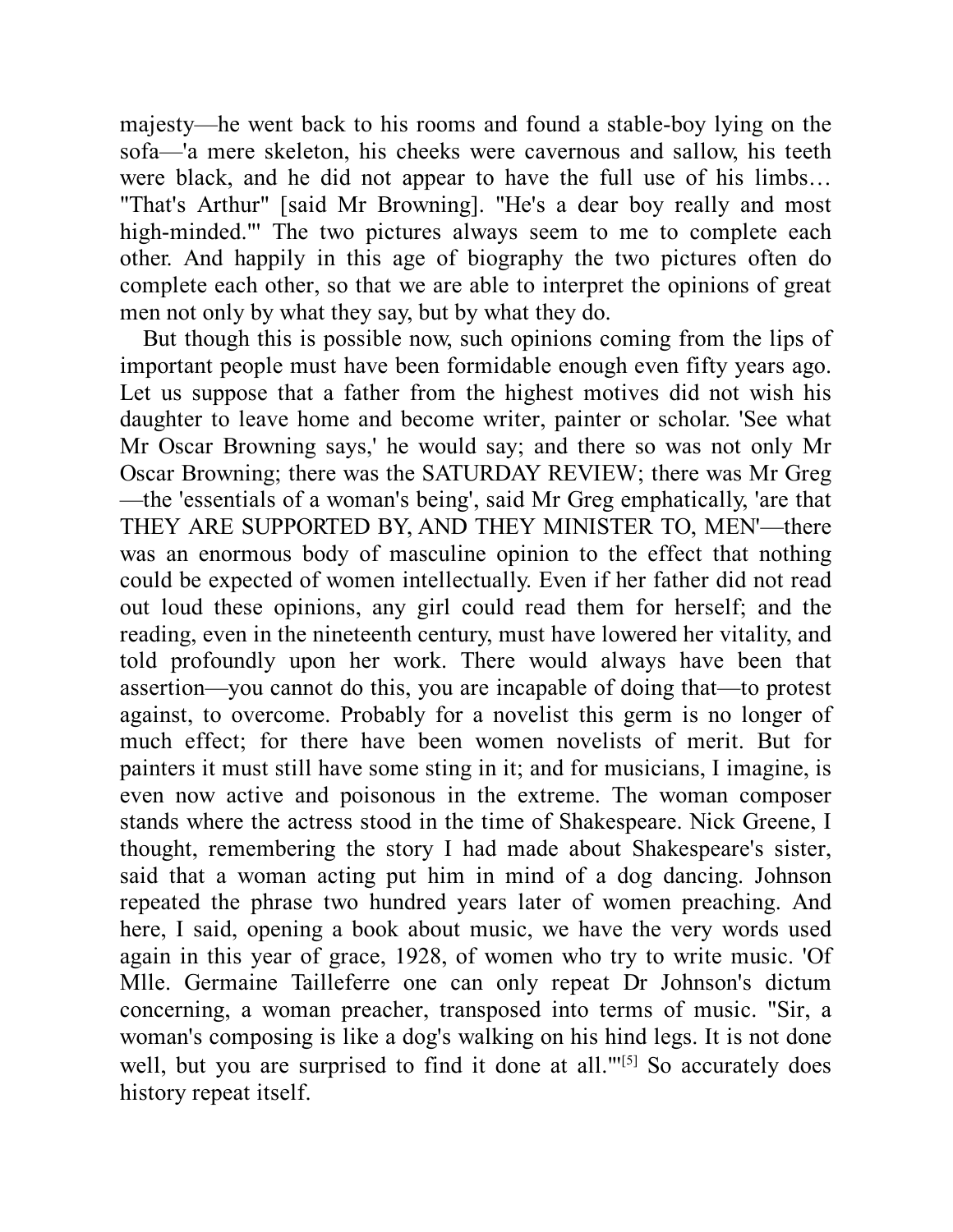majesty—he went back to his rooms and found a stable-boy lying on the sofa—'a mere skeleton, his cheeks were cavernous and sallow, his teeth were black, and he did not appear to have the full use of his limbs… "That's Arthur" [said Mr Browning]. "He's a dear boy really and most high-minded."' The two pictures always seem to me to complete each other. And happily in this age of biography the two pictures often do complete each other, so that we are able to interpret the opinions of great men not only by what they say, but by what they do.

But though this is possible now, such opinions coming from the lips of important people must have been formidable enough even fifty years ago. Let us suppose that a father from the highest motives did not wish his daughter to leave home and become writer, painter or scholar. 'See what Mr Oscar Browning says,' he would say; and there so was not only Mr Oscar Browning; there was the SATURDAY REVIEW; there was Mr Greg—the 'essentials of a woman's being', said Mr Greg emphatically, 'are that THEY ARE SUPPORTED BY, AND THEY MINISTER TO, MEN'—there was an enormous body of masculine opinion to the effect that nothing could be expected of women intellectually. Even if her father did not read out loud these opinions, any girl could read them for herself; and the reading, even in the nineteenth century, must have lowered her vitality, and told profoundly upon her work. There would always have been that assertion—you cannot do this, you are incapable of doing that—to protest against, to overcome. Probably for a novelist this germ is no longer of much effect; for there have been women novelists of merit. But for painters it must still have some sting in it; and for musicians, I imagine, is even now active and poisonous in the extreme. The woman composer stands where the actress stood in the time of Shakespeare. Nick Greene, I thought, remembering the story I had made about Shakespeare's sister, said that a woman acting put him in mind of a dog dancing. Johnson repeated the phrase two hundred years later of women preaching. And here, I said, opening a book about music, we have the very words used again in this year of grace, 1928, of women who try to write music. 'Of Mlle. Germaine Tailleferre one can only repeat Dr Johnson's dictum concerning, a woman preacher, transposed into terms of music. "Sir, a woman's composing is like a dog's walking on his hind legs. It is not done well, but you are surprised to find it done at all."'[5] So accurately does history repeat itself.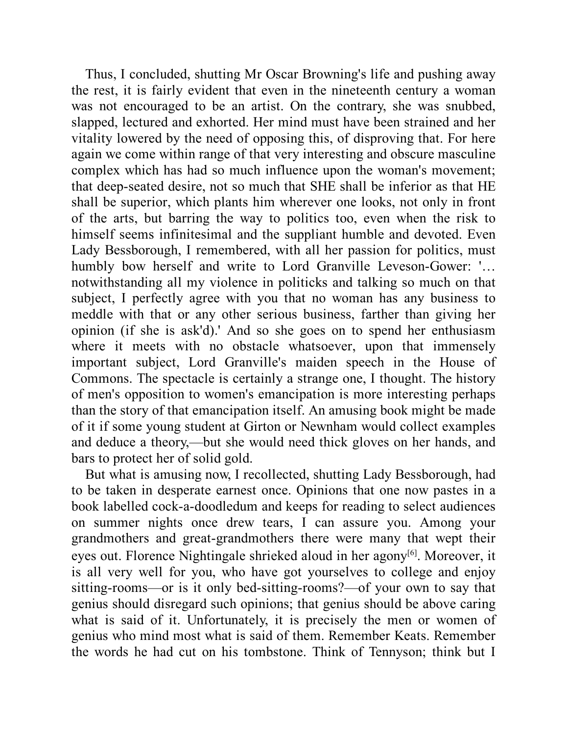Thus, I concluded, shutting Mr Oscar Browning's life and pushing away the rest, it is fairly evident that even in the nineteenth century a woman was not encouraged to be an artist. On the contrary, she was snubbed, slapped, lectured and exhorted. Her mind must have been strained and her vitality lowered by the need of opposing this, of disproving that. For here again we come within range of that very interesting and obscure masculine complex which has had so much influence upon the woman's movement; that deep-seated desire, not so much that SHE shall be inferior as that HE shall be superior, which plants him wherever one looks, not only in front of the arts, but barring the way to politics too, even when the risk to himself seems infinitesimal and the suppliant humble and devoted. Even Lady Bessborough, I remembered, with all her passion for politics, must humbly bow herself and write to Lord Granville Leveson-Gower: '… notwithstanding all my violence in politicks and talking so much on that subject, I perfectly agree with you that no woman has any business to meddle with that or any other serious business, farther than giving her opinion (if she is ask'd).' And so she goes on to spend her enthusiasm where it meets with no obstacle whatsoever, upon that immensely important subject, Lord Granville's maiden speech in the House of Commons. The spectacle is certainly a strange one, I thought. The history of men's opposition to women's emancipation is more interesting perhaps than the story of that emancipation itself. An amusing book might be made of it if some young student at Girton or Newnham would collect examples and deduce a theory,—but she would need thick gloves on her hands, and bars to protect her of solid gold.

But what is amusing now, I recollected, shutting Lady Bessborough, had to be taken in desperate earnest once. Opinions that one now pastes in a book labelled cock-a-doodledum and keeps for reading to select audiences on summer nights once drew tears, I can assure you. Among your grandmothers and great-grandmothers there were many that wept their eyes out. Florence Nightingale shrieked aloud in her agony[6]. Moreover, it is all very well for you, who have got yourselves to college and enjoy sitting-rooms—or is it only bed-sitting-rooms?—of your own to say that genius should disregard such opinions; that genius should be above caring what is said of it. Unfortunately, it is precisely the men or women of genius who mind most what is said of them. Remember Keats. Remember the words he had cut on his tombstone. Think of Tennyson; think but I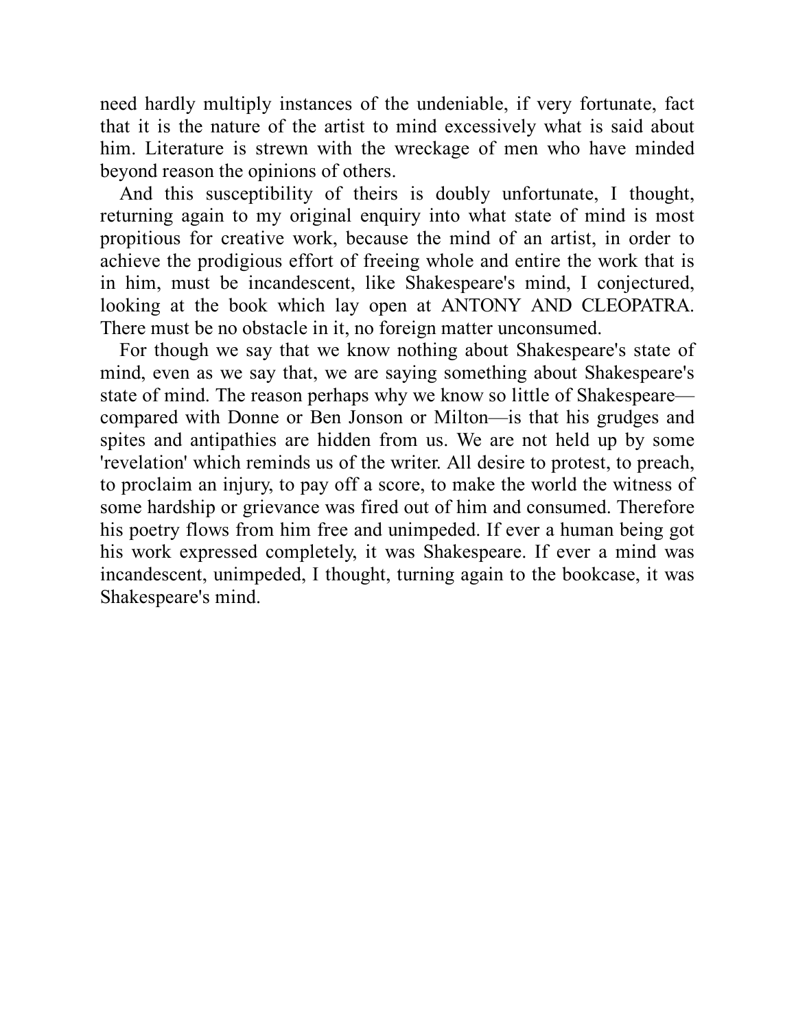need hardly multiply instances of the undeniable, if very fortunate, fact that it is the nature of the artist to mind excessively what is said about him. Literature is strewn with the wreckage of men who have minded beyond reason the opinions of others.

And this susceptibility of theirs is doubly unfortunate, I thought, returning again to my original enquiry into what state of mind is most propitious for creative work, because the mind of an artist, in order to achieve the prodigious effort of freeing whole and entire the work that is in him, must be incandescent, like Shakespeare's mind, I conjectured, looking at the book which lay open at ANTONY AND CLEOPATRA. There must be no obstacle in it, no foreign matter unconsumed.

For though we say that we know nothing about Shakespeare's state of mind, even as we say that, we are saying something about Shakespeare's state of mind. The reason perhaps why we know so little of Shakespeare—compared with Donne or Ben Jonson or Milton—is that his grudges and spites and antipathies are hidden from us. We are not held up by some 'revelation' which reminds us of the writer. All desire to protest, to preach, to proclaim an injury, to pay off a score, to make the world the witness of some hardship or grievance was fired out of him and consumed. Therefore his poetry flows from him free and unimpeded. If ever a human being got his work expressed completely, it was Shakespeare. If ever a mind was incandescent, unimpeded, I thought, turning again to the bookcase, it was Shakespeare's mind.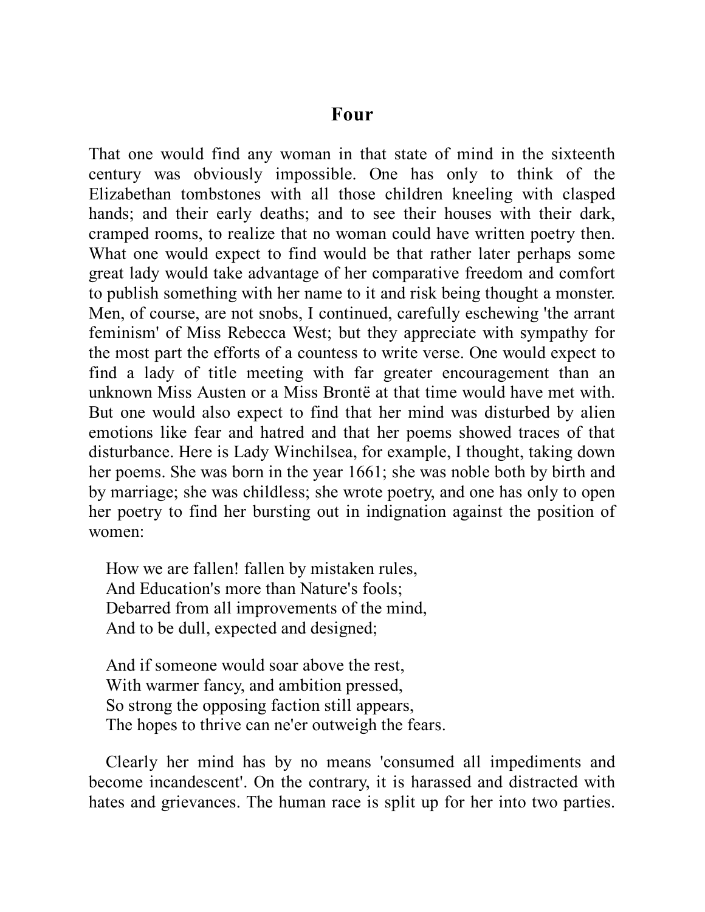# Four

That one would find any woman in that state of mind in the sixteenth century was obviously impossible. One has only to think of the Elizabethan tombstones with all those children kneeling with clasped hands; and their early deaths; and to see their houses with their dark, cramped rooms, to realize that no woman could have written poetry then. What one would expect to find would be that rather later perhaps some great lady would take advantage of her comparative freedom and comfort to publish something with her name to it and risk being thought a monster. Men, of course, are not snobs, I continued, carefully eschewing 'the arrant feminism' of Miss Rebecca West; but they appreciate with sympathy for the most part the efforts of a countess to write verse. One would expect to find a lady of title meeting with far greater encouragement than an unknown Miss Austen or a Miss Brontë at that time would have met with. But one would also expect to find that her mind was disturbed by alien emotions like fear and hatred and that her poems showed traces of that disturbance. Here is Lady Winchilsea, for example, I thought, taking down her poems. She was born in the year 1661; she was noble both by birth and by marriage; she was childless; she wrote poetry, and one has only to open her poetry to find her bursting out in indignation against the position of women:

> How we are fallen! fallen by mistaken rules,
> And Education's more than Nature's fools;
> Debarred from all improvements of the mind,
> And to be dull, expected and designed;
>
> And if someone would soar above the rest,
> With warmer fancy, and ambition pressed,
> So strong the opposing faction still appears,
> The hopes to thrive can ne'er outweigh the fears.

Clearly her mind has by no means 'consumed all impediments and become incandescent'. On the contrary, it is harassed and distracted with hates and grievances. The human race is split up for her into two parties.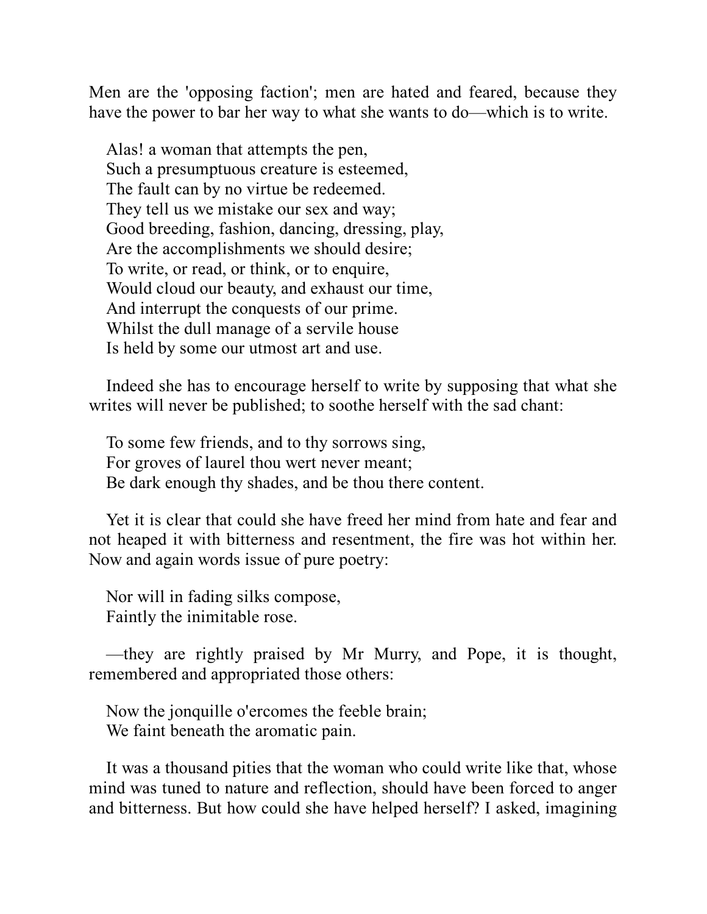Men are the 'opposing faction'; men are hated and feared, because they have the power to bar her way to what she wants to do—which is to write.

> Alas! a woman that attempts the pen,  
> Such a presumptuous creature is esteemed,  
> The fault can by no virtue be redeemed.  
> They tell us we mistake our sex and way;  
> Good breeding, fashion, dancing, dressing, play,  
> Are the accomplishments we should desire;  
> To write, or read, or think, or to enquire,  
> Would cloud our beauty, and exhaust our time,  
> And interrupt the conquests of our prime.  
> Whilst the dull manage of a servile house  
> Is held by some our utmost art and use.

Indeed she has to encourage herself to write by supposing that what she writes will never be published; to soothe herself with the sad chant:

> To some few friends, and to thy sorrows sing,  
> For groves of laurel thou wert never meant;  
> Be dark enough thy shades, and be thou there content.

Yet it is clear that could she have freed her mind from hate and fear and not heaped it with bitterness and resentment, the fire was hot within her. Now and again words issue of pure poetry:

> Nor will in fading silks compose,  
> Faintly the inimitable rose.

—they are rightly praised by Mr Murry, and Pope, it is thought, remembered and appropriated those others:

> Now the jonquille o'ercomes the feeble brain;  
> We faint beneath the aromatic pain.

It was a thousand pities that the woman who could write like that, whose mind was tuned to nature and reflection, should have been forced to anger and bitterness. But how could she have helped herself? I asked, imagining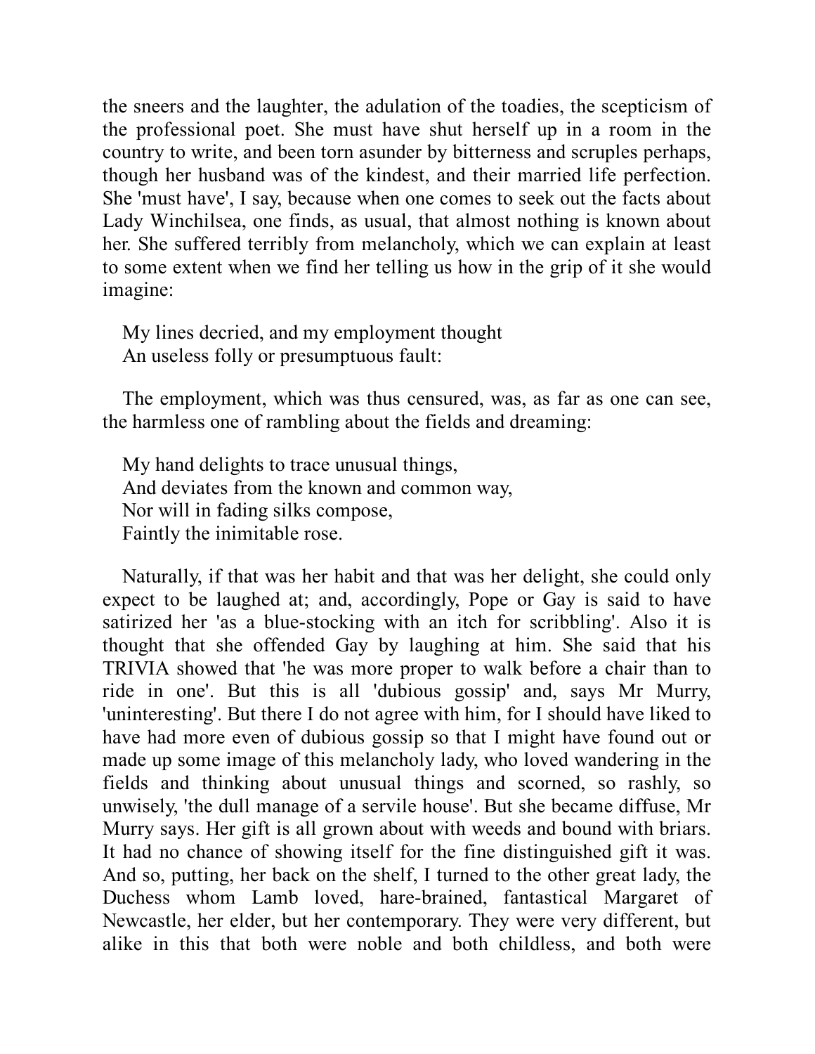the sneers and the laughter, the adulation of the toadies, the scepticism of the professional poet. She must have shut herself up in a room in the country to write, and been torn asunder by bitterness and scruples perhaps, though her husband was of the kindest, and their married life perfection. She 'must have', I say, because when one comes to seek out the facts about Lady Winchilsea, one finds, as usual, that almost nothing is known about her. She suffered terribly from melancholy, which we can explain at least to some extent when we find her telling us how in the grip of it she would imagine:

> My lines decried, and my employment thought
> An useless folly or presumptuous fault:

The employment, which was thus censured, was, as far as one can see, the harmless one of rambling about the fields and dreaming:

> My hand delights to trace unusual things,
> And deviates from the known and common way,
> Nor will in fading silks compose,
> Faintly the inimitable rose.

Naturally, if that was her habit and that was her delight, she could only expect to be laughed at; and, accordingly, Pope or Gay is said to have satirized her 'as a blue-stocking with an itch for scribbling'. Also it is thought that she offended Gay by laughing at him. She said that his TRIVIA showed that 'he was more proper to walk before a chair than to ride in one'. But this is all 'dubious gossip' and, says Mr Murry, 'uninteresting'. But there I do not agree with him, for I should have liked to have had more even of dubious gossip so that I might have found out or made up some image of this melancholy lady, who loved wandering in the fields and thinking about unusual things and scorned, so rashly, so unwisely, 'the dull manage of a servile house'. But she became diffuse, Mr Murry says. Her gift is all grown about with weeds and bound with briars. It had no chance of showing itself for the fine distinguished gift it was. And so, putting, her back on the shelf, I turned to the other great lady, the Duchess whom Lamb loved, hare-brained, fantastical Margaret of Newcastle, her elder, but her contemporary. They were very different, but alike in this that both were noble and both childless, and both were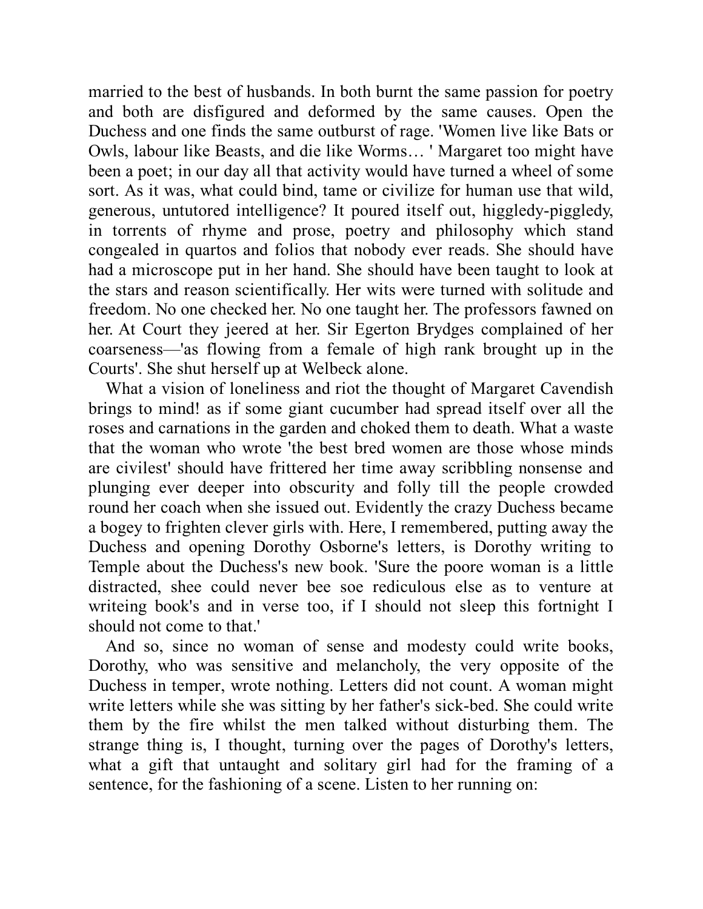married to the best of husbands. In both burnt the same passion for poetry and both are disfigured and deformed by the same causes. Open the Duchess and one finds the same outburst of rage. 'Women live like Bats or Owls, labour like Beasts, and die like Worms… ' Margaret too might have been a poet; in our day all that activity would have turned a wheel of some sort. As it was, what could bind, tame or civilize for human use that wild, generous, untutored intelligence? It poured itself out, higgledy-piggledy, in torrents of rhyme and prose, poetry and philosophy which stand congealed in quartos and folios that nobody ever reads. She should have had a microscope put in her hand. She should have been taught to look at the stars and reason scientifically. Her wits were turned with solitude and freedom. No one checked her. No one taught her. The professors fawned on her. At Court they jeered at her. Sir Egerton Brydges complained of her coarseness—'as flowing from a female of high rank brought up in the Courts'. She shut herself up at Welbeck alone.

What a vision of loneliness and riot the thought of Margaret Cavendish brings to mind! as if some giant cucumber had spread itself over all the roses and carnations in the garden and choked them to death. What a waste that the woman who wrote 'the best bred women are those whose minds are civilest' should have frittered her time away scribbling nonsense and plunging ever deeper into obscurity and folly till the people crowded round her coach when she issued out. Evidently the crazy Duchess became a bogey to frighten clever girls with. Here, I remembered, putting away the Duchess and opening Dorothy Osborne's letters, is Dorothy writing to Temple about the Duchess's new book. 'Sure the poore woman is a little distracted, shee could never bee soe rediculous else as to venture at writeing book's and in verse too, if I should not sleep this fortnight I should not come to that.'

And so, since no woman of sense and modesty could write books, Dorothy, who was sensitive and melancholy, the very opposite of the Duchess in temper, wrote nothing. Letters did not count. A woman might write letters while she was sitting by her father's sick-bed. She could write them by the fire whilst the men talked without disturbing them. The strange thing is, I thought, turning over the pages of Dorothy's letters, what a gift that untaught and solitary girl had for the framing of a sentence, for the fashioning of a scene. Listen to her running on: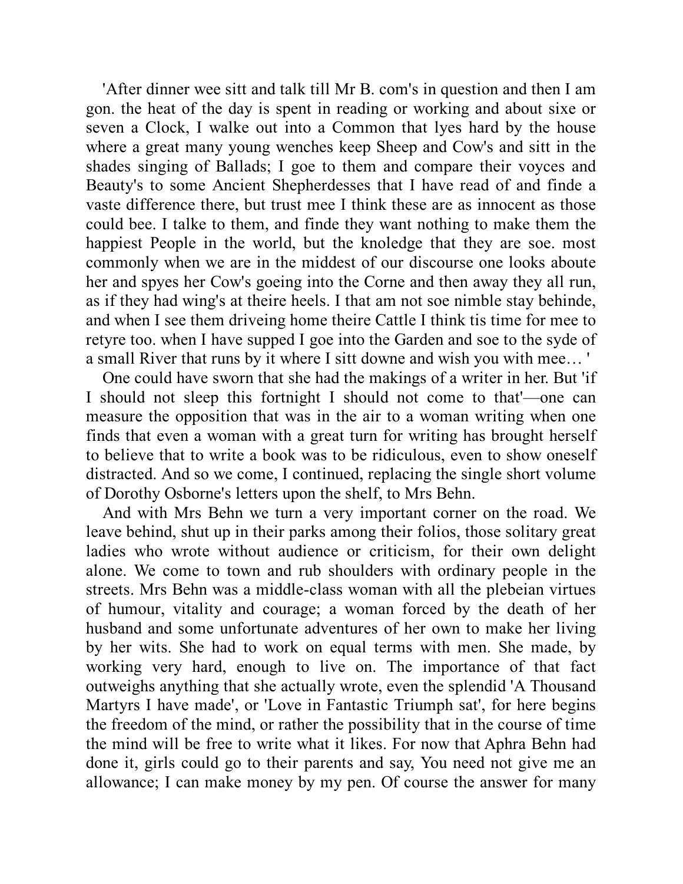'After dinner wee sitt and talk till Mr B. com's in question and then I am gon. the heat of the day is spent in reading or working and about sixe or seven a Clock, I walke out into a Common that lyes hard by the house where a great many young wenches keep Sheep and Cow's and sitt in the shades singing of Ballads; I goe to them and compare their voyces and Beauty's to some Ancient Shepherdesses that I have read of and finde a vaste difference there, but trust mee I think these are as innocent as those could bee. I talke to them, and finde they want nothing to make them the happiest People in the world, but the knoledge that they are soe. most commonly when we are in the middest of our discourse one looks aboute her and spyes her Cow's goeing into the Corne and then away they all run, as if they had wing's at theire heels. I that am not soe nimble stay behinde, and when I see them driveing home theire Cattle I think tis time for mee to retyre too. when I have supped I goe into the Garden and soe to the syde of a small River that runs by it where I sitt downe and wish you with mee… '

One could have sworn that she had the makings of a writer in her. But 'if I should not sleep this fortnight I should not come to that'—one can measure the opposition that was in the air to a woman writing when one finds that even a woman with a great turn for writing has brought herself to believe that to write a book was to be ridiculous, even to show oneself distracted. And so we come, I continued, replacing the single short volume of Dorothy Osborne's letters upon the shelf, to Mrs Behn.

And with Mrs Behn we turn a very important corner on the road. We leave behind, shut up in their parks among their folios, those solitary great ladies who wrote without audience or criticism, for their own delight alone. We come to town and rub shoulders with ordinary people in the streets. Mrs Behn was a middle-class woman with all the plebeian virtues of humour, vitality and courage; a woman forced by the death of her husband and some unfortunate adventures of her own to make her living by her wits. She had to work on equal terms with men. She made, by working very hard, enough to live on. The importance of that fact outweighs anything that she actually wrote, even the splendid 'A Thousand Martyrs I have made', or 'Love in Fantastic Triumph sat', for here begins the freedom of the mind, or rather the possibility that in the course of time the mind will be free to write what it likes. For now that Aphra Behn had done it, girls could go to their parents and say, You need not give me an allowance; I can make money by my pen. Of course the answer for many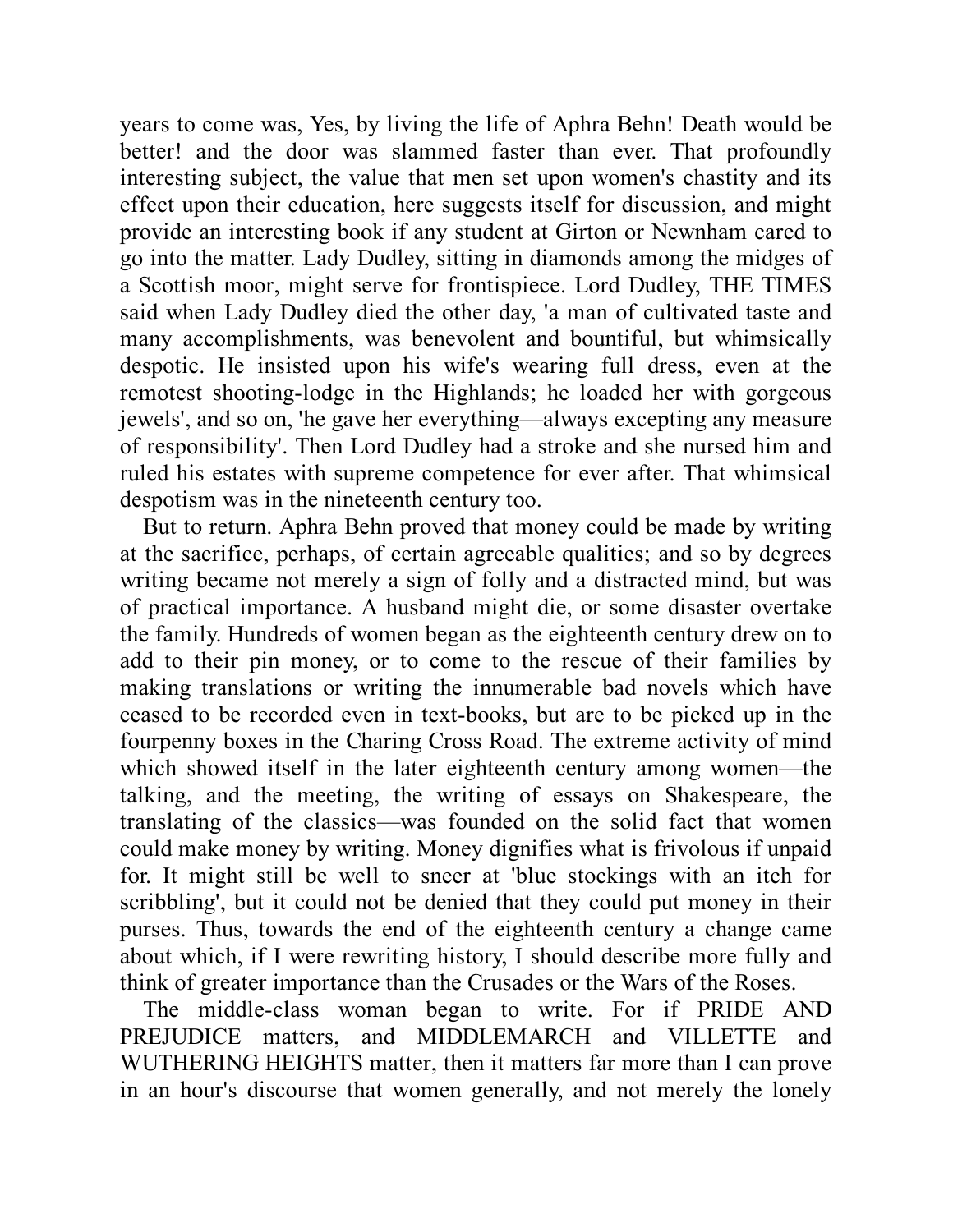years to come was, Yes, by living the life of Aphra Behn! Death would be better! and the door was slammed faster than ever. That profoundly interesting subject, the value that men set upon women's chastity and its effect upon their education, here suggests itself for discussion, and might provide an interesting book if any student at Girton or Newnham cared to go into the matter. Lady Dudley, sitting in diamonds among the midges of a Scottish moor, might serve for frontispiece. Lord Dudley, THE TIMES said when Lady Dudley died the other day, 'a man of cultivated taste and many accomplishments, was benevolent and bountiful, but whimsically despotic. He insisted upon his wife's wearing full dress, even at the remotest shooting-lodge in the Highlands; he loaded her with gorgeous jewels', and so on, 'he gave her everything—always excepting any measure of responsibility'. Then Lord Dudley had a stroke and she nursed him and ruled his estates with supreme competence for ever after. That whimsical despotism was in the nineteenth century too.

But to return. Aphra Behn proved that money could be made by writing at the sacrifice, perhaps, of certain agreeable qualities; and so by degrees writing became not merely a sign of folly and a distracted mind, but was of practical importance. A husband might die, or some disaster overtake the family. Hundreds of women began as the eighteenth century drew on to add to their pin money, or to come to the rescue of their families by making translations or writing the innumerable bad novels which have ceased to be recorded even in text-books, but are to be picked up in the fourpenny boxes in the Charing Cross Road. The extreme activity of mind which showed itself in the later eighteenth century among women—the talking, and the meeting, the writing of essays on Shakespeare, the translating of the classics—was founded on the solid fact that women could make money by writing. Money dignifies what is frivolous if unpaid for. It might still be well to sneer at 'blue stockings with an itch for scribbling', but it could not be denied that they could put money in their purses. Thus, towards the end of the eighteenth century a change came about which, if I were rewriting history, I should describe more fully and think of greater importance than the Crusades or the Wars of the Roses.

The middle-class woman began to write. For if PRIDE AND PREJUDICE matters, and MIDDLEMARCH and VILLETTE and WUTHERING HEIGHTS matter, then it matters far more than I can prove in an hour's discourse that women generally, and not merely the lonely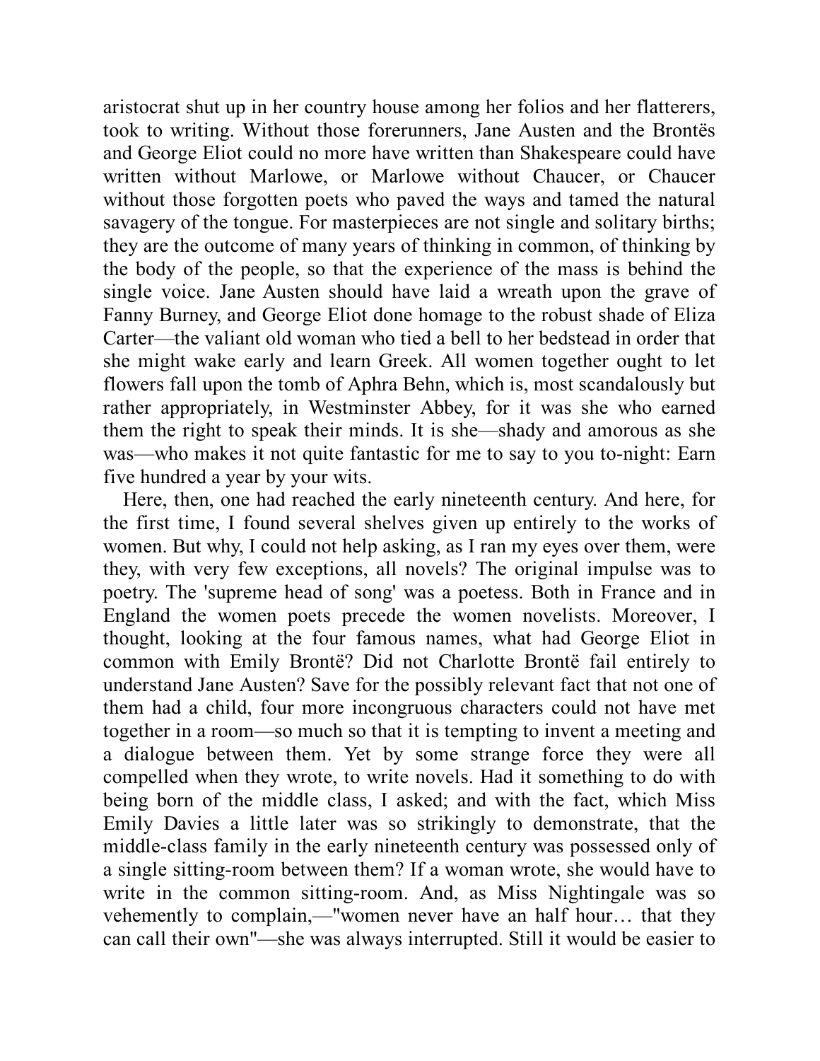aristocrat shut up in her country house among her folios and her flatterers, took to writing. Without those forerunners, Jane Austen and the Brontës and George Eliot could no more have written than Shakespeare could have written without Marlowe, or Marlowe without Chaucer, or Chaucer without those forgotten poets who paved the ways and tamed the natural savagery of the tongue. For masterpieces are not single and solitary births; they are the outcome of many years of thinking in common, of thinking by the body of the people, so that the experience of the mass is behind the single voice. Jane Austen should have laid a wreath upon the grave of Fanny Burney, and George Eliot done homage to the robust shade of Eliza Carter—the valiant old woman who tied a bell to her bedstead in order that she might wake early and learn Greek. All women together ought to let flowers fall upon the tomb of Aphra Behn, which is, most scandalously but rather appropriately, in Westminster Abbey, for it was she who earned them the right to speak their minds. It is she—shady and amorous as she was—who makes it not quite fantastic for me to say to you to-night: Earn five hundred a year by your wits.

Here, then, one had reached the early nineteenth century. And here, for the first time, I found several shelves given up entirely to the works of women. But why, I could not help asking, as I ran my eyes over them, were they, with very few exceptions, all novels? The original impulse was to poetry. The 'supreme head of song' was a poetess. Both in France and in England the women poets precede the women novelists. Moreover, I thought, looking at the four famous names, what had George Eliot in common with Emily Brontë? Did not Charlotte Brontë fail entirely to understand Jane Austen? Save for the possibly relevant fact that not one of them had a child, four more incongruous characters could not have met together in a room—so much so that it is tempting to invent a meeting and a dialogue between them. Yet by some strange force they were all compelled when they wrote, to write novels. Had it something to do with being born of the middle class, I asked; and with the fact, which Miss Emily Davies a little later was so strikingly to demonstrate, that the middle-class family in the early nineteenth century was possessed only of a single sitting-room between them? If a woman wrote, she would have to write in the common sitting-room. And, as Miss Nightingale was so vehemently to complain,—"women never have an half hour… that they can call their own"—she was always interrupted. Still it would be easier to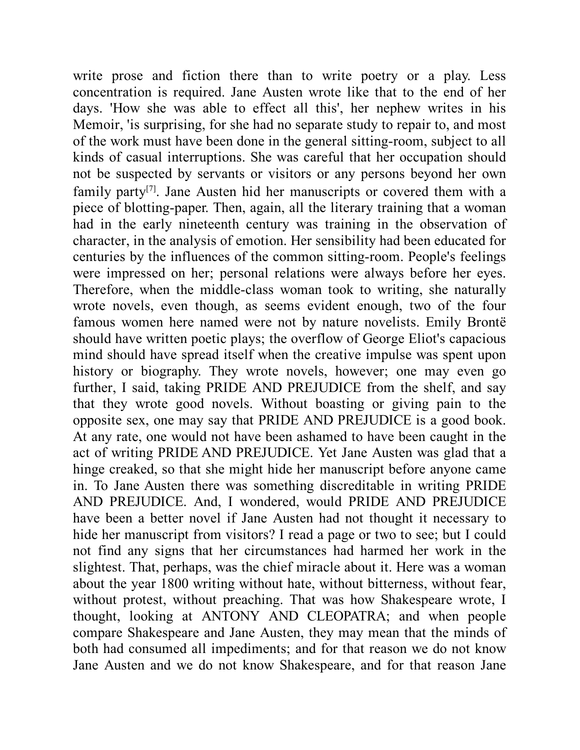write prose and fiction there than to write poetry or a play. Less concentration is required. Jane Austen wrote like that to the end of her days. 'How she was able to effect all this', her nephew writes in his Memoir, 'is surprising, for she had no separate study to repair to, and most of the work must have been done in the general sitting-room, subject to all kinds of casual interruptions. She was careful that her occupation should not be suspected by servants or visitors or any persons beyond her own family party[7]. Jane Austen hid her manuscripts or covered them with a piece of blotting-paper. Then, again, all the literary training that a woman had in the early nineteenth century was training in the observation of character, in the analysis of emotion. Her sensibility had been educated for centuries by the influences of the common sitting-room. People's feelings were impressed on her; personal relations were always before her eyes. Therefore, when the middle-class woman took to writing, she naturally wrote novels, even though, as seems evident enough, two of the four famous women here named were not by nature novelists. Emily Brontë should have written poetic plays; the overflow of George Eliot's capacious mind should have spread itself when the creative impulse was spent upon history or biography. They wrote novels, however; one may even go further, I said, taking PRIDE AND PREJUDICE from the shelf, and say that they wrote good novels. Without boasting or giving pain to the opposite sex, one may say that PRIDE AND PREJUDICE is a good book. At any rate, one would not have been ashamed to have been caught in the act of writing PRIDE AND PREJUDICE. Yet Jane Austen was glad that a hinge creaked, so that she might hide her manuscript before anyone came in. To Jane Austen there was something discreditable in writing PRIDE AND PREJUDICE. And, I wondered, would PRIDE AND PREJUDICE have been a better novel if Jane Austen had not thought it necessary to hide her manuscript from visitors? I read a page or two to see; but I could not find any signs that her circumstances had harmed her work in the slightest. That, perhaps, was the chief miracle about it. Here was a woman about the year 1800 writing without hate, without bitterness, without fear, without protest, without preaching. That was how Shakespeare wrote, I thought, looking at ANTONY AND CLEOPATRA; and when people compare Shakespeare and Jane Austen, they may mean that the minds of both had consumed all impediments; and for that reason we do not know Jane Austen and we do not know Shakespeare, and for that reason Jane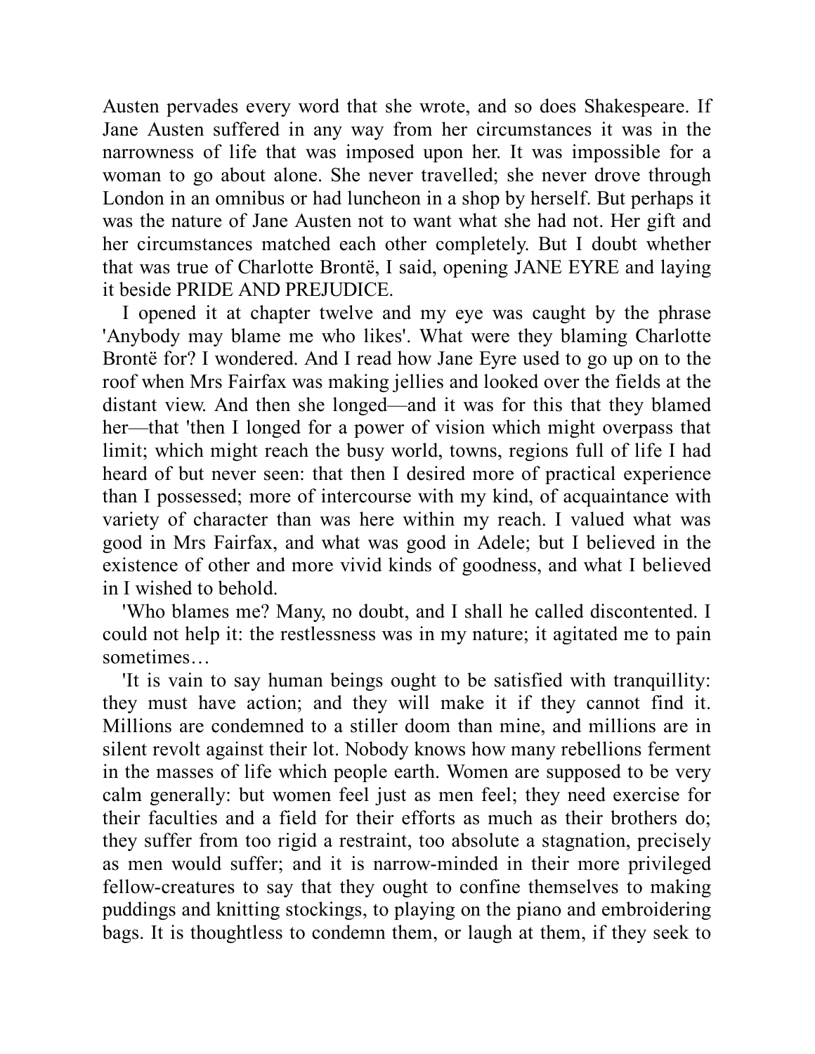Austen pervades every word that she wrote, and so does Shakespeare. If Jane Austen suffered in any way from her circumstances it was in the narrowness of life that was imposed upon her. It was impossible for a woman to go about alone. She never travelled; she never drove through London in an omnibus or had luncheon in a shop by herself. But perhaps it was the nature of Jane Austen not to want what she had not. Her gift and her circumstances matched each other completely. But I doubt whether that was true of Charlotte Brontë, I said, opening JANE EYRE and laying it beside PRIDE AND PREJUDICE.

I opened it at chapter twelve and my eye was caught by the phrase 'Anybody may blame me who likes'. What were they blaming Charlotte Brontë for? I wondered. And I read how Jane Eyre used to go up on to the roof when Mrs Fairfax was making jellies and looked over the fields at the distant view. And then she longed—and it was for this that they blamed her—that 'then I longed for a power of vision which might overpass that limit; which might reach the busy world, towns, regions full of life I had heard of but never seen: that then I desired more of practical experience than I possessed; more of intercourse with my kind, of acquaintance with variety of character than was here within my reach. I valued what was good in Mrs Fairfax, and what was good in Adele; but I believed in the existence of other and more vivid kinds of goodness, and what I believed in I wished to behold.

'Who blames me? Many, no doubt, and I shall he called discontented. I could not help it: the restlessness was in my nature; it agitated me to pain sometimes…

'It is vain to say human beings ought to be satisfied with tranquillity: they must have action; and they will make it if they cannot find it. Millions are condemned to a stiller doom than mine, and millions are in silent revolt against their lot. Nobody knows how many rebellions ferment in the masses of life which people earth. Women are supposed to be very calm generally: but women feel just as men feel; they need exercise for their faculties and a field for their efforts as much as their brothers do; they suffer from too rigid a restraint, too absolute a stagnation, precisely as men would suffer; and it is narrow-minded in their more privileged fellow-creatures to say that they ought to confine themselves to making puddings and knitting stockings, to playing on the piano and embroidering bags. It is thoughtless to condemn them, or laugh at them, if they seek to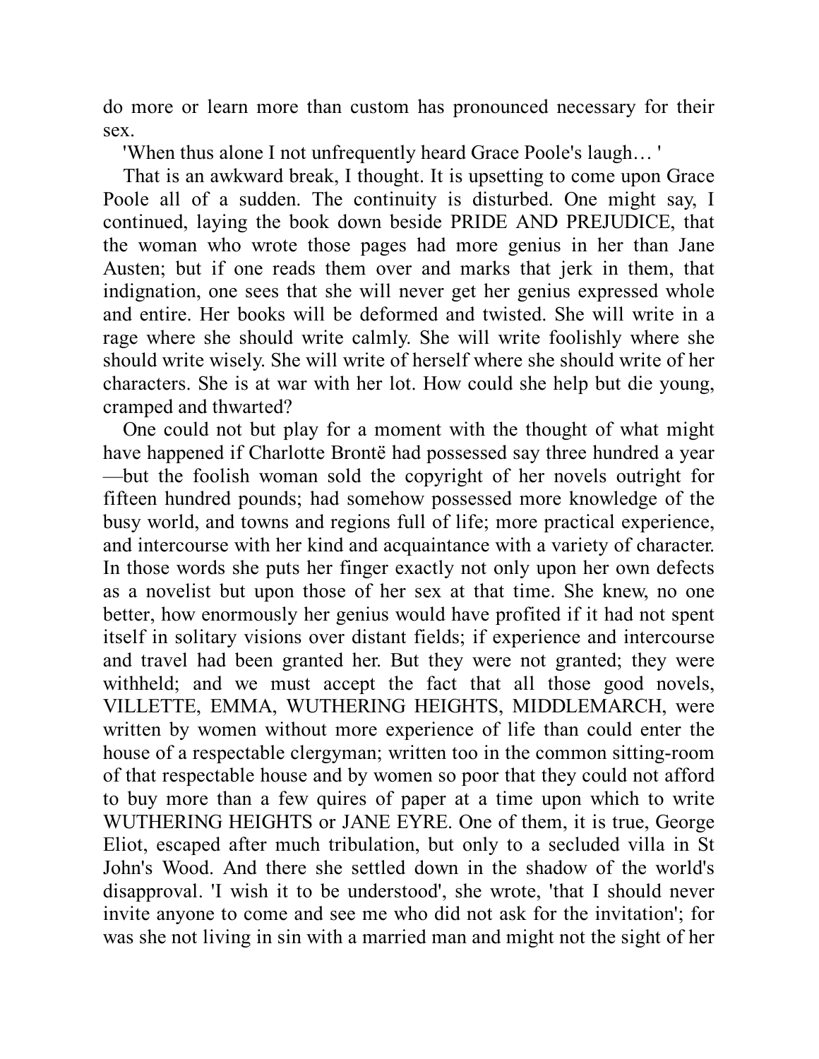do more or learn more than custom has pronounced necessary for their sex.

'When thus alone I not unfrequently heard Grace Poole's laugh… '

That is an awkward break, I thought. It is upsetting to come upon Grace Poole all of a sudden. The continuity is disturbed. One might say, I continued, laying the book down beside PRIDE AND PREJUDICE, that the woman who wrote those pages had more genius in her than Jane Austen; but if one reads them over and marks that jerk in them, that indignation, one sees that she will never get her genius expressed whole and entire. Her books will be deformed and twisted. She will write in a rage where she should write calmly. She will write foolishly where she should write wisely. She will write of herself where she should write of her characters. She is at war with her lot. How could she help but die young, cramped and thwarted?

One could not but play for a moment with the thought of what might have happened if Charlotte Brontë had possessed say three hundred a year—but the foolish woman sold the copyright of her novels outright for fifteen hundred pounds; had somehow possessed more knowledge of the busy world, and towns and regions full of life; more practical experience, and intercourse with her kind and acquaintance with a variety of character. In those words she puts her finger exactly not only upon her own defects as a novelist but upon those of her sex at that time. She knew, no one better, how enormously her genius would have profited if it had not spent itself in solitary visions over distant fields; if experience and intercourse and travel had been granted her. But they were not granted; they were withheld; and we must accept the fact that all those good novels, VILLETTE, EMMA, WUTHERING HEIGHTS, MIDDLEMARCH, were written by women without more experience of life than could enter the house of a respectable clergyman; written too in the common sitting-room of that respectable house and by women so poor that they could not afford to buy more than a few quires of paper at a time upon which to write WUTHERING HEIGHTS or JANE EYRE. One of them, it is true, George Eliot, escaped after much tribulation, but only to a secluded villa in St John's Wood. And there she settled down in the shadow of the world's disapproval. 'I wish it to be understood', she wrote, 'that I should never invite anyone to come and see me who did not ask for the invitation'; for was she not living in sin with a married man and might not the sight of her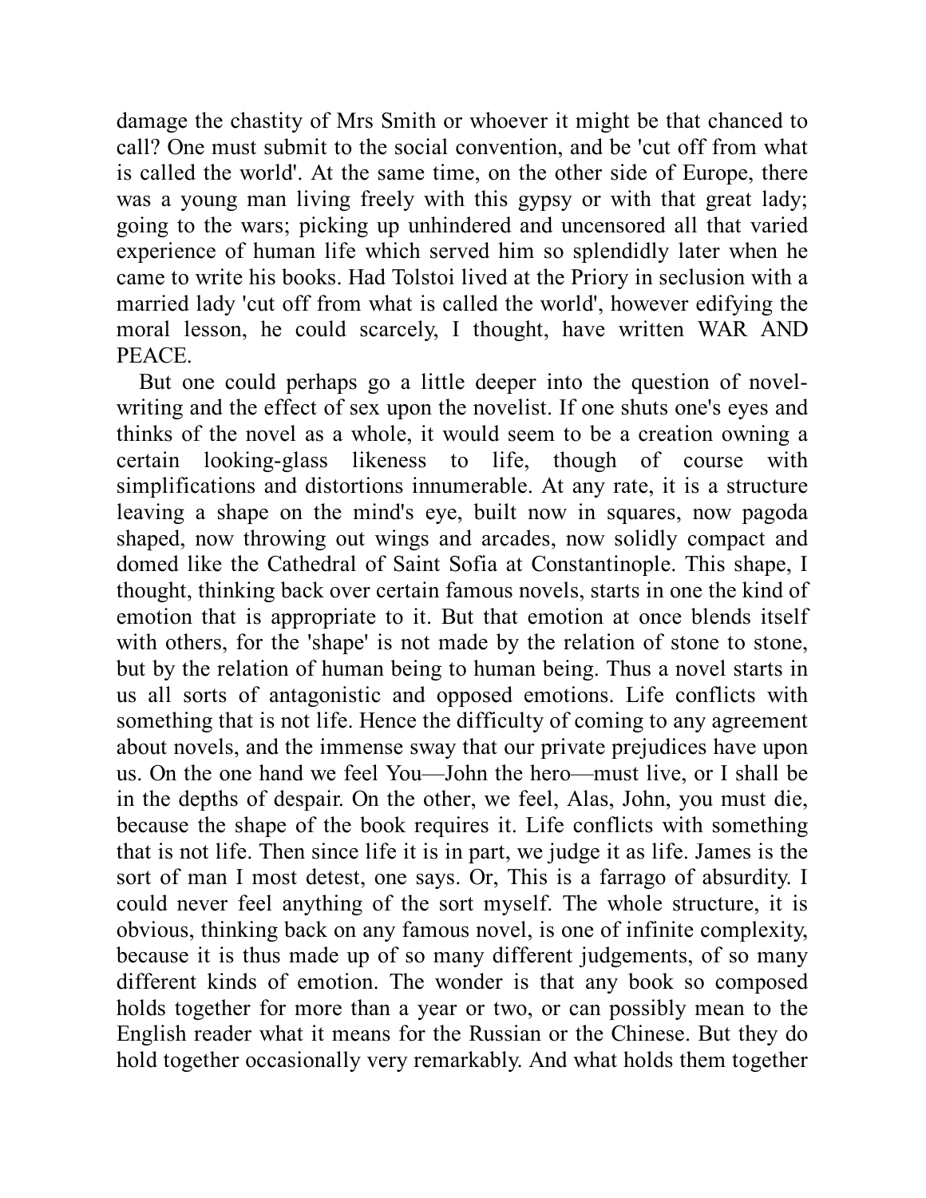damage the chastity of Mrs Smith or whoever it might be that chanced to call? One must submit to the social convention, and be 'cut off from what is called the world'. At the same time, on the other side of Europe, there was a young man living freely with this gypsy or with that great lady; going to the wars; picking up unhindered and uncensored all that varied experience of human life which served him so splendidly later when he came to write his books. Had Tolstoi lived at the Priory in seclusion with a married lady 'cut off from what is called the world', however edifying the moral lesson, he could scarcely, I thought, have written WAR AND PEACE.

But one could perhaps go a little deeper into the question of novel-writing and the effect of sex upon the novelist. If one shuts one's eyes and thinks of the novel as a whole, it would seem to be a creation owning a certain looking-glass likeness to life, though of course with simplifications and distortions innumerable. At any rate, it is a structure leaving a shape on the mind's eye, built now in squares, now pagoda shaped, now throwing out wings and arcades, now solidly compact and domed like the Cathedral of Saint Sofia at Constantinople. This shape, I thought, thinking back over certain famous novels, starts in one the kind of emotion that is appropriate to it. But that emotion at once blends itself with others, for the 'shape' is not made by the relation of stone to stone, but by the relation of human being to human being. Thus a novel starts in us all sorts of antagonistic and opposed emotions. Life conflicts with something that is not life. Hence the difficulty of coming to any agreement about novels, and the immense sway that our private prejudices have upon us. On the one hand we feel You—John the hero—must live, or I shall be in the depths of despair. On the other, we feel, Alas, John, you must die, because the shape of the book requires it. Life conflicts with something that is not life. Then since life it is in part, we judge it as life. James is the sort of man I most detest, one says. Or, This is a farrago of absurdity. I could never feel anything of the sort myself. The whole structure, it is obvious, thinking back on any famous novel, is one of infinite complexity, because it is thus made up of so many different judgements, of so many different kinds of emotion. The wonder is that any book so composed holds together for more than a year or two, or can possibly mean to the English reader what it means for the Russian or the Chinese. But they do hold together occasionally very remarkably. And what holds them together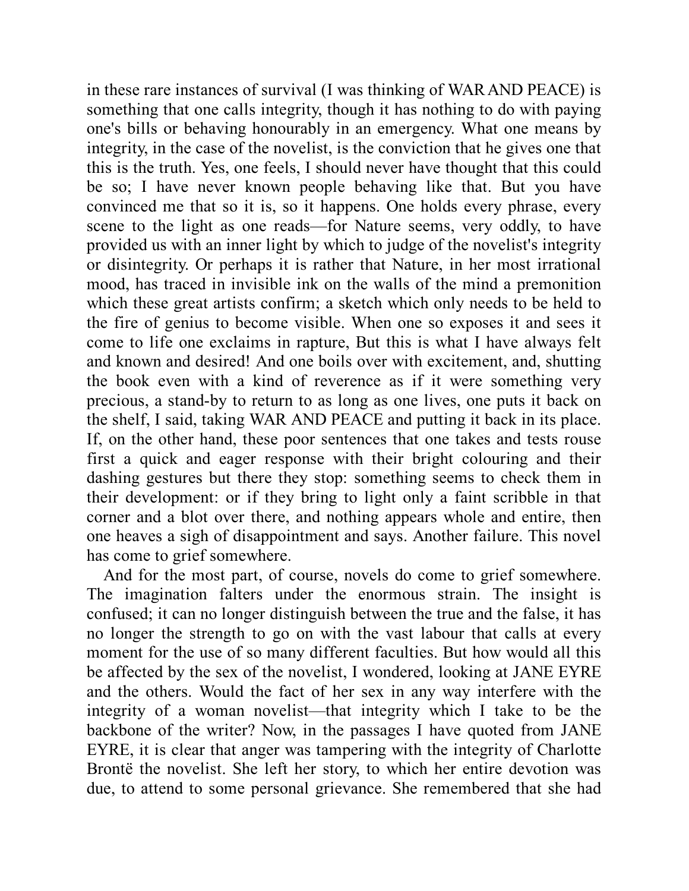in these rare instances of survival (I was thinking of WAR AND PEACE) is something that one calls integrity, though it has nothing to do with paying one's bills or behaving honourably in an emergency. What one means by integrity, in the case of the novelist, is the conviction that he gives one that this is the truth. Yes, one feels, I should never have thought that this could be so; I have never known people behaving like that. But you have convinced me that so it is, so it happens. One holds every phrase, every scene to the light as one reads—for Nature seems, very oddly, to have provided us with an inner light by which to judge of the novelist's integrity or disintegrity. Or perhaps it is rather that Nature, in her most irrational mood, has traced in invisible ink on the walls of the mind a premonition which these great artists confirm; a sketch which only needs to be held to the fire of genius to become visible. When one so exposes it and sees it come to life one exclaims in rapture, But this is what I have always felt and known and desired! And one boils over with excitement, and, shutting the book even with a kind of reverence as if it were something very precious, a stand-by to return to as long as one lives, one puts it back on the shelf, I said, taking WAR AND PEACE and putting it back in its place. If, on the other hand, these poor sentences that one takes and tests rouse first a quick and eager response with their bright colouring and their dashing gestures but there they stop: something seems to check them in their development: or if they bring to light only a faint scribble in that corner and a blot over there, and nothing appears whole and entire, then one heaves a sigh of disappointment and says. Another failure. This novel has come to grief somewhere.

And for the most part, of course, novels do come to grief somewhere. The imagination falters under the enormous strain. The insight is confused; it can no longer distinguish between the true and the false, it has no longer the strength to go on with the vast labour that calls at every moment for the use of so many different faculties. But how would all this be affected by the sex of the novelist, I wondered, looking at JANE EYRE and the others. Would the fact of her sex in any way interfere with the integrity of a woman novelist—that integrity which I take to be the backbone of the writer? Now, in the passages I have quoted from JANE EYRE, it is clear that anger was tampering with the integrity of Charlotte Brontë the novelist. She left her story, to which her entire devotion was due, to attend to some personal grievance. She remembered that she had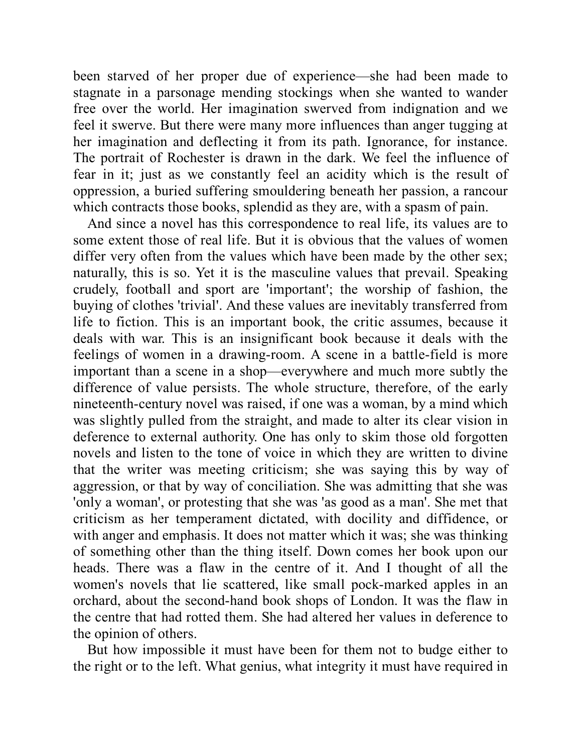been starved of her proper due of experience—she had been made to stagnate in a parsonage mending stockings when she wanted to wander free over the world. Her imagination swerved from indignation and we feel it swerve. But there were many more influences than anger tugging at her imagination and deflecting it from its path. Ignorance, for instance. The portrait of Rochester is drawn in the dark. We feel the influence of fear in it; just as we constantly feel an acidity which is the result of oppression, a buried suffering smouldering beneath her passion, a rancour which contracts those books, splendid as they are, with a spasm of pain.

And since a novel has this correspondence to real life, its values are to some extent those of real life. But it is obvious that the values of women differ very often from the values which have been made by the other sex; naturally, this is so. Yet it is the masculine values that prevail. Speaking crudely, football and sport are 'important'; the worship of fashion, the buying of clothes 'trivial'. And these values are inevitably transferred from life to fiction. This is an important book, the critic assumes, because it deals with war. This is an insignificant book because it deals with the feelings of women in a drawing-room. A scene in a battle-field is more important than a scene in a shop—everywhere and much more subtly the difference of value persists. The whole structure, therefore, of the early nineteenth-century novel was raised, if one was a woman, by a mind which was slightly pulled from the straight, and made to alter its clear vision in deference to external authority. One has only to skim those old forgotten novels and listen to the tone of voice in which they are written to divine that the writer was meeting criticism; she was saying this by way of aggression, or that by way of conciliation. She was admitting that she was 'only a woman', or protesting that she was 'as good as a man'. She met that criticism as her temperament dictated, with docility and diffidence, or with anger and emphasis. It does not matter which it was; she was thinking of something other than the thing itself. Down comes her book upon our heads. There was a flaw in the centre of it. And I thought of all the women's novels that lie scattered, like small pock-marked apples in an orchard, about the second-hand book shops of London. It was the flaw in the centre that had rotted them. She had altered her values in deference to the opinion of others.

But how impossible it must have been for them not to budge either to the right or to the left. What genius, what integrity it must have required in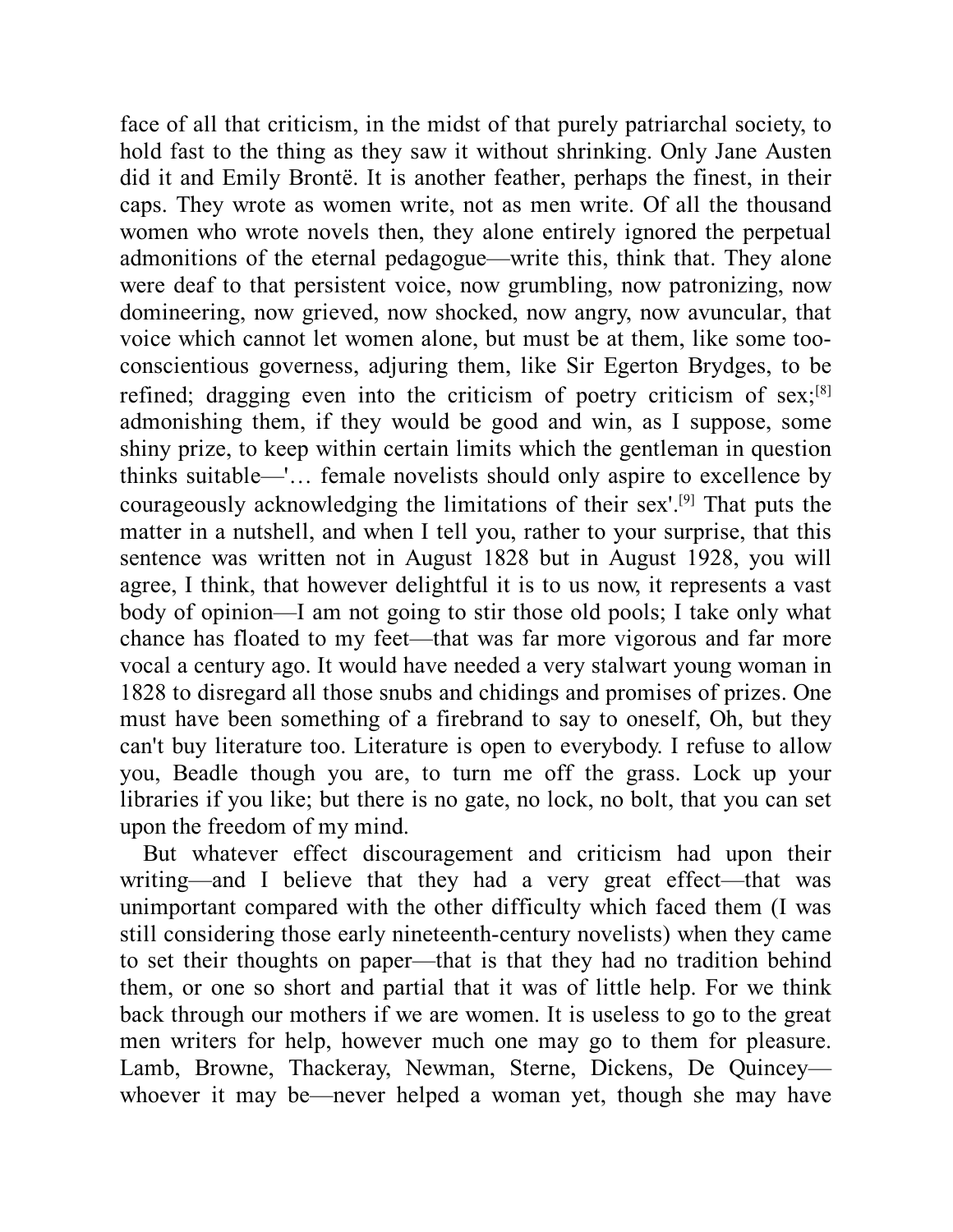face of all that criticism, in the midst of that purely patriarchal society, to hold fast to the thing as they saw it without shrinking. Only Jane Austen did it and Emily Brontë. It is another feather, perhaps the finest, in their caps. They wrote as women write, not as men write. Of all the thousand women who wrote novels then, they alone entirely ignored the perpetual admonitions of the eternal pedagogue—write this, think that. They alone were deaf to that persistent voice, now grumbling, now patronizing, now domineering, now grieved, now shocked, now angry, now avuncular, that voice which cannot let women alone, but must be at them, like some too-conscientious governess, adjuring them, like Sir Egerton Brydges, to be refined; dragging even into the criticism of poetry criticism of sex;[8] admonishing them, if they would be good and win, as I suppose, some shiny prize, to keep within certain limits which the gentleman in question thinks suitable—'… female novelists should only aspire to excellence by courageously acknowledging the limitations of their sex'.[9] That puts the matter in a nutshell, and when I tell you, rather to your surprise, that this sentence was written not in August 1828 but in August 1928, you will agree, I think, that however delightful it is to us now, it represents a vast body of opinion—I am not going to stir those old pools; I take only what chance has floated to my feet—that was far more vigorous and far more vocal a century ago. It would have needed a very stalwart young woman in 1828 to disregard all those snubs and chidings and promises of prizes. One must have been something of a firebrand to say to oneself, Oh, but they can't buy literature too. Literature is open to everybody. I refuse to allow you, Beadle though you are, to turn me off the grass. Lock up your libraries if you like; but there is no gate, no lock, no bolt, that you can set upon the freedom of my mind.

But whatever effect discouragement and criticism had upon their writing—and I believe that they had a very great effect—that was unimportant compared with the other difficulty which faced them (I was still considering those early nineteenth-century novelists) when they came to set their thoughts on paper—that is that they had no tradition behind them, or one so short and partial that it was of little help. For we think back through our mothers if we are women. It is useless to go to the great men writers for help, however much one may go to them for pleasure. Lamb, Browne, Thackeray, Newman, Sterne, Dickens, De Quincey—whoever it may be—never helped a woman yet, though she may have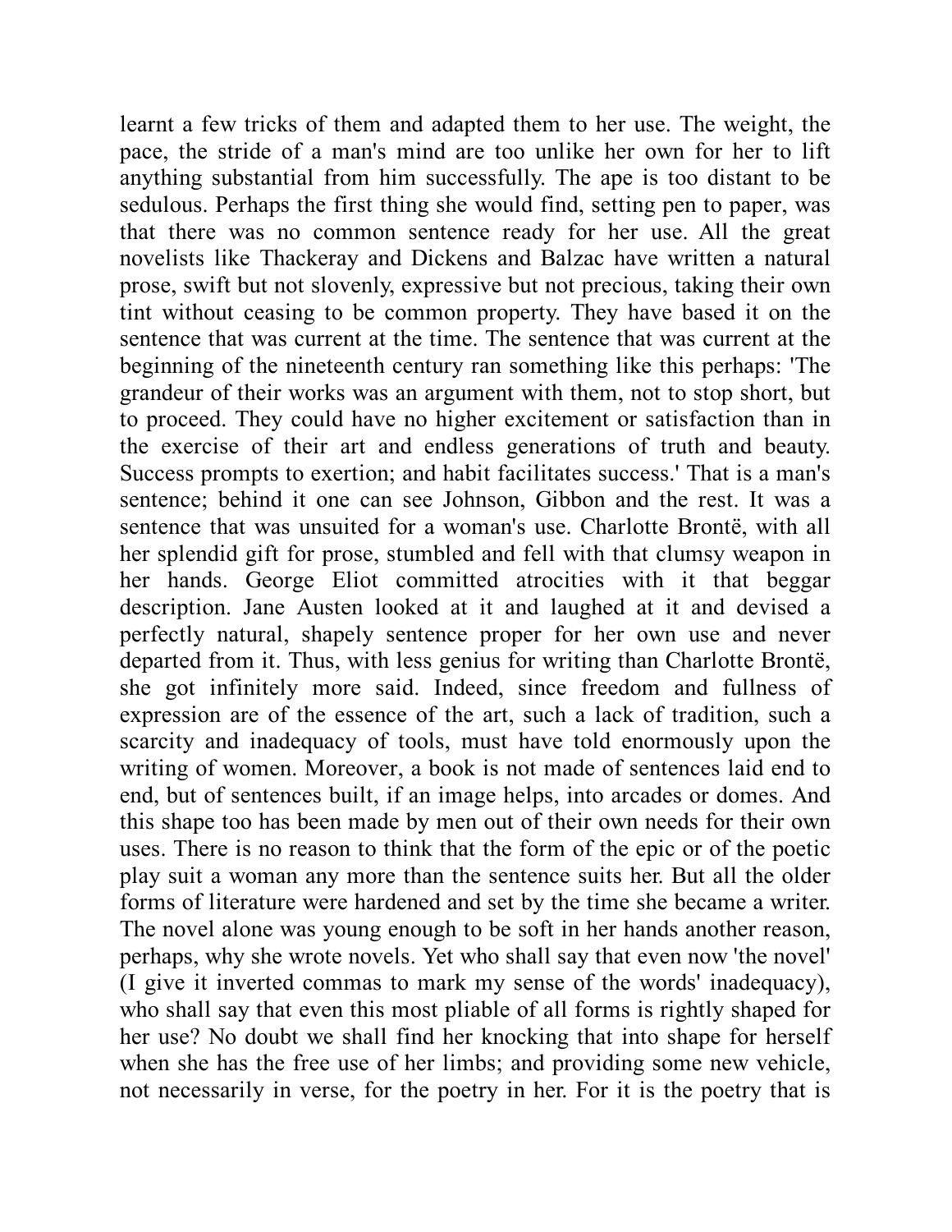learnt a few tricks of them and adapted them to her use. The weight, the pace, the stride of a man's mind are too unlike her own for her to lift anything substantial from him successfully. The ape is too distant to be sedulous. Perhaps the first thing she would find, setting pen to paper, was that there was no common sentence ready for her use. All the great novelists like Thackeray and Dickens and Balzac have written a natural prose, swift but not slovenly, expressive but not precious, taking their own tint without ceasing to be common property. They have based it on the sentence that was current at the time. The sentence that was current at the beginning of the nineteenth century ran something like this perhaps: 'The grandeur of their works was an argument with them, not to stop short, but to proceed. They could have no higher excitement or satisfaction than in the exercise of their art and endless generations of truth and beauty. Success prompts to exertion; and habit facilitates success.' That is a man's sentence; behind it one can see Johnson, Gibbon and the rest. It was a sentence that was unsuited for a woman's use. Charlotte Brontë, with all her splendid gift for prose, stumbled and fell with that clumsy weapon in her hands. George Eliot committed atrocities with it that beggar description. Jane Austen looked at it and laughed at it and devised a perfectly natural, shapely sentence proper for her own use and never departed from it. Thus, with less genius for writing than Charlotte Brontë, she got infinitely more said. Indeed, since freedom and fullness of expression are of the essence of the art, such a lack of tradition, such a scarcity and inadequacy of tools, must have told enormously upon the writing of women. Moreover, a book is not made of sentences laid end to end, but of sentences built, if an image helps, into arcades or domes. And this shape too has been made by men out of their own needs for their own uses. There is no reason to think that the form of the epic or of the poetic play suit a woman any more than the sentence suits her. But all the older forms of literature were hardened and set by the time she became a writer. The novel alone was young enough to be soft in her hands another reason, perhaps, why she wrote novels. Yet who shall say that even now 'the novel' (I give it inverted commas to mark my sense of the words' inadequacy), who shall say that even this most pliable of all forms is rightly shaped for her use? No doubt we shall find her knocking that into shape for herself when she has the free use of her limbs; and providing some new vehicle, not necessarily in verse, for the poetry in her. For it is the poetry that is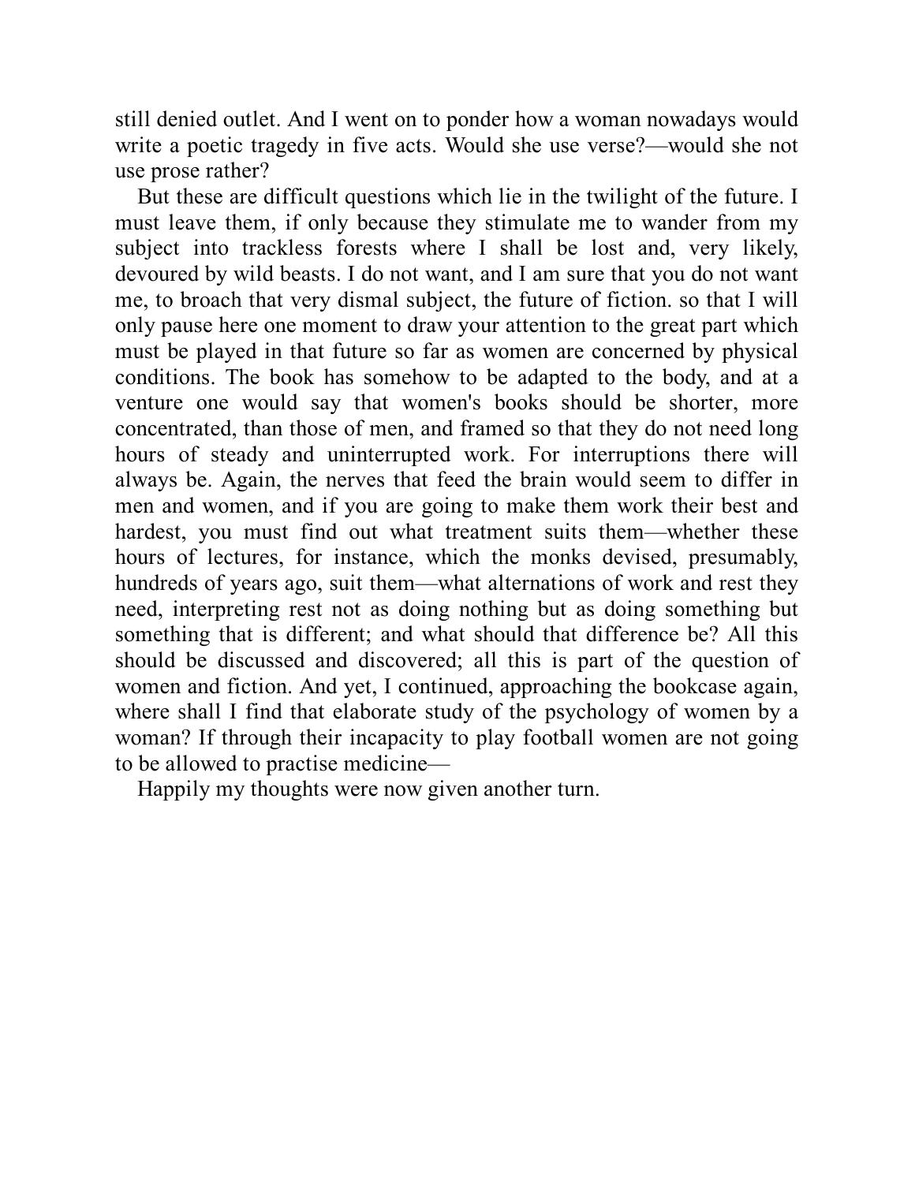still denied outlet. And I went on to ponder how a woman nowadays would write a poetic tragedy in five acts. Would she use verse?—would she not use prose rather?

But these are difficult questions which lie in the twilight of the future. I must leave them, if only because they stimulate me to wander from my subject into trackless forests where I shall be lost and, very likely, devoured by wild beasts. I do not want, and I am sure that you do not want me, to broach that very dismal subject, the future of fiction. so that I will only pause here one moment to draw your attention to the great part which must be played in that future so far as women are concerned by physical conditions. The book has somehow to be adapted to the body, and at a venture one would say that women's books should be shorter, more concentrated, than those of men, and framed so that they do not need long hours of steady and uninterrupted work. For interruptions there will always be. Again, the nerves that feed the brain would seem to differ in men and women, and if you are going to make them work their best and hardest, you must find out what treatment suits them—whether these hours of lectures, for instance, which the monks devised, presumably, hundreds of years ago, suit them—what alternations of work and rest they need, interpreting rest not as doing nothing but as doing something but something that is different; and what should that difference be? All this should be discussed and discovered; all this is part of the question of women and fiction. And yet, I continued, approaching the bookcase again, where shall I find that elaborate study of the psychology of women by a woman? If through their incapacity to play football women are not going to be allowed to practise medicine—

Happily my thoughts were now given another turn.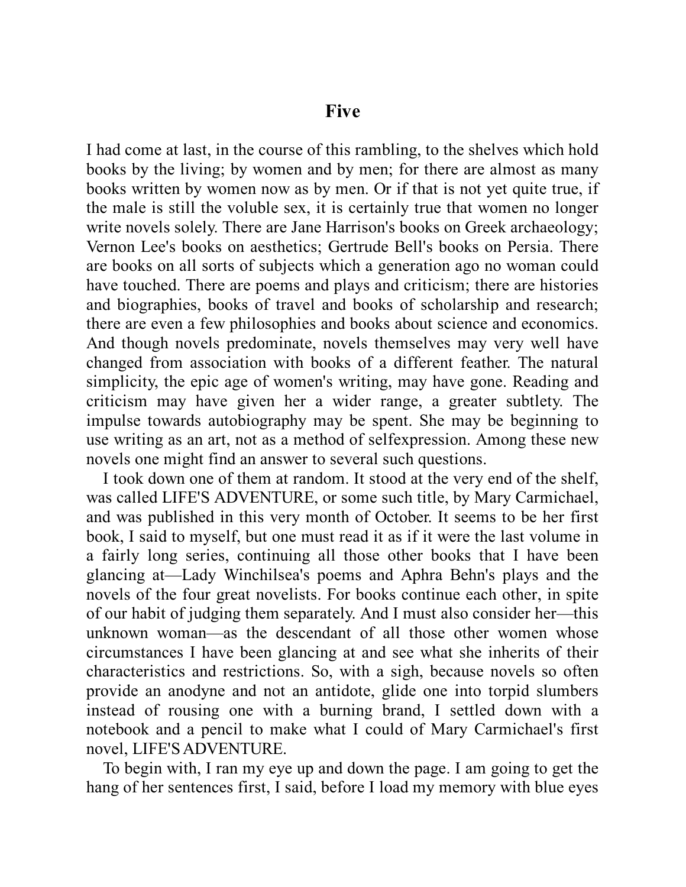## Five

I had come at last, in the course of this rambling, to the shelves which hold books by the living; by women and by men; for there are almost as many books written by women now as by men. Or if that is not yet quite true, if the male is still the voluble sex, it is certainly true that women no longer write novels solely. There are Jane Harrison's books on Greek archaeology; Vernon Lee's books on aesthetics; Gertrude Bell's books on Persia. There are books on all sorts of subjects which a generation ago no woman could have touched. There are poems and plays and criticism; there are histories and biographies, books of travel and books of scholarship and research; there are even a few philosophies and books about science and economics. And though novels predominate, novels themselves may very well have changed from association with books of a different feather. The natural simplicity, the epic age of women's writing, may have gone. Reading and criticism may have given her a wider range, a greater subtlety. The impulse towards autobiography may be spent. She may be beginning to use writing as an art, not as a method of selfexpression. Among these new novels one might find an answer to several such questions.

I took down one of them at random. It stood at the very end of the shelf, was called LIFE'S ADVENTURE, or some such title, by Mary Carmichael, and was published in this very month of October. It seems to be her first book, I said to myself, but one must read it as if it were the last volume in a fairly long series, continuing all those other books that I have been glancing at—Lady Winchilsea's poems and Aphra Behn's plays and the novels of the four great novelists. For books continue each other, in spite of our habit of judging them separately. And I must also consider her—this unknown woman—as the descendant of all those other women whose circumstances I have been glancing at and see what she inherits of their characteristics and restrictions. So, with a sigh, because novels so often provide an anodyne and not an antidote, glide one into torpid slumbers instead of rousing one with a burning brand, I settled down with a notebook and a pencil to make what I could of Mary Carmichael's first novel, LIFE'S ADVENTURE.

To begin with, I ran my eye up and down the page. I am going to get the hang of her sentences first, I said, before I load my memory with blue eyes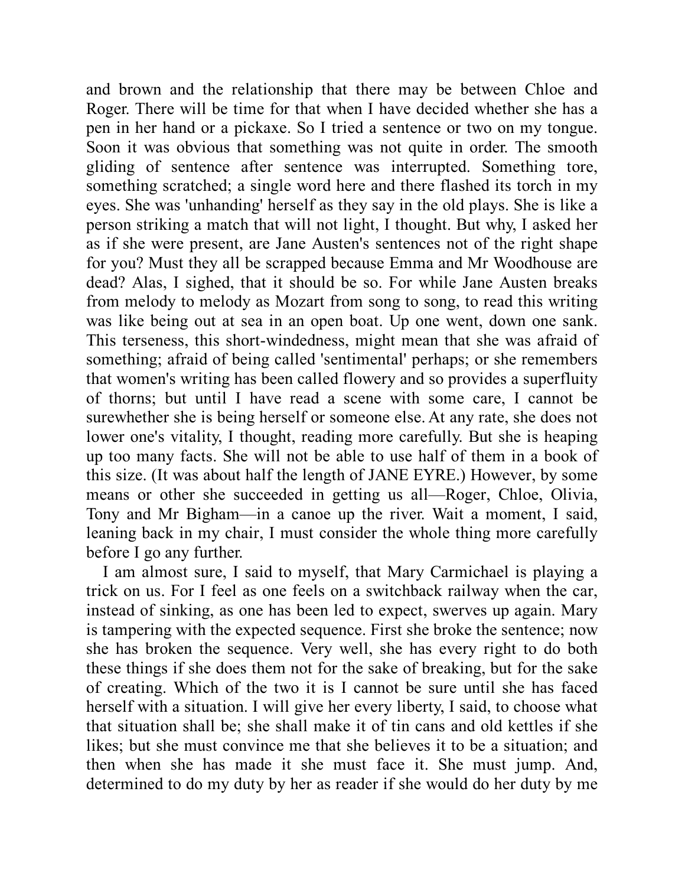and brown and the relationship that there may be between Chloe and Roger. There will be time for that when I have decided whether she has a pen in her hand or a pickaxe. So I tried a sentence or two on my tongue. Soon it was obvious that something was not quite in order. The smooth gliding of sentence after sentence was interrupted. Something tore, something scratched; a single word here and there flashed its torch in my eyes. She was 'unhanding' herself as they say in the old plays. She is like a person striking a match that will not light, I thought. But why, I asked her as if she were present, are Jane Austen's sentences not of the right shape for you? Must they all be scrapped because Emma and Mr Woodhouse are dead? Alas, I sighed, that it should be so. For while Jane Austen breaks from melody to melody as Mozart from song to song, to read this writing was like being out at sea in an open boat. Up one went, down one sank. This terseness, this short-windedness, might mean that she was afraid of something; afraid of being called 'sentimental' perhaps; or she remembers that women's writing has been called flowery and so provides a superfluity of thorns; but until I have read a scene with some care, I cannot be surewhether she is being herself or someone else. At any rate, she does not lower one's vitality, I thought, reading more carefully. But she is heaping up too many facts. She will not be able to use half of them in a book of this size. (It was about half the length of JANE EYRE.) However, by some means or other she succeeded in getting us all—Roger, Chloe, Olivia, Tony and Mr Bigham—in a canoe up the river. Wait a moment, I said, leaning back in my chair, I must consider the whole thing more carefully before I go any further.

I am almost sure, I said to myself, that Mary Carmichael is playing a trick on us. For I feel as one feels on a switchback railway when the car, instead of sinking, as one has been led to expect, swerves up again. Mary is tampering with the expected sequence. First she broke the sentence; now she has broken the sequence. Very well, she has every right to do both these things if she does them not for the sake of breaking, but for the sake of creating. Which of the two it is I cannot be sure until she has faced herself with a situation. I will give her every liberty, I said, to choose what that situation shall be; she shall make it of tin cans and old kettles if she likes; but she must convince me that she believes it to be a situation; and then when she has made it she must face it. She must jump. And, determined to do my duty by her as reader if she would do her duty by me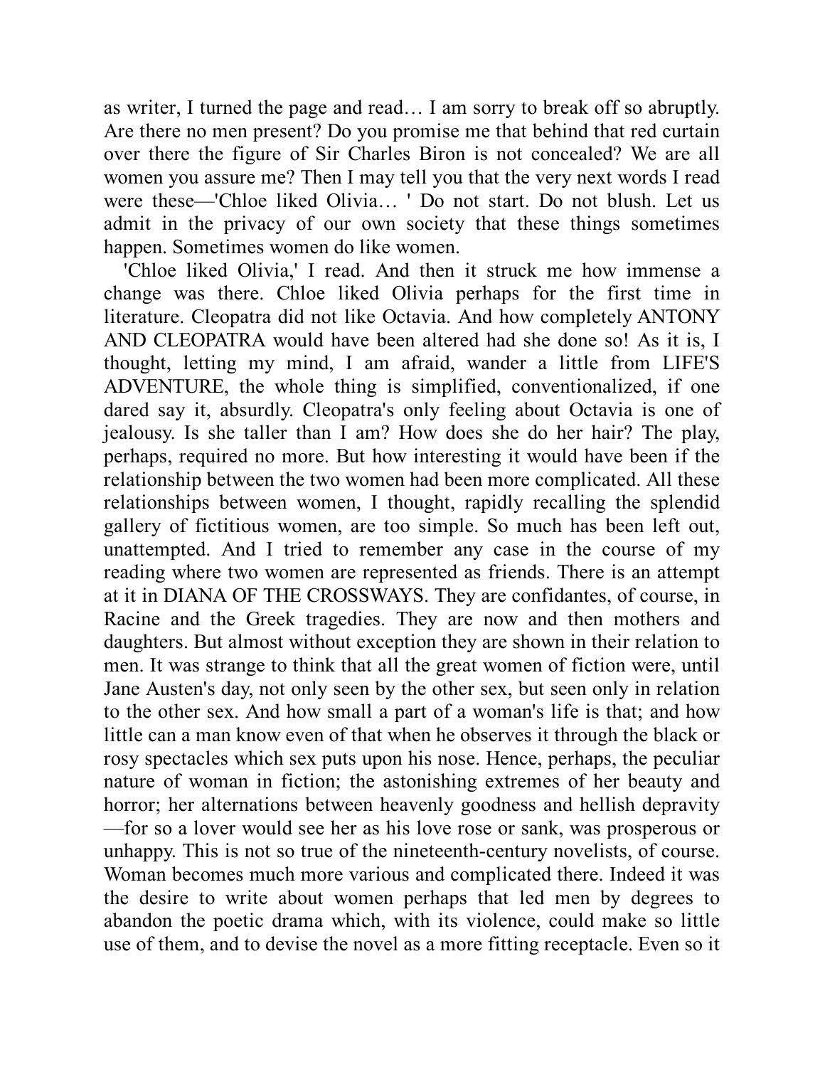as writer, I turned the page and read… I am sorry to break off so abruptly. Are there no men present? Do you promise me that behind that red curtain over there the figure of Sir Charles Biron is not concealed? We are all women you assure me? Then I may tell you that the very next words I read were these—'Chloe liked Olivia… ' Do not start. Do not blush. Let us admit in the privacy of our own society that these things sometimes happen. Sometimes women do like women.

'Chloe liked Olivia,' I read. And then it struck me how immense a change was there. Chloe liked Olivia perhaps for the first time in literature. Cleopatra did not like Octavia. And how completely ANTONY AND CLEOPATRA would have been altered had she done so! As it is, I thought, letting my mind, I am afraid, wander a little from LIFE'S ADVENTURE, the whole thing is simplified, conventionalized, if one dared say it, absurdly. Cleopatra's only feeling about Octavia is one of jealousy. Is she taller than I am? How does she do her hair? The play, perhaps, required no more. But how interesting it would have been if the relationship between the two women had been more complicated. All these relationships between women, I thought, rapidly recalling the splendid gallery of fictitious women, are too simple. So much has been left out, unattempted. And I tried to remember any case in the course of my reading where two women are represented as friends. There is an attempt at it in DIANA OF THE CROSSWAYS. They are confidantes, of course, in Racine and the Greek tragedies. They are now and then mothers and daughters. But almost without exception they are shown in their relation to men. It was strange to think that all the great women of fiction were, until Jane Austen's day, not only seen by the other sex, but seen only in relation to the other sex. And how small a part of a woman's life is that; and how little can a man know even of that when he observes it through the black or rosy spectacles which sex puts upon his nose. Hence, perhaps, the peculiar nature of woman in fiction; the astonishing extremes of her beauty and horror; her alternations between heavenly goodness and hellish depravity—for so a lover would see her as his love rose or sank, was prosperous or unhappy. This is not so true of the nineteenth-century novelists, of course. Woman becomes much more various and complicated there. Indeed it was the desire to write about women perhaps that led men by degrees to abandon the poetic drama which, with its violence, could make so little use of them, and to devise the novel as a more fitting receptacle. Even so it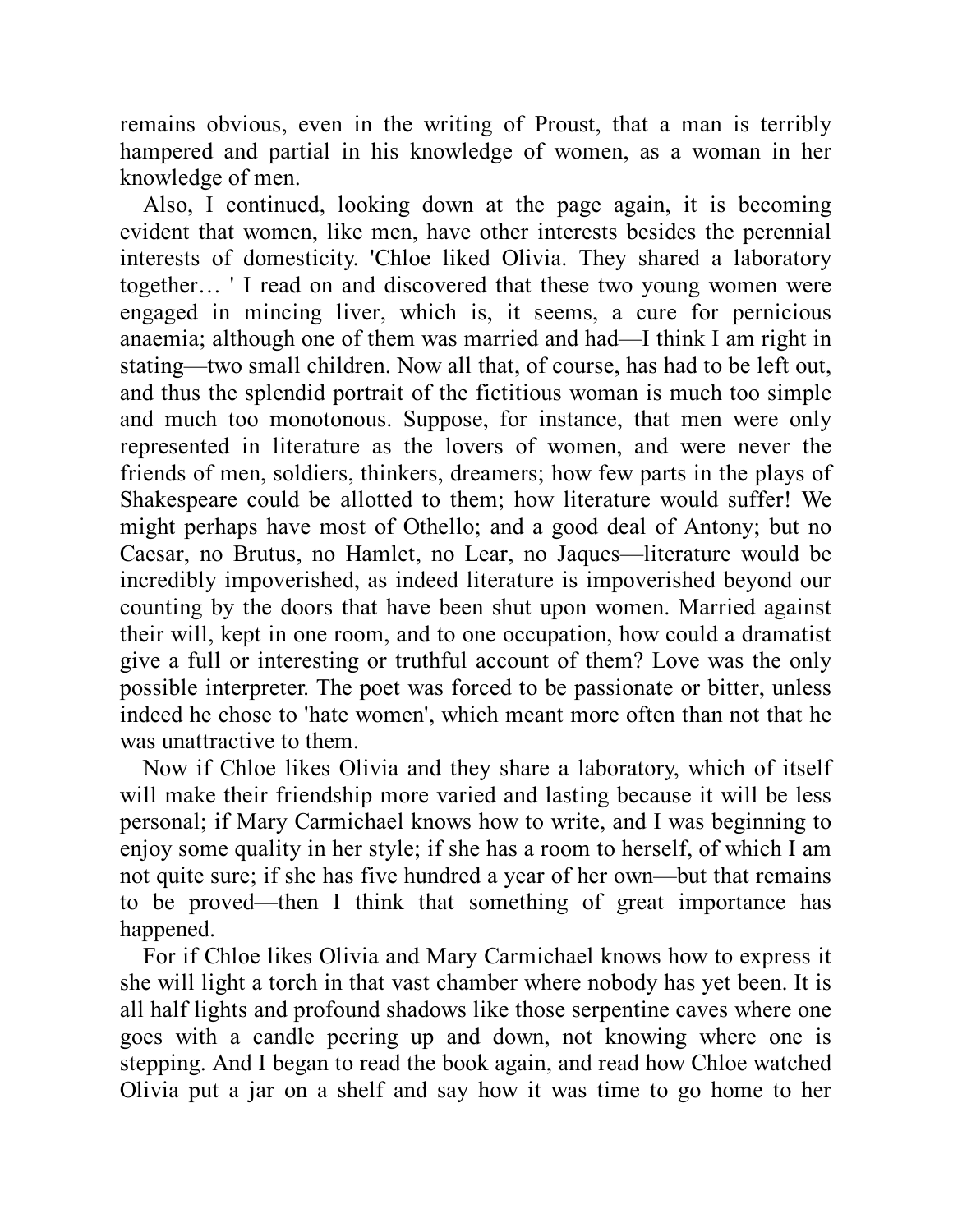remains obvious, even in the writing of Proust, that a man is terribly hampered and partial in his knowledge of women, as a woman in her knowledge of men.

Also, I continued, looking down at the page again, it is becoming evident that women, like men, have other interests besides the perennial interests of domesticity. 'Chloe liked Olivia. They shared a laboratory together… ' I read on and discovered that these two young women were engaged in mincing liver, which is, it seems, a cure for pernicious anaemia; although one of them was married and had—I think I am right in stating—two small children. Now all that, of course, has had to be left out, and thus the splendid portrait of the fictitious woman is much too simple and much too monotonous. Suppose, for instance, that men were only represented in literature as the lovers of women, and were never the friends of men, soldiers, thinkers, dreamers; how few parts in the plays of Shakespeare could be allotted to them; how literature would suffer! We might perhaps have most of Othello; and a good deal of Antony; but no Caesar, no Brutus, no Hamlet, no Lear, no Jaques—literature would be incredibly impoverished, as indeed literature is impoverished beyond our counting by the doors that have been shut upon women. Married against their will, kept in one room, and to one occupation, how could a dramatist give a full or interesting or truthful account of them? Love was the only possible interpreter. The poet was forced to be passionate or bitter, unless indeed he chose to 'hate women', which meant more often than not that he was unattractive to them.

Now if Chloe likes Olivia and they share a laboratory, which of itself will make their friendship more varied and lasting because it will be less personal; if Mary Carmichael knows how to write, and I was beginning to enjoy some quality in her style; if she has a room to herself, of which I am not quite sure; if she has five hundred a year of her own—but that remains to be proved—then I think that something of great importance has happened.

For if Chloe likes Olivia and Mary Carmichael knows how to express it she will light a torch in that vast chamber where nobody has yet been. It is all half lights and profound shadows like those serpentine caves where one goes with a candle peering up and down, not knowing where one is stepping. And I began to read the book again, and read how Chloe watched Olivia put a jar on a shelf and say how it was time to go home to her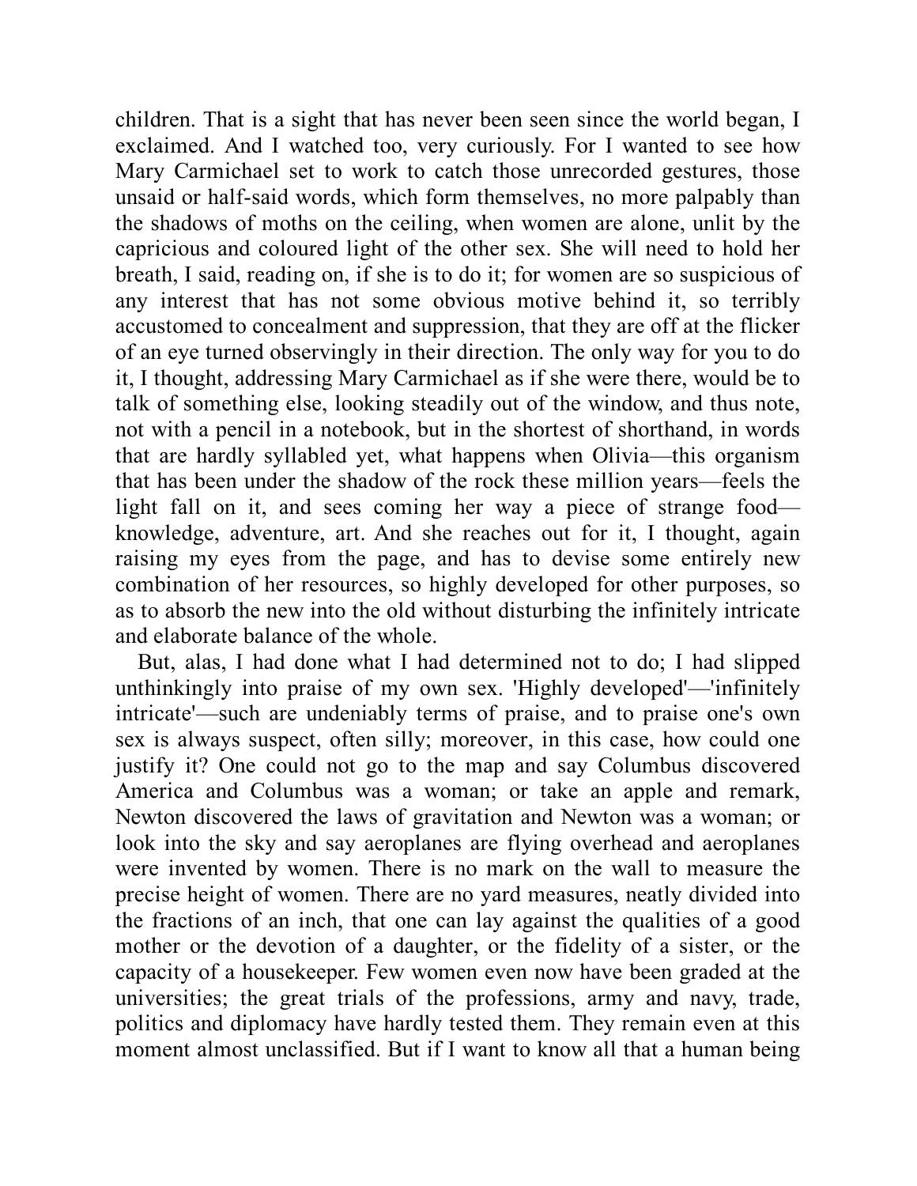children. That is a sight that has never been seen since the world began, I exclaimed. And I watched too, very curiously. For I wanted to see how Mary Carmichael set to work to catch those unrecorded gestures, those unsaid or half-said words, which form themselves, no more palpably than the shadows of moths on the ceiling, when women are alone, unlit by the capricious and coloured light of the other sex. She will need to hold her breath, I said, reading on, if she is to do it; for women are so suspicious of any interest that has not some obvious motive behind it, so terribly accustomed to concealment and suppression, that they are off at the flicker of an eye turned observingly in their direction. The only way for you to do it, I thought, addressing Mary Carmichael as if she were there, would be to talk of something else, looking steadily out of the window, and thus note, not with a pencil in a notebook, but in the shortest of shorthand, in words that are hardly syllabled yet, what happens when Olivia—this organism that has been under the shadow of the rock these million years—feels the light fall on it, and sees coming her way a piece of strange food—knowledge, adventure, art. And she reaches out for it, I thought, again raising my eyes from the page, and has to devise some entirely new combination of her resources, so highly developed for other purposes, so as to absorb the new into the old without disturbing the infinitely intricate and elaborate balance of the whole.

But, alas, I had done what I had determined not to do; I had slipped unthinkingly into praise of my own sex. 'Highly developed'—'infinitely intricate'—such are undeniably terms of praise, and to praise one's own sex is always suspect, often silly; moreover, in this case, how could one justify it? One could not go to the map and say Columbus discovered America and Columbus was a woman; or take an apple and remark, Newton discovered the laws of gravitation and Newton was a woman; or look into the sky and say aeroplanes are flying overhead and aeroplanes were invented by women. There is no mark on the wall to measure the precise height of women. There are no yard measures, neatly divided into the fractions of an inch, that one can lay against the qualities of a good mother or the devotion of a daughter, or the fidelity of a sister, or the capacity of a housekeeper. Few women even now have been graded at the universities; the great trials of the professions, army and navy, trade, politics and diplomacy have hardly tested them. They remain even at this moment almost unclassified. But if I want to know all that a human being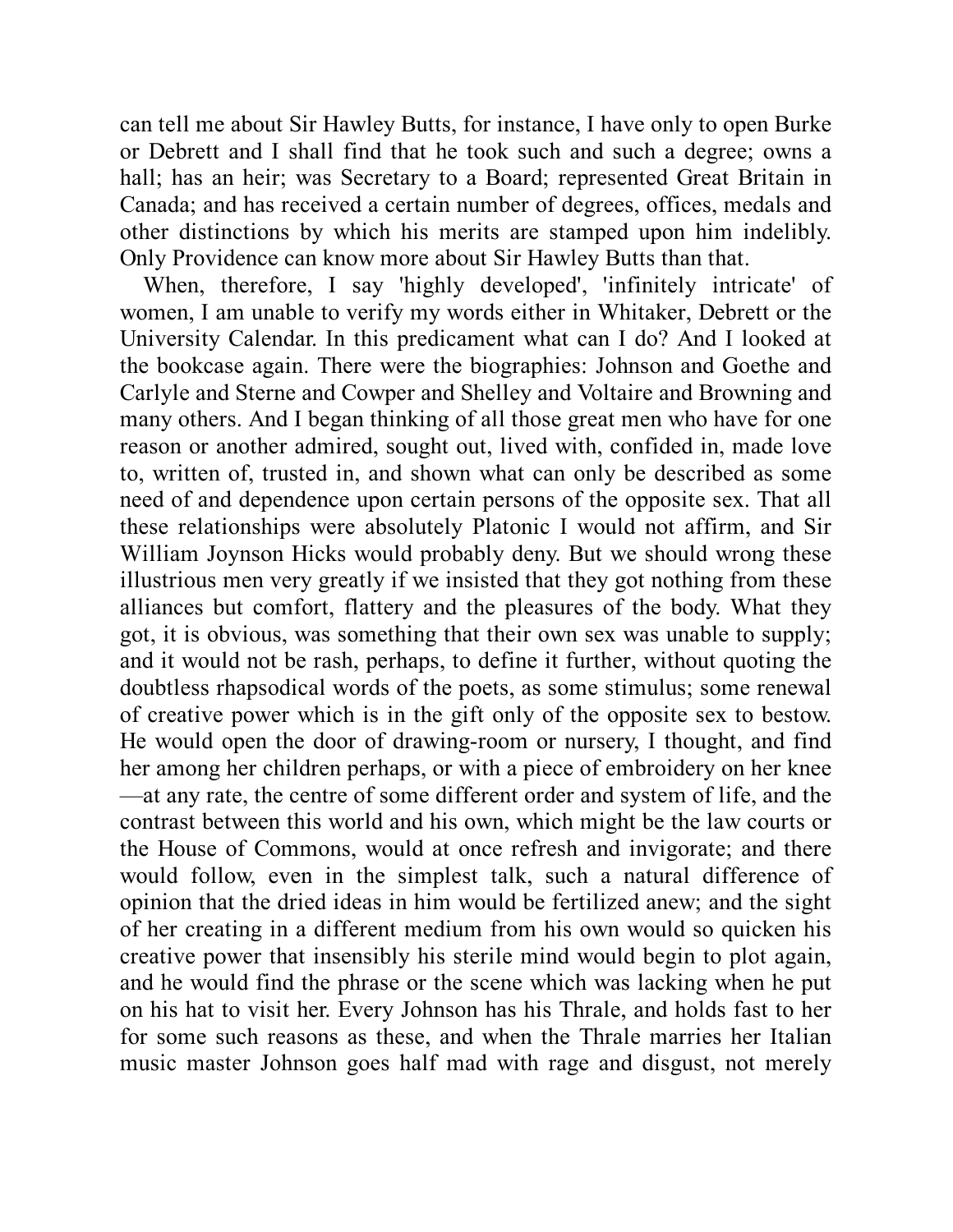can tell me about Sir Hawley Butts, for instance, I have only to open Burke or Debrett and I shall find that he took such and such a degree; owns a hall; has an heir; was Secretary to a Board; represented Great Britain in Canada; and has received a certain number of degrees, offices, medals and other distinctions by which his merits are stamped upon him indelibly. Only Providence can know more about Sir Hawley Butts than that.

When, therefore, I say 'highly developed', 'infinitely intricate' of women, I am unable to verify my words either in Whitaker, Debrett or the University Calendar. In this predicament what can I do? And I looked at the bookcase again. There were the biographies: Johnson and Goethe and Carlyle and Sterne and Cowper and Shelley and Voltaire and Browning and many others. And I began thinking of all those great men who have for one reason or another admired, sought out, lived with, confided in, made love to, written of, trusted in, and shown what can only be described as some need of and dependence upon certain persons of the opposite sex. That all these relationships were absolutely Platonic I would not affirm, and Sir William Joynson Hicks would probably deny. But we should wrong these illustrious men very greatly if we insisted that they got nothing from these alliances but comfort, flattery and the pleasures of the body. What they got, it is obvious, was something that their own sex was unable to supply; and it would not be rash, perhaps, to define it further, without quoting the doubtless rhapsodical words of the poets, as some stimulus; some renewal of creative power which is in the gift only of the opposite sex to bestow. He would open the door of drawing-room or nursery, I thought, and find her among her children perhaps, or with a piece of embroidery on her knee—at any rate, the centre of some different order and system of life, and the contrast between this world and his own, which might be the law courts or the House of Commons, would at once refresh and invigorate; and there would follow, even in the simplest talk, such a natural difference of opinion that the dried ideas in him would be fertilized anew; and the sight of her creating in a different medium from his own would so quicken his creative power that insensibly his sterile mind would begin to plot again, and he would find the phrase or the scene which was lacking when he put on his hat to visit her. Every Johnson has his Thrale, and holds fast to her for some such reasons as these, and when the Thrale marries her Italian music master Johnson goes half mad with rage and disgust, not merely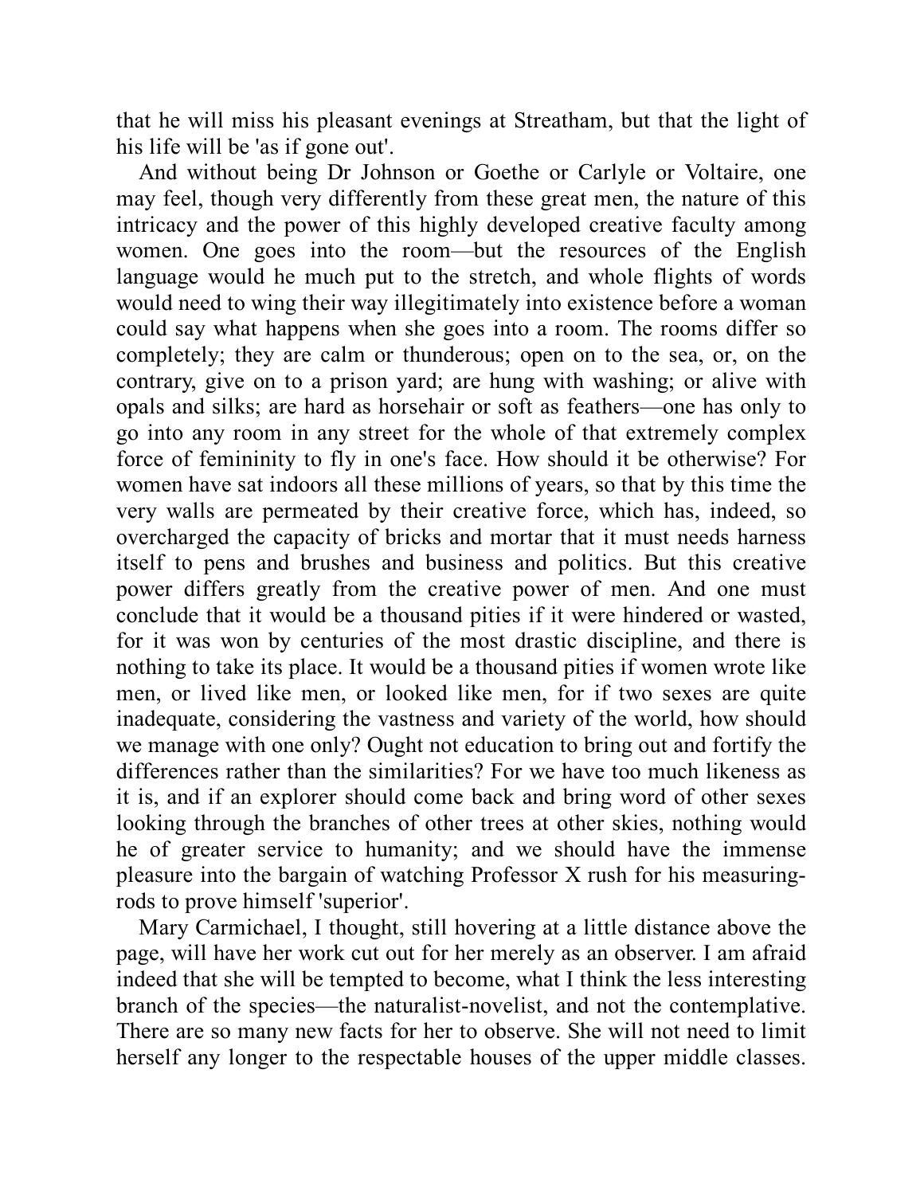that he will miss his pleasant evenings at Streatham, but that the light of his life will be 'as if gone out'.

And without being Dr Johnson or Goethe or Carlyle or Voltaire, one may feel, though very differently from these great men, the nature of this intricacy and the power of this highly developed creative faculty among women. One goes into the room—but the resources of the English language would he much put to the stretch, and whole flights of words would need to wing their way illegitimately into existence before a woman could say what happens when she goes into a room. The rooms differ so completely; they are calm or thunderous; open on to the sea, or, on the contrary, give on to a prison yard; are hung with washing; or alive with opals and silks; are hard as horsehair or soft as feathers—one has only to go into any room in any street for the whole of that extremely complex force of femininity to fly in one's face. How should it be otherwise? For women have sat indoors all these millions of years, so that by this time the very walls are permeated by their creative force, which has, indeed, so overcharged the capacity of bricks and mortar that it must needs harness itself to pens and brushes and business and politics. But this creative power differs greatly from the creative power of men. And one must conclude that it would be a thousand pities if it were hindered or wasted, for it was won by centuries of the most drastic discipline, and there is nothing to take its place. It would be a thousand pities if women wrote like men, or lived like men, or looked like men, for if two sexes are quite inadequate, considering the vastness and variety of the world, how should we manage with one only? Ought not education to bring out and fortify the differences rather than the similarities? For we have too much likeness as it is, and if an explorer should come back and bring word of other sexes looking through the branches of other trees at other skies, nothing would he of greater service to humanity; and we should have the immense pleasure into the bargain of watching Professor X rush for his measuring-rods to prove himself 'superior'.

Mary Carmichael, I thought, still hovering at a little distance above the page, will have her work cut out for her merely as an observer. I am afraid indeed that she will be tempted to become, what I think the less interesting branch of the species—the naturalist-novelist, and not the contemplative. There are so many new facts for her to observe. She will not need to limit herself any longer to the respectable houses of the upper middle classes.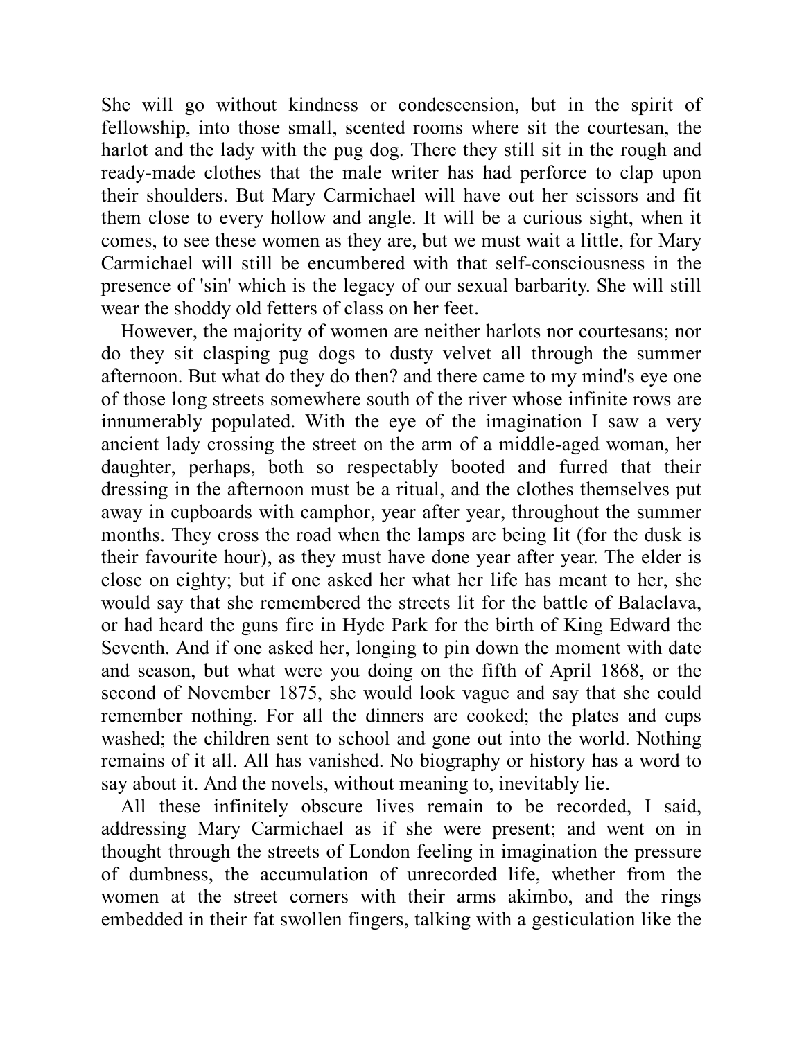She will go without kindness or condescension, but in the spirit of fellowship, into those small, scented rooms where sit the courtesan, the harlot and the lady with the pug dog. There they still sit in the rough and ready-made clothes that the male writer has had perforce to clap upon their shoulders. But Mary Carmichael will have out her scissors and fit them close to every hollow and angle. It will be a curious sight, when it comes, to see these women as they are, but we must wait a little, for Mary Carmichael will still be encumbered with that self-consciousness in the presence of 'sin' which is the legacy of our sexual barbarity. She will still wear the shoddy old fetters of class on her feet.

However, the majority of women are neither harlots nor courtesans; nor do they sit clasping pug dogs to dusty velvet all through the summer afternoon. But what do they do then? and there came to my mind's eye one of those long streets somewhere south of the river whose infinite rows are innumerably populated. With the eye of the imagination I saw a very ancient lady crossing the street on the arm of a middle-aged woman, her daughter, perhaps, both so respectably booted and furred that their dressing in the afternoon must be a ritual, and the clothes themselves put away in cupboards with camphor, year after year, throughout the summer months. They cross the road when the lamps are being lit (for the dusk is their favourite hour), as they must have done year after year. The elder is close on eighty; but if one asked her what her life has meant to her, she would say that she remembered the streets lit for the battle of Balaclava, or had heard the guns fire in Hyde Park for the birth of King Edward the Seventh. And if one asked her, longing to pin down the moment with date and season, but what were you doing on the fifth of April 1868, or the second of November 1875, she would look vague and say that she could remember nothing. For all the dinners are cooked; the plates and cups washed; the children sent to school and gone out into the world. Nothing remains of it all. All has vanished. No biography or history has a word to say about it. And the novels, without meaning to, inevitably lie.

All these infinitely obscure lives remain to be recorded, I said, addressing Mary Carmichael as if she were present; and went on in thought through the streets of London feeling in imagination the pressure of dumbness, the accumulation of unrecorded life, whether from the women at the street corners with their arms akimbo, and the rings embedded in their fat swollen fingers, talking with a gesticulation like the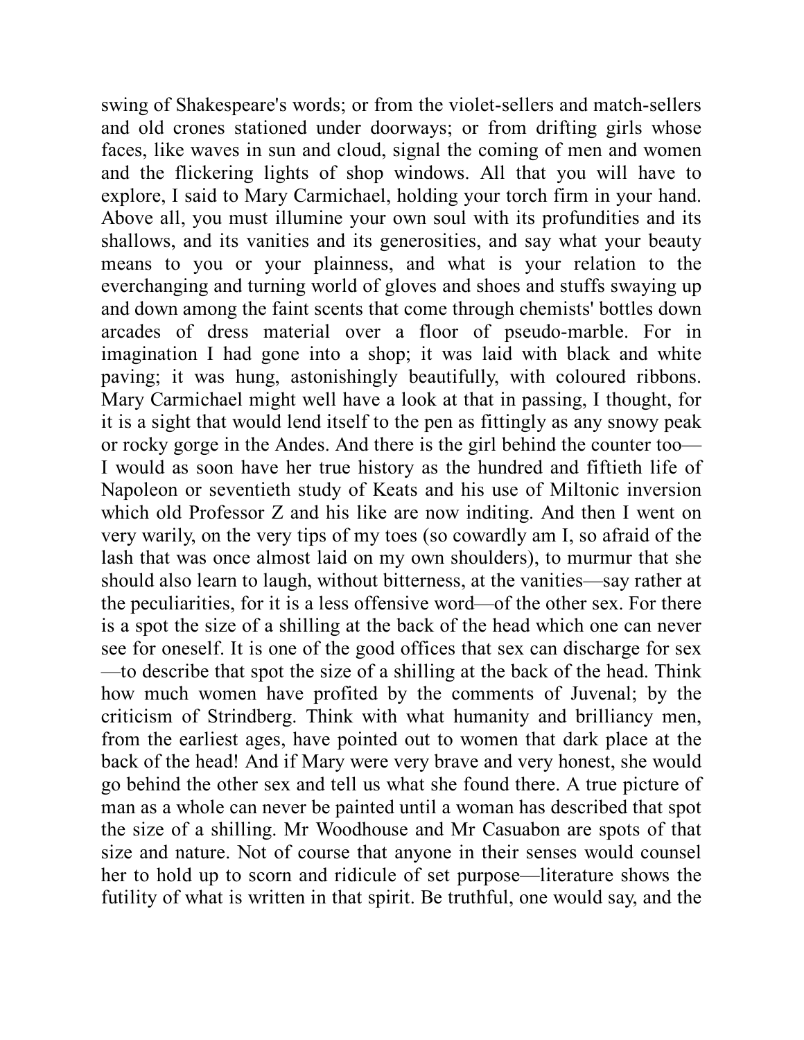swing of Shakespeare's words; or from the violet-sellers and match-sellers and old crones stationed under doorways; or from drifting girls whose faces, like waves in sun and cloud, signal the coming of men and women and the flickering lights of shop windows. All that you will have to explore, I said to Mary Carmichael, holding your torch firm in your hand. Above all, you must illumine your own soul with its profundities and its shallows, and its vanities and its generosities, and say what your beauty means to you or your plainness, and what is your relation to the everchanging and turning world of gloves and shoes and stuffs swaying up and down among the faint scents that come through chemists' bottles down arcades of dress material over a floor of pseudo-marble. For in imagination I had gone into a shop; it was laid with black and white paving; it was hung, astonishingly beautifully, with coloured ribbons. Mary Carmichael might well have a look at that in passing, I thought, for it is a sight that would lend itself to the pen as fittingly as any snowy peak or rocky gorge in the Andes. And there is the girl behind the counter too—I would as soon have her true history as the hundred and fiftieth life of Napoleon or seventieth study of Keats and his use of Miltonic inversion which old Professor Z and his like are now inditing. And then I went on very warily, on the very tips of my toes (so cowardly am I, so afraid of the lash that was once almost laid on my own shoulders), to murmur that she should also learn to laugh, without bitterness, at the vanities—say rather at the peculiarities, for it is a less offensive word—of the other sex. For there is a spot the size of a shilling at the back of the head which one can never see for oneself. It is one of the good offices that sex can discharge for sex—to describe that spot the size of a shilling at the back of the head. Think how much women have profited by the comments of Juvenal; by the criticism of Strindberg. Think with what humanity and brilliancy men, from the earliest ages, have pointed out to women that dark place at the back of the head! And if Mary were very brave and very honest, she would go behind the other sex and tell us what she found there. A true picture of man as a whole can never be painted until a woman has described that spot the size of a shilling. Mr Woodhouse and Mr Casuabon are spots of that size and nature. Not of course that anyone in their senses would counsel her to hold up to scorn and ridicule of set purpose—literature shows the futility of what is written in that spirit. Be truthful, one would say, and the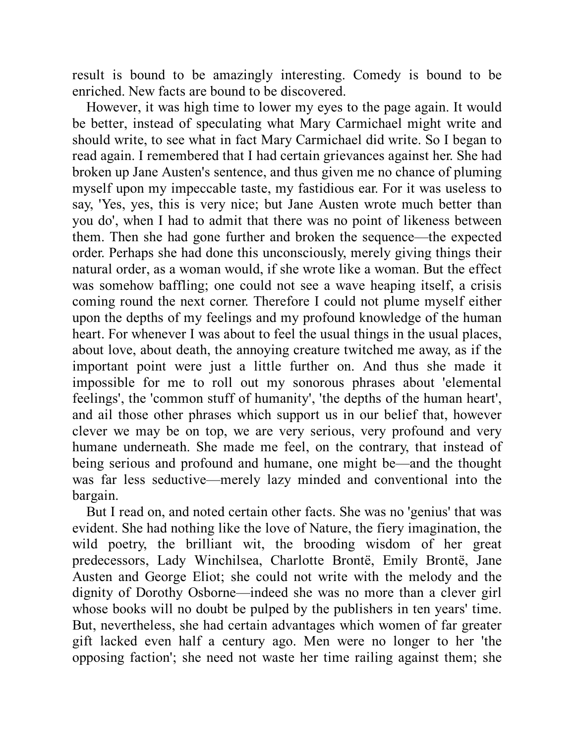result is bound to be amazingly interesting. Comedy is bound to be enriched. New facts are bound to be discovered.

However, it was high time to lower my eyes to the page again. It would be better, instead of speculating what Mary Carmichael might write and should write, to see what in fact Mary Carmichael did write. So I began to read again. I remembered that I had certain grievances against her. She had broken up Jane Austen's sentence, and thus given me no chance of pluming myself upon my impeccable taste, my fastidious ear. For it was useless to say, 'Yes, yes, this is very nice; but Jane Austen wrote much better than you do', when I had to admit that there was no point of likeness between them. Then she had gone further and broken the sequence—the expected order. Perhaps she had done this unconsciously, merely giving things their natural order, as a woman would, if she wrote like a woman. But the effect was somehow baffling; one could not see a wave heaping itself, a crisis coming round the next corner. Therefore I could not plume myself either upon the depths of my feelings and my profound knowledge of the human heart. For whenever I was about to feel the usual things in the usual places, about love, about death, the annoying creature twitched me away, as if the important point were just a little further on. And thus she made it impossible for me to roll out my sonorous phrases about 'elemental feelings', the 'common stuff of humanity', 'the depths of the human heart', and ail those other phrases which support us in our belief that, however clever we may be on top, we are very serious, very profound and very humane underneath. She made me feel, on the contrary, that instead of being serious and profound and humane, one might be—and the thought was far less seductive—merely lazy minded and conventional into the bargain.

But I read on, and noted certain other facts. She was no 'genius' that was evident. She had nothing like the love of Nature, the fiery imagination, the wild poetry, the brilliant wit, the brooding wisdom of her great predecessors, Lady Winchilsea, Charlotte Brontë, Emily Brontë, Jane Austen and George Eliot; she could not write with the melody and the dignity of Dorothy Osborne—indeed she was no more than a clever girl whose books will no doubt be pulped by the publishers in ten years' time. But, nevertheless, she had certain advantages which women of far greater gift lacked even half a century ago. Men were no longer to her 'the opposing faction'; she need not waste her time railing against them; she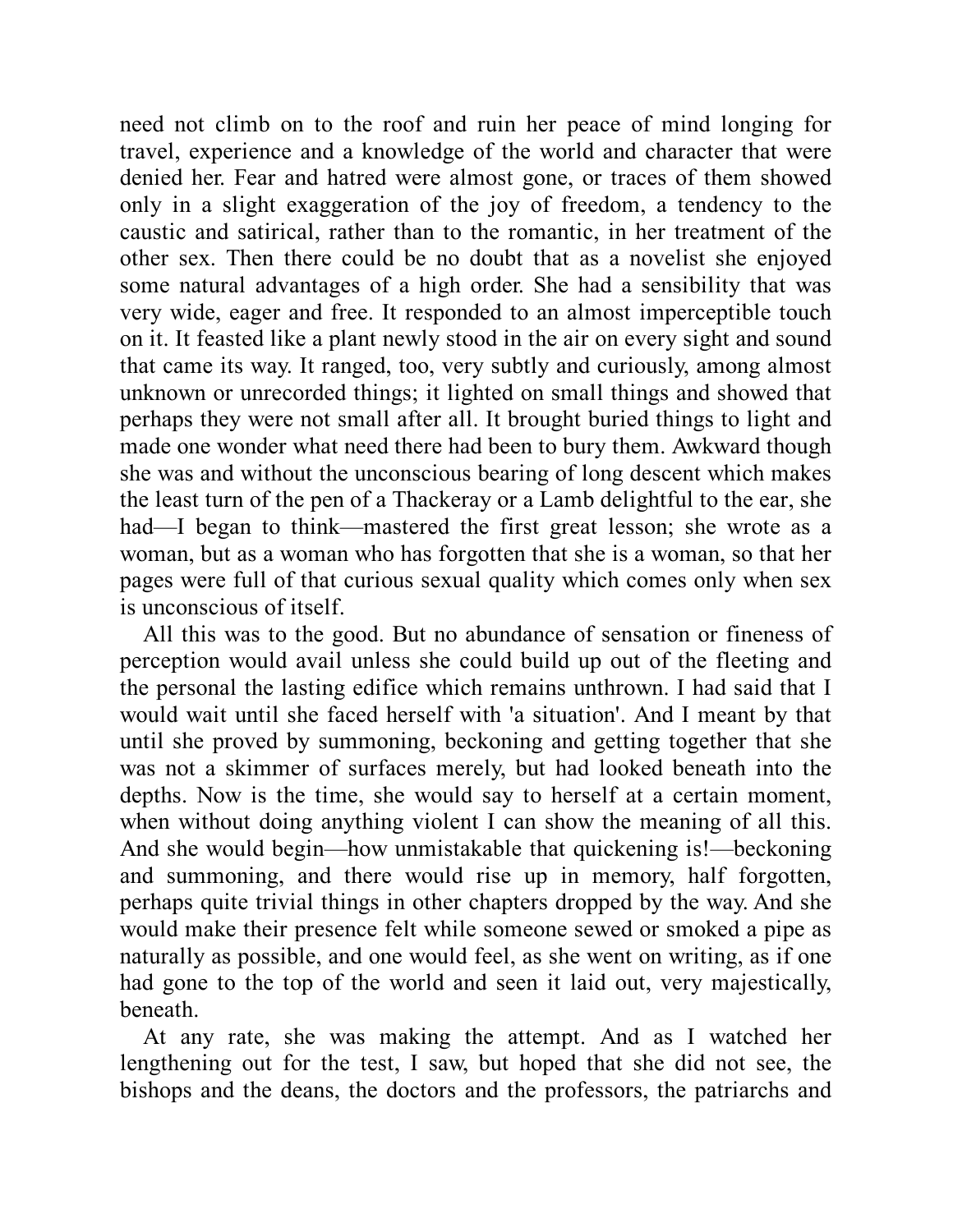need not climb on to the roof and ruin her peace of mind longing for travel, experience and a knowledge of the world and character that were denied her. Fear and hatred were almost gone, or traces of them showed only in a slight exaggeration of the joy of freedom, a tendency to the caustic and satirical, rather than to the romantic, in her treatment of the other sex. Then there could be no doubt that as a novelist she enjoyed some natural advantages of a high order. She had a sensibility that was very wide, eager and free. It responded to an almost imperceptible touch on it. It feasted like a plant newly stood in the air on every sight and sound that came its way. It ranged, too, very subtly and curiously, among almost unknown or unrecorded things; it lighted on small things and showed that perhaps they were not small after all. It brought buried things to light and made one wonder what need there had been to bury them. Awkward though she was and without the unconscious bearing of long descent which makes the least turn of the pen of a Thackeray or a Lamb delightful to the ear, she had—I began to think—mastered the first great lesson; she wrote as a woman, but as a woman who has forgotten that she is a woman, so that her pages were full of that curious sexual quality which comes only when sex is unconscious of itself.

All this was to the good. But no abundance of sensation or fineness of perception would avail unless she could build up out of the fleeting and the personal the lasting edifice which remains unthrown. I had said that I would wait until she faced herself with 'a situation'. And I meant by that until she proved by summoning, beckoning and getting together that she was not a skimmer of surfaces merely, but had looked beneath into the depths. Now is the time, she would say to herself at a certain moment, when without doing anything violent I can show the meaning of all this. And she would begin—how unmistakable that quickening is!—beckoning and summoning, and there would rise up in memory, half forgotten, perhaps quite trivial things in other chapters dropped by the way. And she would make their presence felt while someone sewed or smoked a pipe as naturally as possible, and one would feel, as she went on writing, as if one had gone to the top of the world and seen it laid out, very majestically, beneath.

At any rate, she was making the attempt. And as I watched her lengthening out for the test, I saw, but hoped that she did not see, the bishops and the deans, the doctors and the professors, the patriarchs and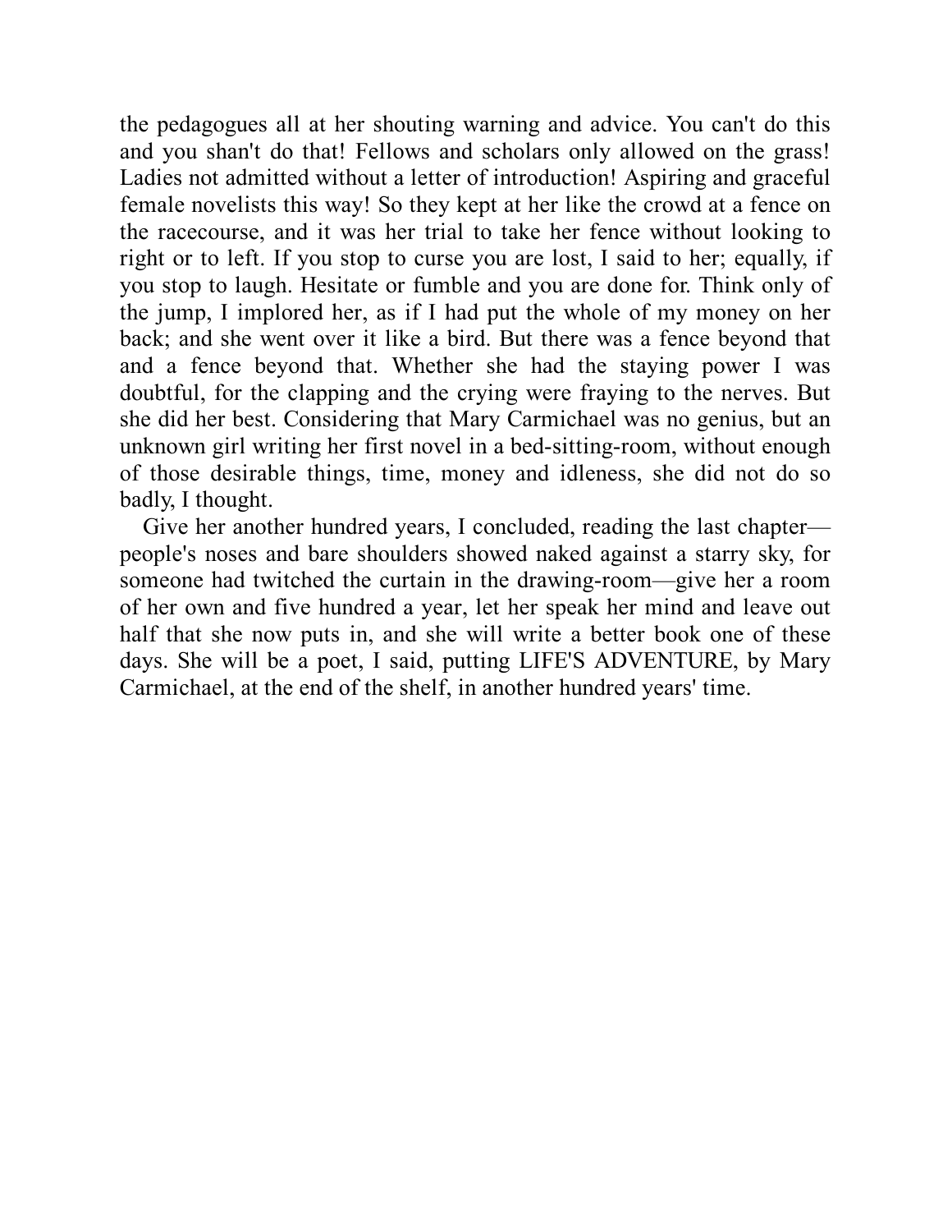the pedagogues all at her shouting warning and advice. You can't do this and you shan't do that! Fellows and scholars only allowed on the grass! Ladies not admitted without a letter of introduction! Aspiring and graceful female novelists this way! So they kept at her like the crowd at a fence on the racecourse, and it was her trial to take her fence without looking to right or to left. If you stop to curse you are lost, I said to her; equally, if you stop to laugh. Hesitate or fumble and you are done for. Think only of the jump, I implored her, as if I had put the whole of my money on her back; and she went over it like a bird. But there was a fence beyond that and a fence beyond that. Whether she had the staying power I was doubtful, for the clapping and the crying were fraying to the nerves. But she did her best. Considering that Mary Carmichael was no genius, but an unknown girl writing her first novel in a bed-sitting-room, without enough of those desirable things, time, money and idleness, she did not do so badly, I thought.

Give her another hundred years, I concluded, reading the last chapter—people's noses and bare shoulders showed naked against a starry sky, for someone had twitched the curtain in the drawing-room—give her a room of her own and five hundred a year, let her speak her mind and leave out half that she now puts in, and she will write a better book one of these days. She will be a poet, I said, putting LIFE'S ADVENTURE, by Mary Carmichael, at the end of the shelf, in another hundred years' time.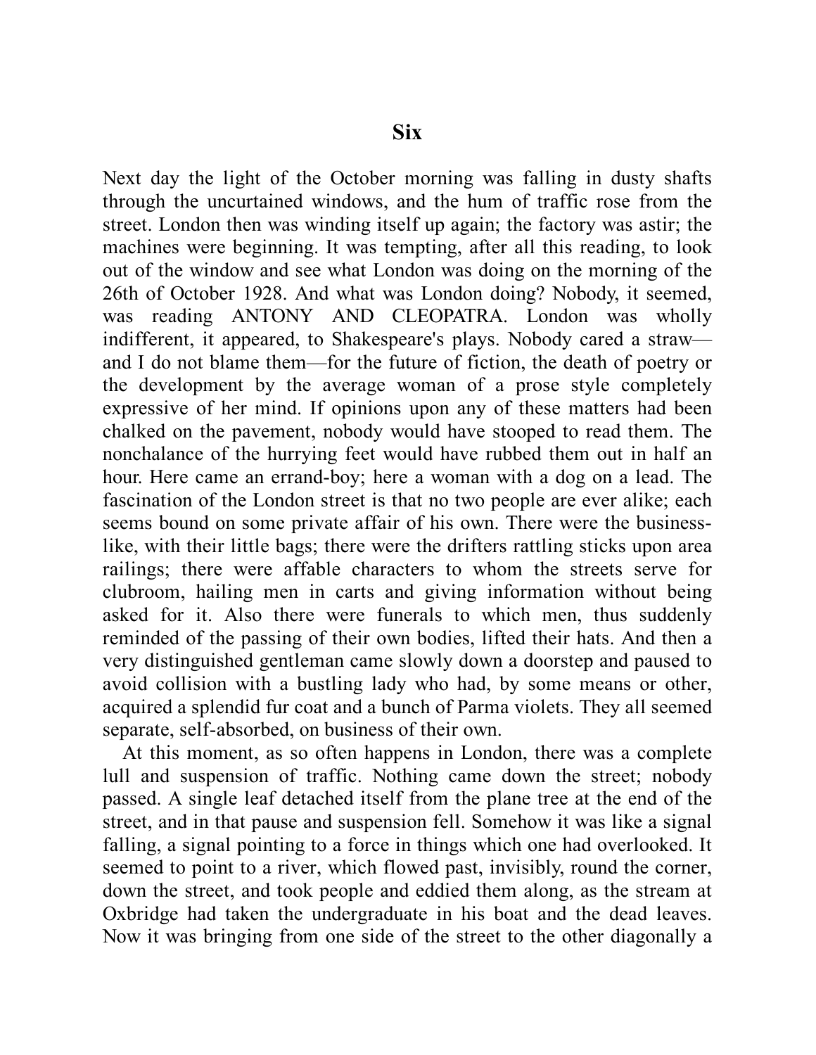## Six

Next day the light of the October morning was falling in dusty shafts through the uncurtained windows, and the hum of traffic rose from the street. London then was winding itself up again; the factory was astir; the machines were beginning. It was tempting, after all this reading, to look out of the window and see what London was doing on the morning of the 26th of October 1928. And what was London doing? Nobody, it seemed, was reading ANTONY AND CLEOPATRA. London was wholly indifferent, it appeared, to Shakespeare's plays. Nobody cared a straw—and I do not blame them—for the future of fiction, the death of poetry or the development by the average woman of a prose style completely expressive of her mind. If opinions upon any of these matters had been chalked on the pavement, nobody would have stooped to read them. The nonchalance of the hurrying feet would have rubbed them out in half an hour. Here came an errand-boy; here a woman with a dog on a lead. The fascination of the London street is that no two people are ever alike; each seems bound on some private affair of his own. There were the business-like, with their little bags; there were the drifters rattling sticks upon area railings; there were affable characters to whom the streets serve for clubroom, hailing men in carts and giving information without being asked for it. Also there were funerals to which men, thus suddenly reminded of the passing of their own bodies, lifted their hats. And then a very distinguished gentleman came slowly down a doorstep and paused to avoid collision with a bustling lady who had, by some means or other, acquired a splendid fur coat and a bunch of Parma violets. They all seemed separate, self-absorbed, on business of their own.

At this moment, as so often happens in London, there was a complete lull and suspension of traffic. Nothing came down the street; nobody passed. A single leaf detached itself from the plane tree at the end of the street, and in that pause and suspension fell. Somehow it was like a signal falling, a signal pointing to a force in things which one had overlooked. It seemed to point to a river, which flowed past, invisibly, round the corner, down the street, and took people and eddied them along, as the stream at Oxbridge had taken the undergraduate in his boat and the dead leaves. Now it was bringing from one side of the street to the other diagonally a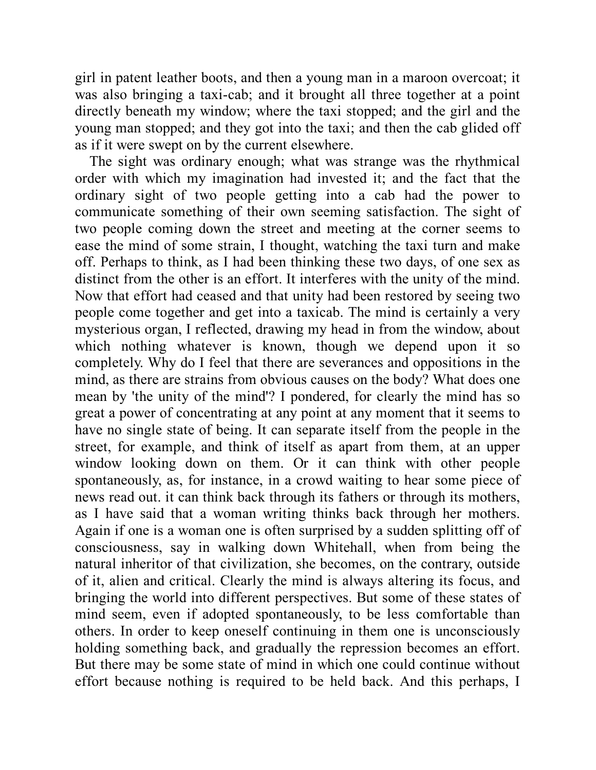girl in patent leather boots, and then a young man in a maroon overcoat; it was also bringing a taxi-cab; and it brought all three together at a point directly beneath my window; where the taxi stopped; and the girl and the young man stopped; and they got into the taxi; and then the cab glided off as if it were swept on by the current elsewhere.

The sight was ordinary enough; what was strange was the rhythmical order with which my imagination had invested it; and the fact that the ordinary sight of two people getting into a cab had the power to communicate something of their own seeming satisfaction. The sight of two people coming down the street and meeting at the corner seems to ease the mind of some strain, I thought, watching the taxi turn and make off. Perhaps to think, as I had been thinking these two days, of one sex as distinct from the other is an effort. It interferes with the unity of the mind. Now that effort had ceased and that unity had been restored by seeing two people come together and get into a taxicab. The mind is certainly a very mysterious organ, I reflected, drawing my head in from the window, about which nothing whatever is known, though we depend upon it so completely. Why do I feel that there are severances and oppositions in the mind, as there are strains from obvious causes on the body? What does one mean by 'the unity of the mind'? I pondered, for clearly the mind has so great a power of concentrating at any point at any moment that it seems to have no single state of being. It can separate itself from the people in the street, for example, and think of itself as apart from them, at an upper window looking down on them. Or it can think with other people spontaneously, as, for instance, in a crowd waiting to hear some piece of news read out. it can think back through its fathers or through its mothers, as I have said that a woman writing thinks back through her mothers. Again if one is a woman one is often surprised by a sudden splitting off of consciousness, say in walking down Whitehall, when from being the natural inheritor of that civilization, she becomes, on the contrary, outside of it, alien and critical. Clearly the mind is always altering its focus, and bringing the world into different perspectives. But some of these states of mind seem, even if adopted spontaneously, to be less comfortable than others. In order to keep oneself continuing in them one is unconsciously holding something back, and gradually the repression becomes an effort. But there may be some state of mind in which one could continue without effort because nothing is required to be held back. And this perhaps, I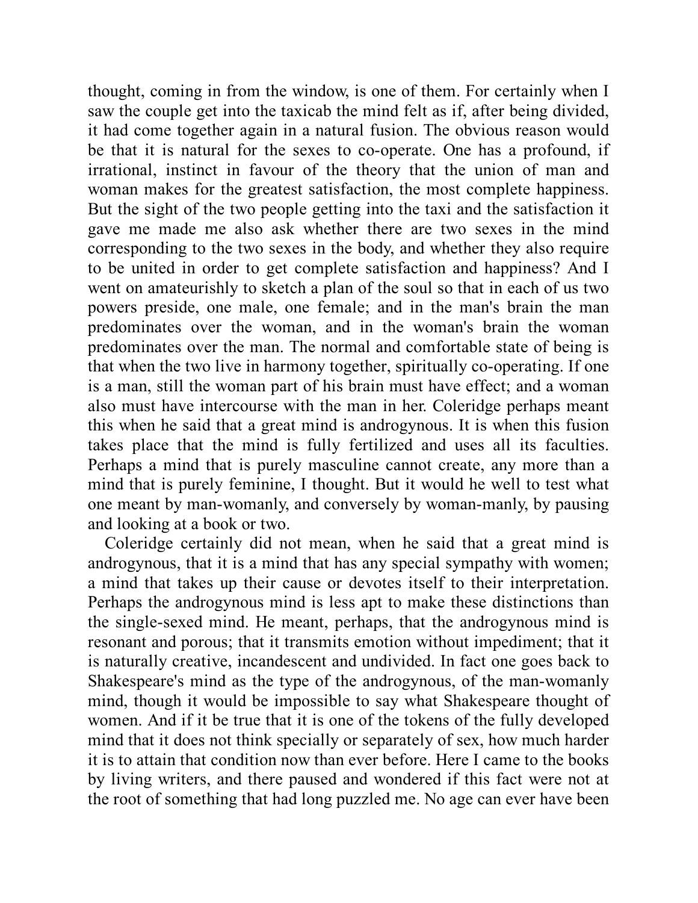thought, coming in from the window, is one of them. For certainly when I saw the couple get into the taxicab the mind felt as if, after being divided, it had come together again in a natural fusion. The obvious reason would be that it is natural for the sexes to co-operate. One has a profound, if irrational, instinct in favour of the theory that the union of man and woman makes for the greatest satisfaction, the most complete happiness. But the sight of the two people getting into the taxi and the satisfaction it gave me made me also ask whether there are two sexes in the mind corresponding to the two sexes in the body, and whether they also require to be united in order to get complete satisfaction and happiness? And I went on amateurishly to sketch a plan of the soul so that in each of us two powers preside, one male, one female; and in the man's brain the man predominates over the woman, and in the woman's brain the woman predominates over the man. The normal and comfortable state of being is that when the two live in harmony together, spiritually co-operating. If one is a man, still the woman part of his brain must have effect; and a woman also must have intercourse with the man in her. Coleridge perhaps meant this when he said that a great mind is androgynous. It is when this fusion takes place that the mind is fully fertilized and uses all its faculties. Perhaps a mind that is purely masculine cannot create, any more than a mind that is purely feminine, I thought. But it would he well to test what one meant by man-womanly, and conversely by woman-manly, by pausing and looking at a book or two.

Coleridge certainly did not mean, when he said that a great mind is androgynous, that it is a mind that has any special sympathy with women; a mind that takes up their cause or devotes itself to their interpretation. Perhaps the androgynous mind is less apt to make these distinctions than the single-sexed mind. He meant, perhaps, that the androgynous mind is resonant and porous; that it transmits emotion without impediment; that it is naturally creative, incandescent and undivided. In fact one goes back to Shakespeare's mind as the type of the androgynous, of the man-womanly mind, though it would be impossible to say what Shakespeare thought of women. And if it be true that it is one of the tokens of the fully developed mind that it does not think specially or separately of sex, how much harder it is to attain that condition now than ever before. Here I came to the books by living writers, and there paused and wondered if this fact were not at the root of something that had long puzzled me. No age can ever have been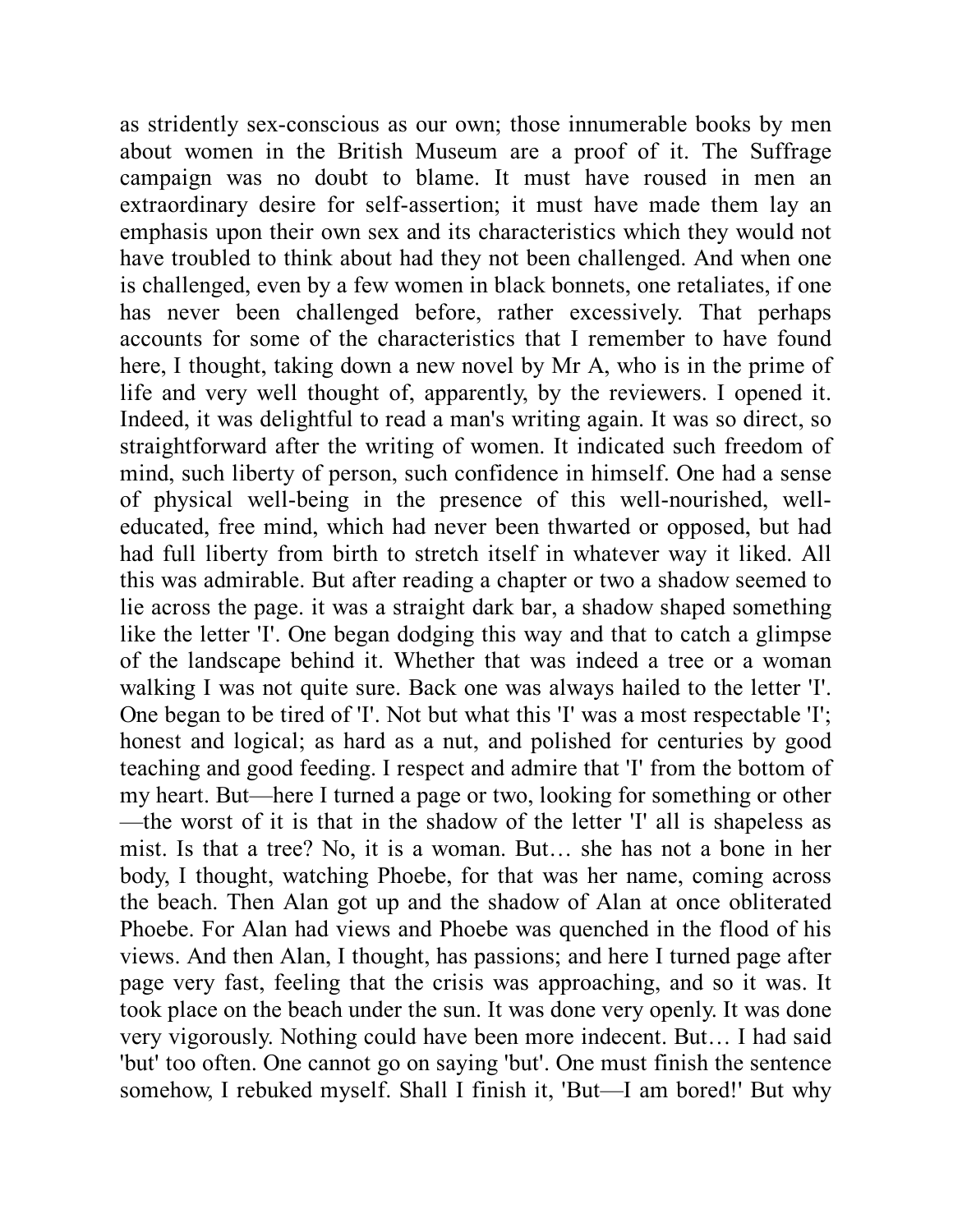as stridently sex-conscious as our own; those innumerable books by men about women in the British Museum are a proof of it. The Suffrage campaign was no doubt to blame. It must have roused in men an extraordinary desire for self-assertion; it must have made them lay an emphasis upon their own sex and its characteristics which they would not have troubled to think about had they not been challenged. And when one is challenged, even by a few women in black bonnets, one retaliates, if one has never been challenged before, rather excessively. That perhaps accounts for some of the characteristics that I remember to have found here, I thought, taking down a new novel by Mr A, who is in the prime of life and very well thought of, apparently, by the reviewers. I opened it. Indeed, it was delightful to read a man's writing again. It was so direct, so straightforward after the writing of women. It indicated such freedom of mind, such liberty of person, such confidence in himself. One had a sense of physical well-being in the presence of this well-nourished, well-educated, free mind, which had never been thwarted or opposed, but had had full liberty from birth to stretch itself in whatever way it liked. All this was admirable. But after reading a chapter or two a shadow seemed to lie across the page. it was a straight dark bar, a shadow shaped something like the letter 'I'. One began dodging this way and that to catch a glimpse of the landscape behind it. Whether that was indeed a tree or a woman walking I was not quite sure. Back one was always hailed to the letter 'I'. One began to be tired of 'I'. Not but what this 'I' was a most respectable 'I'; honest and logical; as hard as a nut, and polished for centuries by good teaching and good feeding. I respect and admire that 'I' from the bottom of my heart. But—here I turned a page or two, looking for something or other—the worst of it is that in the shadow of the letter 'I' all is shapeless as mist. Is that a tree? No, it is a woman. But… she has not a bone in her body, I thought, watching Phoebe, for that was her name, coming across the beach. Then Alan got up and the shadow of Alan at once obliterated Phoebe. For Alan had views and Phoebe was quenched in the flood of his views. And then Alan, I thought, has passions; and here I turned page after page very fast, feeling that the crisis was approaching, and so it was. It took place on the beach under the sun. It was done very openly. It was done very vigorously. Nothing could have been more indecent. But… I had said 'but' too often. One cannot go on saying 'but'. One must finish the sentence somehow, I rebuked myself. Shall I finish it, 'But—I am bored!' But why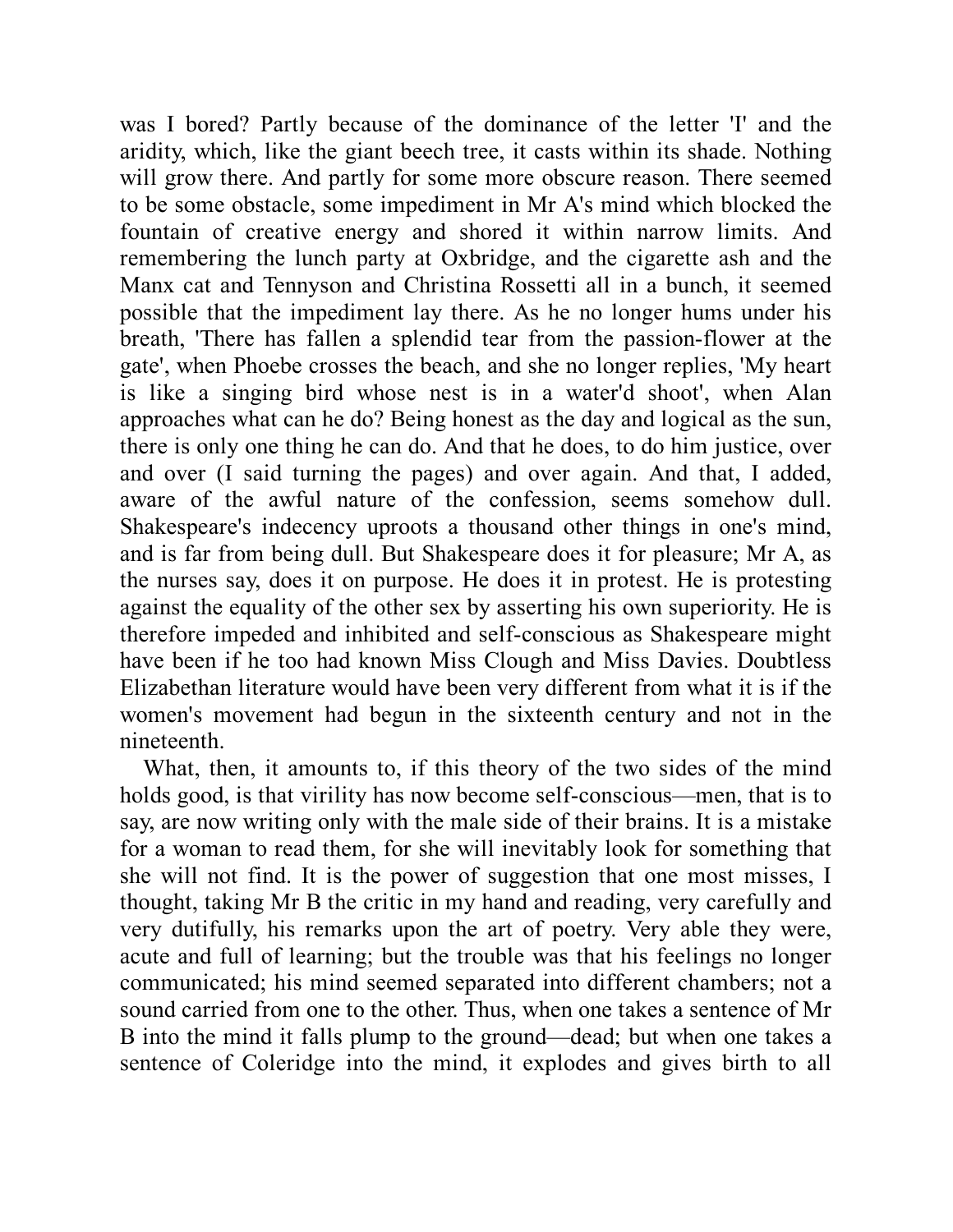was I bored? Partly because of the dominance of the letter 'I' and the aridity, which, like the giant beech tree, it casts within its shade. Nothing will grow there. And partly for some more obscure reason. There seemed to be some obstacle, some impediment in Mr A's mind which blocked the fountain of creative energy and shored it within narrow limits. And remembering the lunch party at Oxbridge, and the cigarette ash and the Manx cat and Tennyson and Christina Rossetti all in a bunch, it seemed possible that the impediment lay there. As he no longer hums under his breath, 'There has fallen a splendid tear from the passion-flower at the gate', when Phoebe crosses the beach, and she no longer replies, 'My heart is like a singing bird whose nest is in a water'd shoot', when Alan approaches what can he do? Being honest as the day and logical as the sun, there is only one thing he can do. And that he does, to do him justice, over and over (I said turning the pages) and over again. And that, I added, aware of the awful nature of the confession, seems somehow dull. Shakespeare's indecency uproots a thousand other things in one's mind, and is far from being dull. But Shakespeare does it for pleasure; Mr A, as the nurses say, does it on purpose. He does it in protest. He is protesting against the equality of the other sex by asserting his own superiority. He is therefore impeded and inhibited and self-conscious as Shakespeare might have been if he too had known Miss Clough and Miss Davies. Doubtless Elizabethan literature would have been very different from what it is if the women's movement had begun in the sixteenth century and not in the nineteenth.

What, then, it amounts to, if this theory of the two sides of the mind holds good, is that virility has now become self-conscious—men, that is to say, are now writing only with the male side of their brains. It is a mistake for a woman to read them, for she will inevitably look for something that she will not find. It is the power of suggestion that one most misses, I thought, taking Mr B the critic in my hand and reading, very carefully and very dutifully, his remarks upon the art of poetry. Very able they were, acute and full of learning; but the trouble was that his feelings no longer communicated; his mind seemed separated into different chambers; not a sound carried from one to the other. Thus, when one takes a sentence of Mr B into the mind it falls plump to the ground—dead; but when one takes a sentence of Coleridge into the mind, it explodes and gives birth to all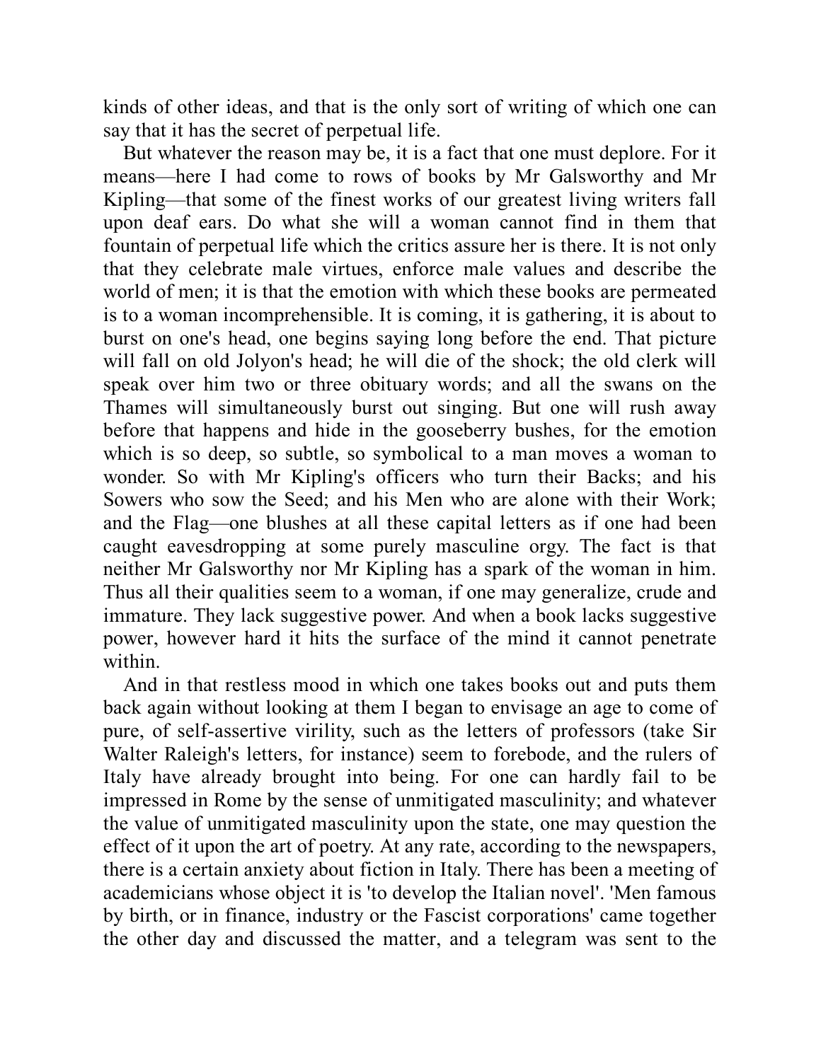kinds of other ideas, and that is the only sort of writing of which one can say that it has the secret of perpetual life.

But whatever the reason may be, it is a fact that one must deplore. For it means—here I had come to rows of books by Mr Galsworthy and Mr Kipling—that some of the finest works of our greatest living writers fall upon deaf ears. Do what she will a woman cannot find in them that fountain of perpetual life which the critics assure her is there. It is not only that they celebrate male virtues, enforce male values and describe the world of men; it is that the emotion with which these books are permeated is to a woman incomprehensible. It is coming, it is gathering, it is about to burst on one's head, one begins saying long before the end. That picture will fall on old Jolyon's head; he will die of the shock; the old clerk will speak over him two or three obituary words; and all the swans on the Thames will simultaneously burst out singing. But one will rush away before that happens and hide in the gooseberry bushes, for the emotion which is so deep, so subtle, so symbolical to a man moves a woman to wonder. So with Mr Kipling's officers who turn their Backs; and his Sowers who sow the Seed; and his Men who are alone with their Work; and the Flag—one blushes at all these capital letters as if one had been caught eavesdropping at some purely masculine orgy. The fact is that neither Mr Galsworthy nor Mr Kipling has a spark of the woman in him. Thus all their qualities seem to a woman, if one may generalize, crude and immature. They lack suggestive power. And when a book lacks suggestive power, however hard it hits the surface of the mind it cannot penetrate within.

And in that restless mood in which one takes books out and puts them back again without looking at them I began to envisage an age to come of pure, of self-assertive virility, such as the letters of professors (take Sir Walter Raleigh's letters, for instance) seem to forebode, and the rulers of Italy have already brought into being. For one can hardly fail to be impressed in Rome by the sense of unmitigated masculinity; and whatever the value of unmitigated masculinity upon the state, one may question the effect of it upon the art of poetry. At any rate, according to the newspapers, there is a certain anxiety about fiction in Italy. There has been a meeting of academicians whose object it is 'to develop the Italian novel'. 'Men famous by birth, or in finance, industry or the Fascist corporations' came together the other day and discussed the matter, and a telegram was sent to the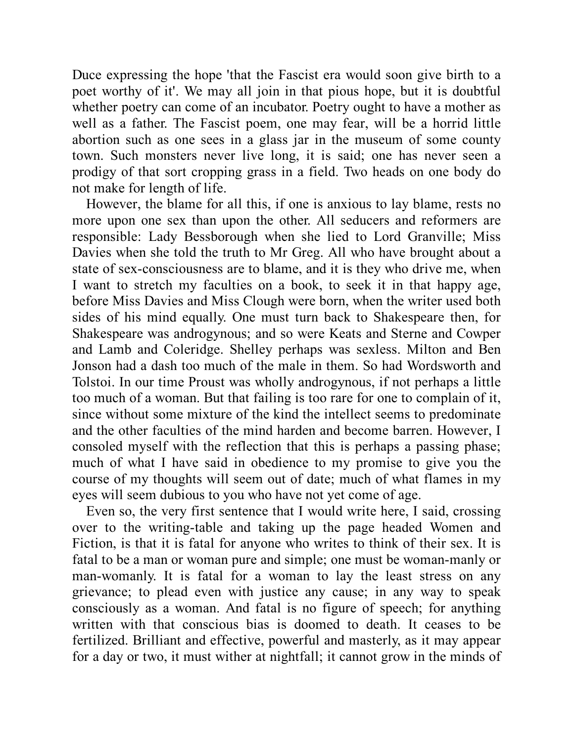Duce expressing the hope 'that the Fascist era would soon give birth to a poet worthy of it'. We may all join in that pious hope, but it is doubtful whether poetry can come of an incubator. Poetry ought to have a mother as well as a father. The Fascist poem, one may fear, will be a horrid little abortion such as one sees in a glass jar in the museum of some county town. Such monsters never live long, it is said; one has never seen a prodigy of that sort cropping grass in a field. Two heads on one body do not make for length of life.

However, the blame for all this, if one is anxious to lay blame, rests no more upon one sex than upon the other. All seducers and reformers are responsible: Lady Bessborough when she lied to Lord Granville; Miss Davies when she told the truth to Mr Greg. All who have brought about a state of sex-consciousness are to blame, and it is they who drive me, when I want to stretch my faculties on a book, to seek it in that happy age, before Miss Davies and Miss Clough were born, when the writer used both sides of his mind equally. One must turn back to Shakespeare then, for Shakespeare was androgynous; and so were Keats and Sterne and Cowper and Lamb and Coleridge. Shelley perhaps was sexless. Milton and Ben Jonson had a dash too much of the male in them. So had Wordsworth and Tolstoi. In our time Proust was wholly androgynous, if not perhaps a little too much of a woman. But that failing is too rare for one to complain of it, since without some mixture of the kind the intellect seems to predominate and the other faculties of the mind harden and become barren. However, I consoled myself with the reflection that this is perhaps a passing phase; much of what I have said in obedience to my promise to give you the course of my thoughts will seem out of date; much of what flames in my eyes will seem dubious to you who have not yet come of age.

Even so, the very first sentence that I would write here, I said, crossing over to the writing-table and taking up the page headed Women and Fiction, is that it is fatal for anyone who writes to think of their sex. It is fatal to be a man or woman pure and simple; one must be woman-manly or man-womanly. It is fatal for a woman to lay the least stress on any grievance; to plead even with justice any cause; in any way to speak consciously as a woman. And fatal is no figure of speech; for anything written with that conscious bias is doomed to death. It ceases to be fertilized. Brilliant and effective, powerful and masterly, as it may appear for a day or two, it must wither at nightfall; it cannot grow in the minds of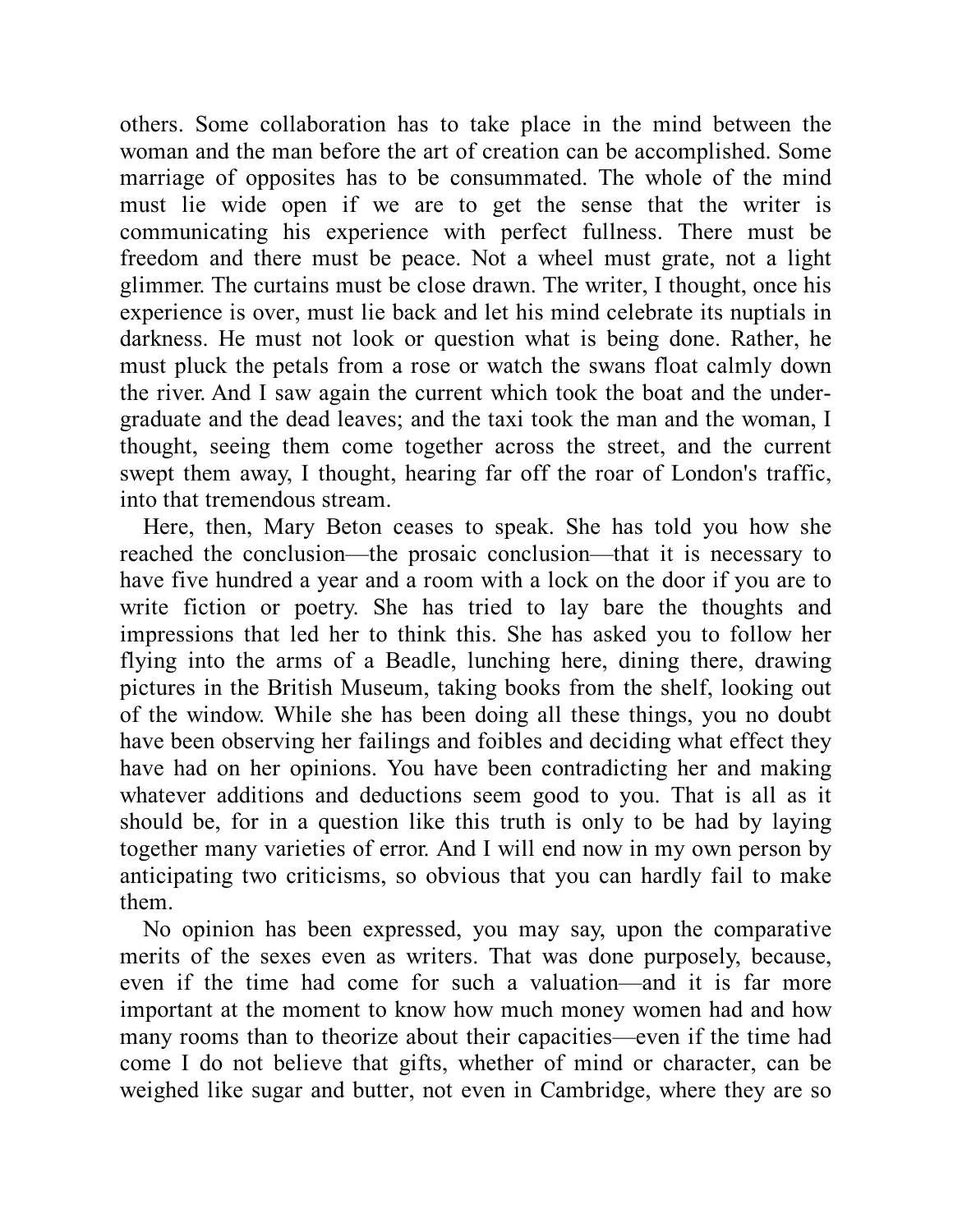others. Some collaboration has to take place in the mind between the woman and the man before the art of creation can be accomplished. Some marriage of opposites has to be consummated. The whole of the mind must lie wide open if we are to get the sense that the writer is communicating his experience with perfect fullness. There must be freedom and there must be peace. Not a wheel must grate, not a light glimmer. The curtains must be close drawn. The writer, I thought, once his experience is over, must lie back and let his mind celebrate its nuptials in darkness. He must not look or question what is being done. Rather, he must pluck the petals from a rose or watch the swans float calmly down the river. And I saw again the current which took the boat and the under-graduate and the dead leaves; and the taxi took the man and the woman, I thought, seeing them come together across the street, and the current swept them away, I thought, hearing far off the roar of London's traffic, into that tremendous stream.

Here, then, Mary Beton ceases to speak. She has told you how she reached the conclusion—the prosaic conclusion—that it is necessary to have five hundred a year and a room with a lock on the door if you are to write fiction or poetry. She has tried to lay bare the thoughts and impressions that led her to think this. She has asked you to follow her flying into the arms of a Beadle, lunching here, dining there, drawing pictures in the British Museum, taking books from the shelf, looking out of the window. While she has been doing all these things, you no doubt have been observing her failings and foibles and deciding what effect they have had on her opinions. You have been contradicting her and making whatever additions and deductions seem good to you. That is all as it should be, for in a question like this truth is only to be had by laying together many varieties of error. And I will end now in my own person by anticipating two criticisms, so obvious that you can hardly fail to make them.

No opinion has been expressed, you may say, upon the comparative merits of the sexes even as writers. That was done purposely, because, even if the time had come for such a valuation—and it is far more important at the moment to know how much money women had and how many rooms than to theorize about their capacities—even if the time had come I do not believe that gifts, whether of mind or character, can be weighed like sugar and butter, not even in Cambridge, where they are so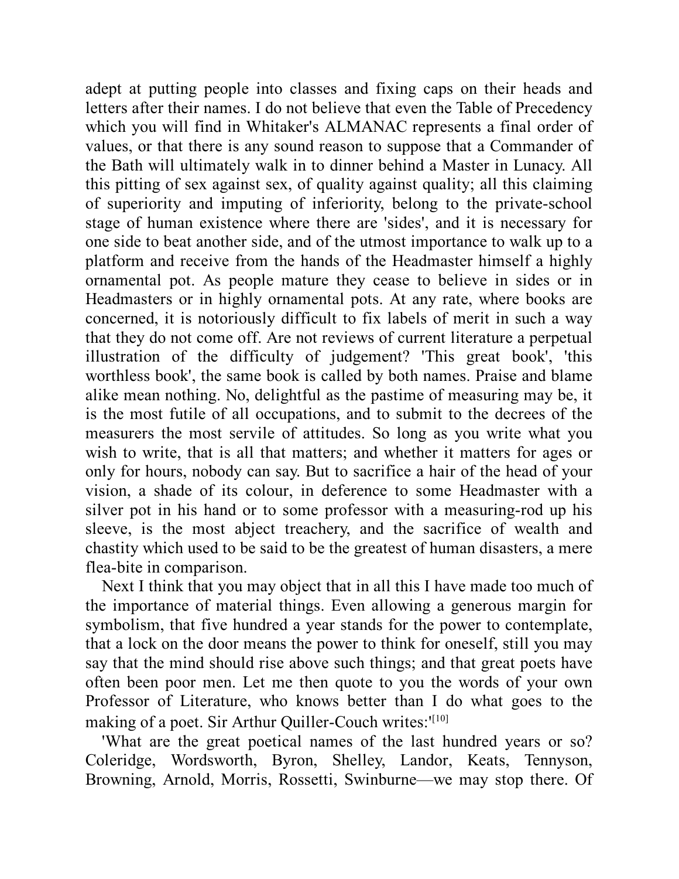adept at putting people into classes and fixing caps on their heads and letters after their names. I do not believe that even the Table of Precedency which you will find in Whitaker's ALMANAC represents a final order of values, or that there is any sound reason to suppose that a Commander of the Bath will ultimately walk in to dinner behind a Master in Lunacy. All this pitting of sex against sex, of quality against quality; all this claiming of superiority and imputing of inferiority, belong to the private-school stage of human existence where there are 'sides', and it is necessary for one side to beat another side, and of the utmost importance to walk up to a platform and receive from the hands of the Headmaster himself a highly ornamental pot. As people mature they cease to believe in sides or in Headmasters or in highly ornamental pots. At any rate, where books are concerned, it is notoriously difficult to fix labels of merit in such a way that they do not come off. Are not reviews of current literature a perpetual illustration of the difficulty of judgement? 'This great book', 'this worthless book', the same book is called by both names. Praise and blame alike mean nothing. No, delightful as the pastime of measuring may be, it is the most futile of all occupations, and to submit to the decrees of the measurers the most servile of attitudes. So long as you write what you wish to write, that is all that matters; and whether it matters for ages or only for hours, nobody can say. But to sacrifice a hair of the head of your vision, a shade of its colour, in deference to some Headmaster with a silver pot in his hand or to some professor with a measuring-rod up his sleeve, is the most abject treachery, and the sacrifice of wealth and chastity which used to be said to be the greatest of human disasters, a mere flea-bite in comparison.

Next I think that you may object that in all this I have made too much of the importance of material things. Even allowing a generous margin for symbolism, that five hundred a year stands for the power to contemplate, that a lock on the door means the power to think for oneself, still you may say that the mind should rise above such things; and that great poets have often been poor men. Let me then quote to you the words of your own Professor of Literature, who knows better than I do what goes to the making of a poet. Sir Arthur Quiller-Couch writes:'[10]

'What are the great poetical names of the last hundred years or so? Coleridge, Wordsworth, Byron, Shelley, Landor, Keats, Tennyson, Browning, Arnold, Morris, Rossetti, Swinburne—we may stop there. Of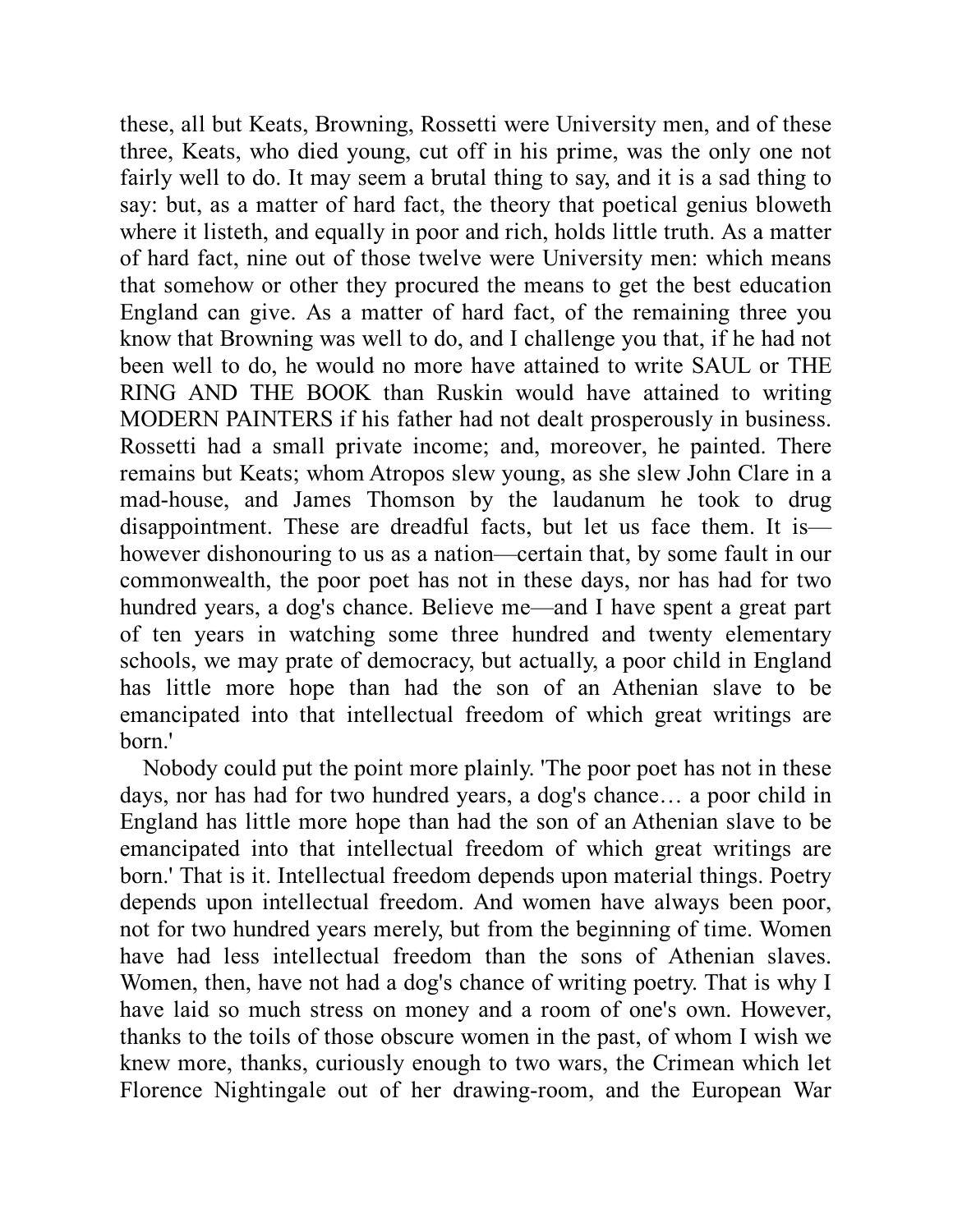these, all but Keats, Browning, Rossetti were University men, and of these three, Keats, who died young, cut off in his prime, was the only one not fairly well to do. It may seem a brutal thing to say, and it is a sad thing to say: but, as a matter of hard fact, the theory that poetical genius bloweth where it listeth, and equally in poor and rich, holds little truth. As a matter of hard fact, nine out of those twelve were University men: which means that somehow or other they procured the means to get the best education England can give. As a matter of hard fact, of the remaining three you know that Browning was well to do, and I challenge you that, if he had not been well to do, he would no more have attained to write SAUL or THE RING AND THE BOOK than Ruskin would have attained to writing MODERN PAINTERS if his father had not dealt prosperously in business. Rossetti had a small private income; and, moreover, he painted. There remains but Keats; whom Atropos slew young, as she slew John Clare in a mad-house, and James Thomson by the laudanum he took to drug disappointment. These are dreadful facts, but let us face them. It is—however dishonouring to us as a nation—certain that, by some fault in our commonwealth, the poor poet has not in these days, nor has had for two hundred years, a dog's chance. Believe me—and I have spent a great part of ten years in watching some three hundred and twenty elementary schools, we may prate of democracy, but actually, a poor child in England has little more hope than had the son of an Athenian slave to be emancipated into that intellectual freedom of which great writings are born.'

Nobody could put the point more plainly. 'The poor poet has not in these days, nor has had for two hundred years, a dog's chance… a poor child in England has little more hope than had the son of an Athenian slave to be emancipated into that intellectual freedom of which great writings are born.' That is it. Intellectual freedom depends upon material things. Poetry depends upon intellectual freedom. And women have always been poor, not for two hundred years merely, but from the beginning of time. Women have had less intellectual freedom than the sons of Athenian slaves. Women, then, have not had a dog's chance of writing poetry. That is why I have laid so much stress on money and a room of one's own. However, thanks to the toils of those obscure women in the past, of whom I wish we knew more, thanks, curiously enough to two wars, the Crimean which let Florence Nightingale out of her drawing-room, and the European War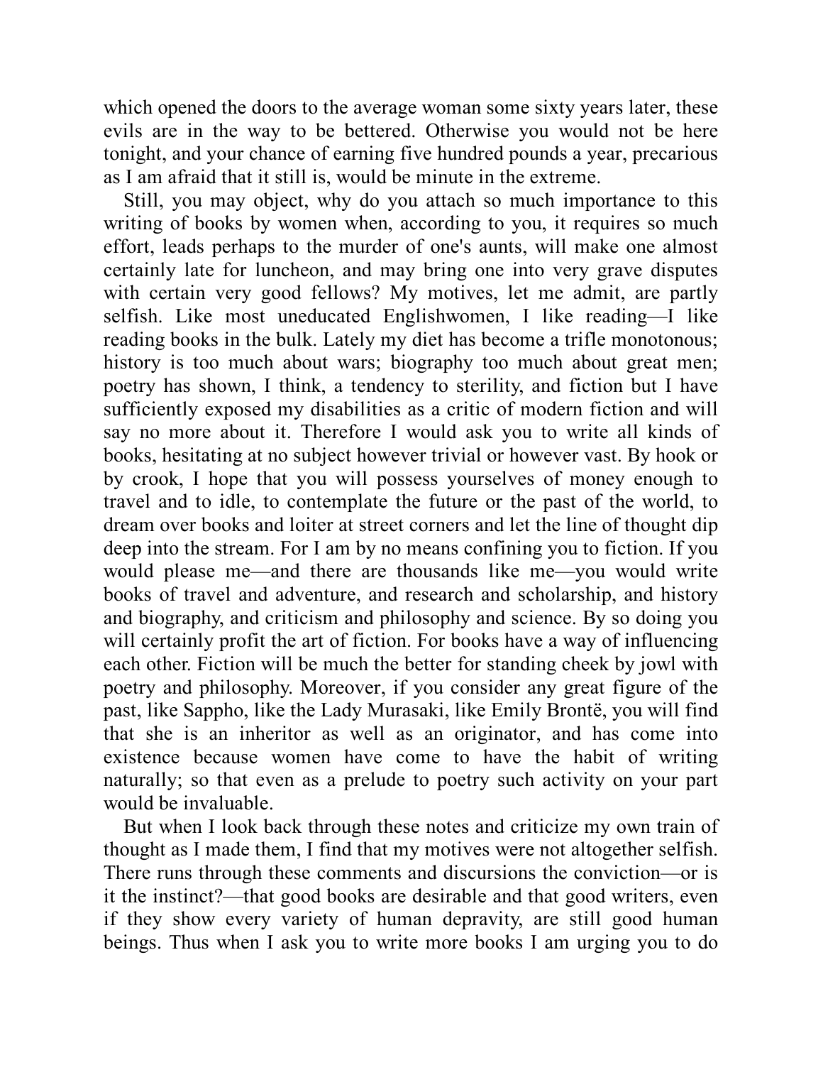which opened the doors to the average woman some sixty years later, these evils are in the way to be bettered. Otherwise you would not be here tonight, and your chance of earning five hundred pounds a year, precarious as I am afraid that it still is, would be minute in the extreme.

Still, you may object, why do you attach so much importance to this writing of books by women when, according to you, it requires so much effort, leads perhaps to the murder of one's aunts, will make one almost certainly late for luncheon, and may bring one into very grave disputes with certain very good fellows? My motives, let me admit, are partly selfish. Like most uneducated Englishwomen, I like reading—I like reading books in the bulk. Lately my diet has become a trifle monotonous; history is too much about wars; biography too much about great men; poetry has shown, I think, a tendency to sterility, and fiction but I have sufficiently exposed my disabilities as a critic of modern fiction and will say no more about it. Therefore I would ask you to write all kinds of books, hesitating at no subject however trivial or however vast. By hook or by crook, I hope that you will possess yourselves of money enough to travel and to idle, to contemplate the future or the past of the world, to dream over books and loiter at street corners and let the line of thought dip deep into the stream. For I am by no means confining you to fiction. If you would please me—and there are thousands like me—you would write books of travel and adventure, and research and scholarship, and history and biography, and criticism and philosophy and science. By so doing you will certainly profit the art of fiction. For books have a way of influencing each other. Fiction will be much the better for standing cheek by jowl with poetry and philosophy. Moreover, if you consider any great figure of the past, like Sappho, like the Lady Murasaki, like Emily Brontë, you will find that she is an inheritor as well as an originator, and has come into existence because women have come to have the habit of writing naturally; so that even as a prelude to poetry such activity on your part would be invaluable.

But when I look back through these notes and criticize my own train of thought as I made them, I find that my motives were not altogether selfish. There runs through these comments and discursions the conviction—or is it the instinct?—that good books are desirable and that good writers, even if they show every variety of human depravity, are still good human beings. Thus when I ask you to write more books I am urging you to do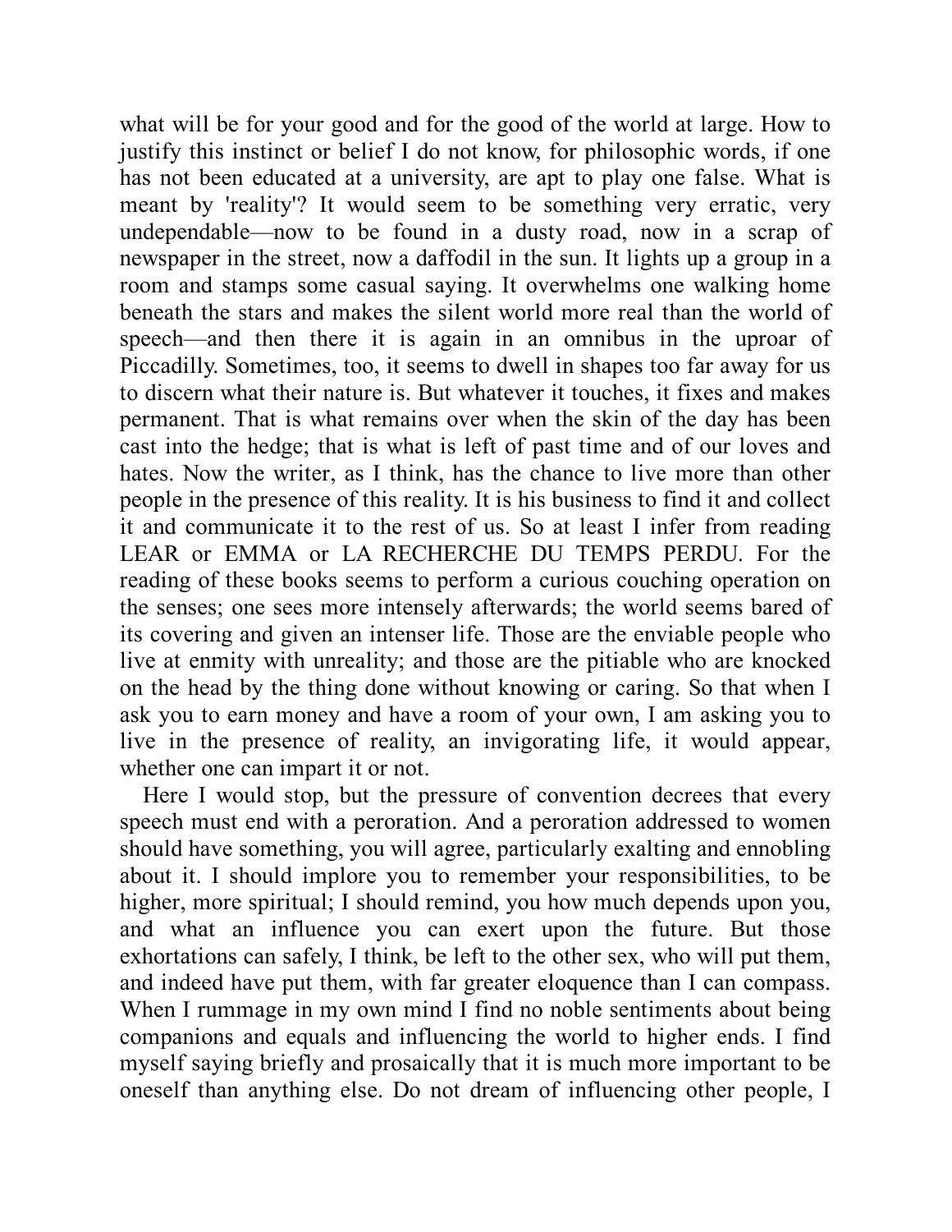what will be for your good and for the good of the world at large. How to justify this instinct or belief I do not know, for philosophic words, if one has not been educated at a university, are apt to play one false. What is meant by 'reality'? It would seem to be something very erratic, very undependable—now to be found in a dusty road, now in a scrap of newspaper in the street, now a daffodil in the sun. It lights up a group in a room and stamps some casual saying. It overwhelms one walking home beneath the stars and makes the silent world more real than the world of speech—and then there it is again in an omnibus in the uproar of Piccadilly. Sometimes, too, it seems to dwell in shapes too far away for us to discern what their nature is. But whatever it touches, it fixes and makes permanent. That is what remains over when the skin of the day has been cast into the hedge; that is what is left of past time and of our loves and hates. Now the writer, as I think, has the chance to live more than other people in the presence of this reality. It is his business to find it and collect it and communicate it to the rest of us. So at least I infer from reading LEAR or EMMA or LA RECHERCHE DU TEMPS PERDU. For the reading of these books seems to perform a curious couching operation on the senses; one sees more intensely afterwards; the world seems bared of its covering and given an intenser life. Those are the enviable people who live at enmity with unreality; and those are the pitiable who are knocked on the head by the thing done without knowing or caring. So that when I ask you to earn money and have a room of your own, I am asking you to live in the presence of reality, an invigorating life, it would appear, whether one can impart it or not.

Here I would stop, but the pressure of convention decrees that every speech must end with a peroration. And a peroration addressed to women should have something, you will agree, particularly exalting and ennobling about it. I should implore you to remember your responsibilities, to be higher, more spiritual; I should remind, you how much depends upon you, and what an influence you can exert upon the future. But those exhortations can safely, I think, be left to the other sex, who will put them, and indeed have put them, with far greater eloquence than I can compass. When I rummage in my own mind I find no noble sentiments about being companions and equals and influencing the world to higher ends. I find myself saying briefly and prosaically that it is much more important to be oneself than anything else. Do not dream of influencing other people, I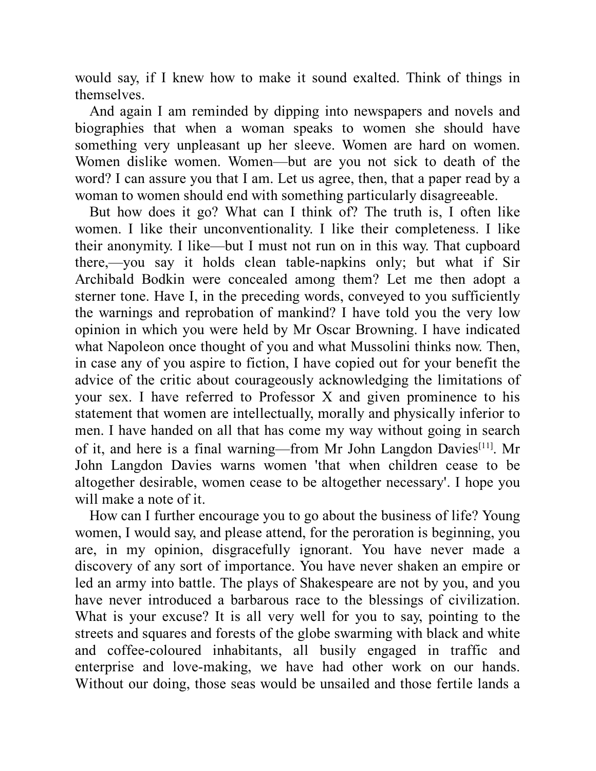would say, if I knew how to make it sound exalted. Think of things in themselves.

And again I am reminded by dipping into newspapers and novels and biographies that when a woman speaks to women she should have something very unpleasant up her sleeve. Women are hard on women. Women dislike women. Women—but are you not sick to death of the word? I can assure you that I am. Let us agree, then, that a paper read by a woman to women should end with something particularly disagreeable.

But how does it go? What can I think of? The truth is, I often like women. I like their unconventionality. I like their completeness. I like their anonymity. I like—but I must not run on in this way. That cupboard there,—you say it holds clean table-napkins only; but what if Sir Archibald Bodkin were concealed among them? Let me then adopt a sterner tone. Have I, in the preceding words, conveyed to you sufficiently the warnings and reprobation of mankind? I have told you the very low opinion in which you were held by Mr Oscar Browning. I have indicated what Napoleon once thought of you and what Mussolini thinks now. Then, in case any of you aspire to fiction, I have copied out for your benefit the advice of the critic about courageously acknowledging the limitations of your sex. I have referred to Professor X and given prominence to his statement that women are intellectually, morally and physically inferior to men. I have handed on all that has come my way without going in search of it, and here is a final warning—from Mr John Langdon Davies[11]. Mr John Langdon Davies warns women 'that when children cease to be altogether desirable, women cease to be altogether necessary'. I hope you will make a note of it.

How can I further encourage you to go about the business of life? Young women, I would say, and please attend, for the peroration is beginning, you are, in my opinion, disgracefully ignorant. You have never made a discovery of any sort of importance. You have never shaken an empire or led an army into battle. The plays of Shakespeare are not by you, and you have never introduced a barbarous race to the blessings of civilization. What is your excuse? It is all very well for you to say, pointing to the streets and squares and forests of the globe swarming with black and white and coffee-coloured inhabitants, all busily engaged in traffic and enterprise and love-making, we have had other work on our hands. Without our doing, those seas would be unsailed and those fertile lands a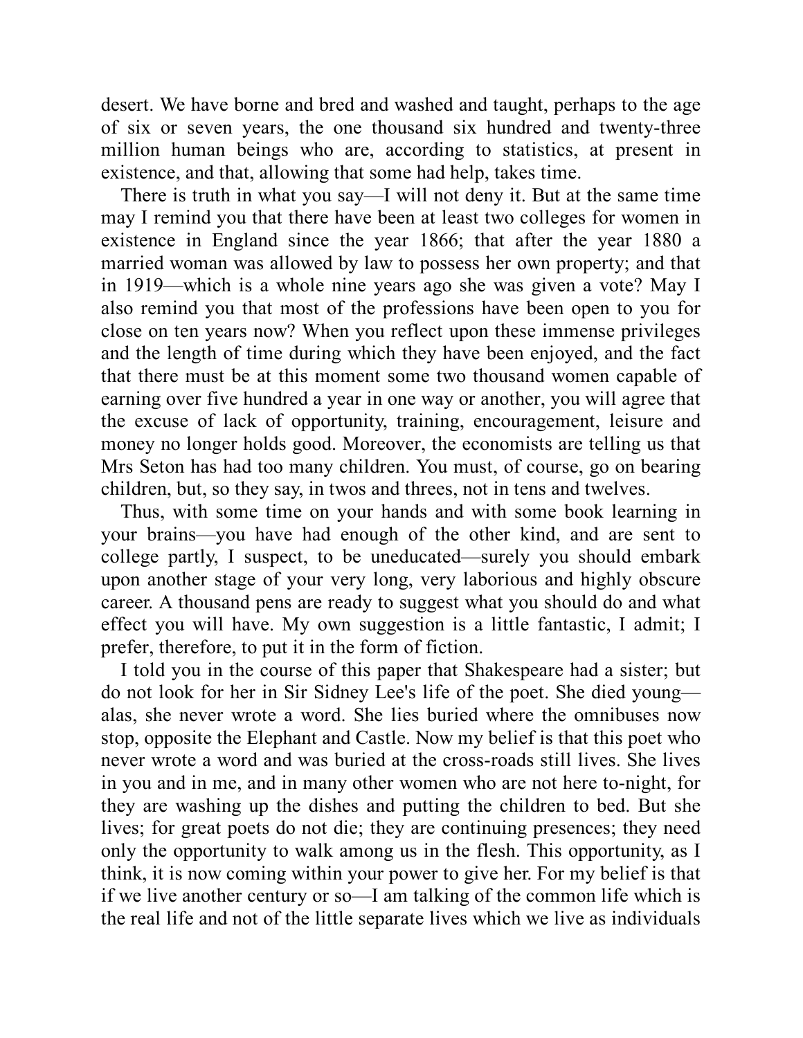desert. We have borne and bred and washed and taught, perhaps to the age of six or seven years, the one thousand six hundred and twenty-three million human beings who are, according to statistics, at present in existence, and that, allowing that some had help, takes time.

There is truth in what you say—I will not deny it. But at the same time may I remind you that there have been at least two colleges for women in existence in England since the year 1866; that after the year 1880 a married woman was allowed by law to possess her own property; and that in 1919—which is a whole nine years ago she was given a vote? May I also remind you that most of the professions have been open to you for close on ten years now? When you reflect upon these immense privileges and the length of time during which they have been enjoyed, and the fact that there must be at this moment some two thousand women capable of earning over five hundred a year in one way or another, you will agree that the excuse of lack of opportunity, training, encouragement, leisure and money no longer holds good. Moreover, the economists are telling us that Mrs Seton has had too many children. You must, of course, go on bearing children, but, so they say, in twos and threes, not in tens and twelves.

Thus, with some time on your hands and with some book learning in your brains—you have had enough of the other kind, and are sent to college partly, I suspect, to be uneducated—surely you should embark upon another stage of your very long, very laborious and highly obscure career. A thousand pens are ready to suggest what you should do and what effect you will have. My own suggestion is a little fantastic, I admit; I prefer, therefore, to put it in the form of fiction.

I told you in the course of this paper that Shakespeare had a sister; but do not look for her in Sir Sidney Lee's life of the poet. She died young—alas, she never wrote a word. She lies buried where the omnibuses now stop, opposite the Elephant and Castle. Now my belief is that this poet who never wrote a word and was buried at the cross-roads still lives. She lives in you and in me, and in many other women who are not here to-night, for they are washing up the dishes and putting the children to bed. But she lives; for great poets do not die; they are continuing presences; they need only the opportunity to walk among us in the flesh. This opportunity, as I think, it is now coming within your power to give her. For my belief is that if we live another century or so—I am talking of the common life which is the real life and not of the little separate lives which we live as individuals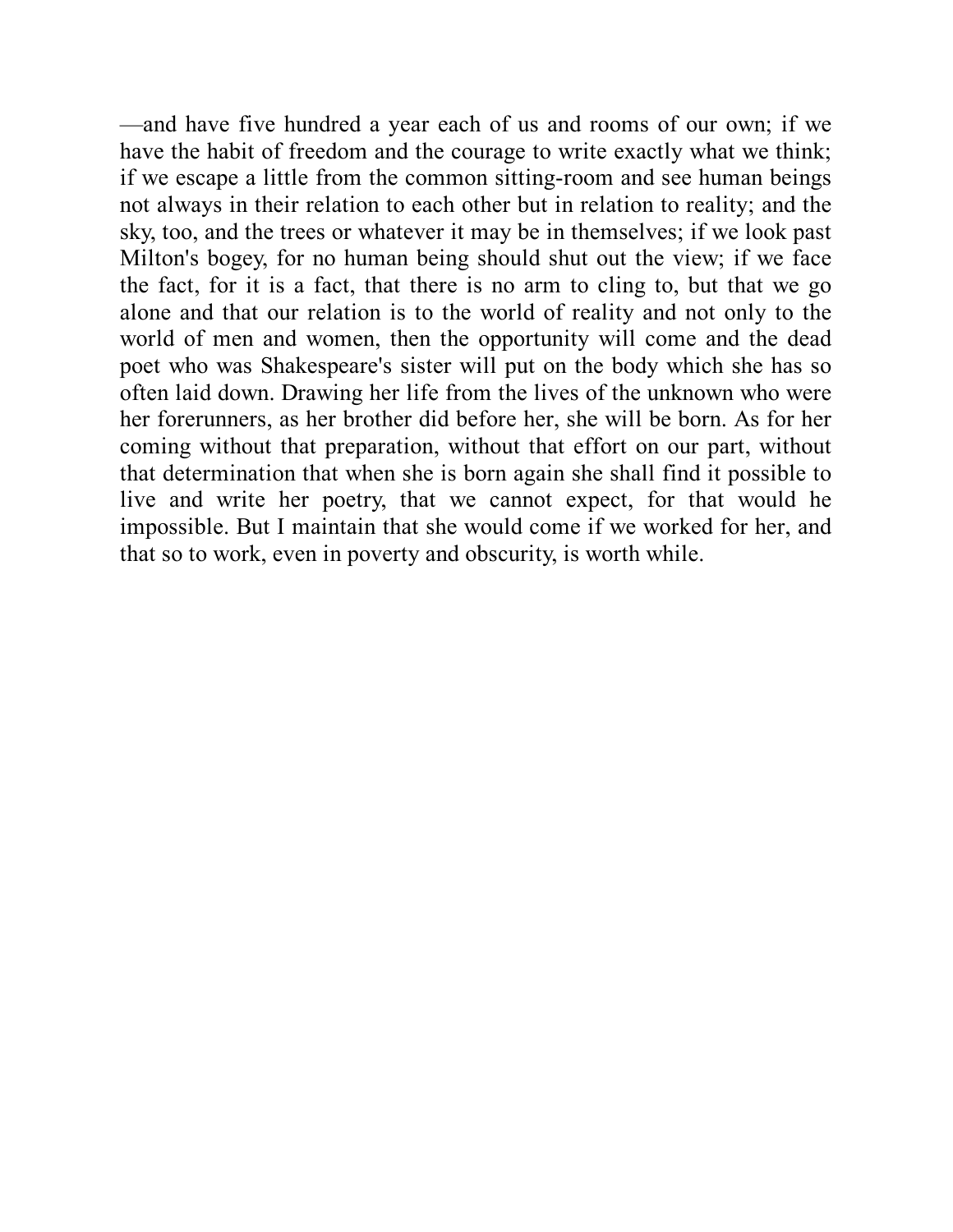—and have five hundred a year each of us and rooms of our own; if we have the habit of freedom and the courage to write exactly what we think; if we escape a little from the common sitting-room and see human beings not always in their relation to each other but in relation to reality; and the sky, too, and the trees or whatever it may be in themselves; if we look past Milton's bogey, for no human being should shut out the view; if we face the fact, for it is a fact, that there is no arm to cling to, but that we go alone and that our relation is to the world of reality and not only to the world of men and women, then the opportunity will come and the dead poet who was Shakespeare's sister will put on the body which she has so often laid down. Drawing her life from the lives of the unknown who were her forerunners, as her brother did before her, she will be born. As for her coming without that preparation, without that effort on our part, without that determination that when she is born again she shall find it possible to live and write her poetry, that we cannot expect, for that would he impossible. But I maintain that she would come if we worked for her, and that so to work, even in poverty and obscurity, is worth while.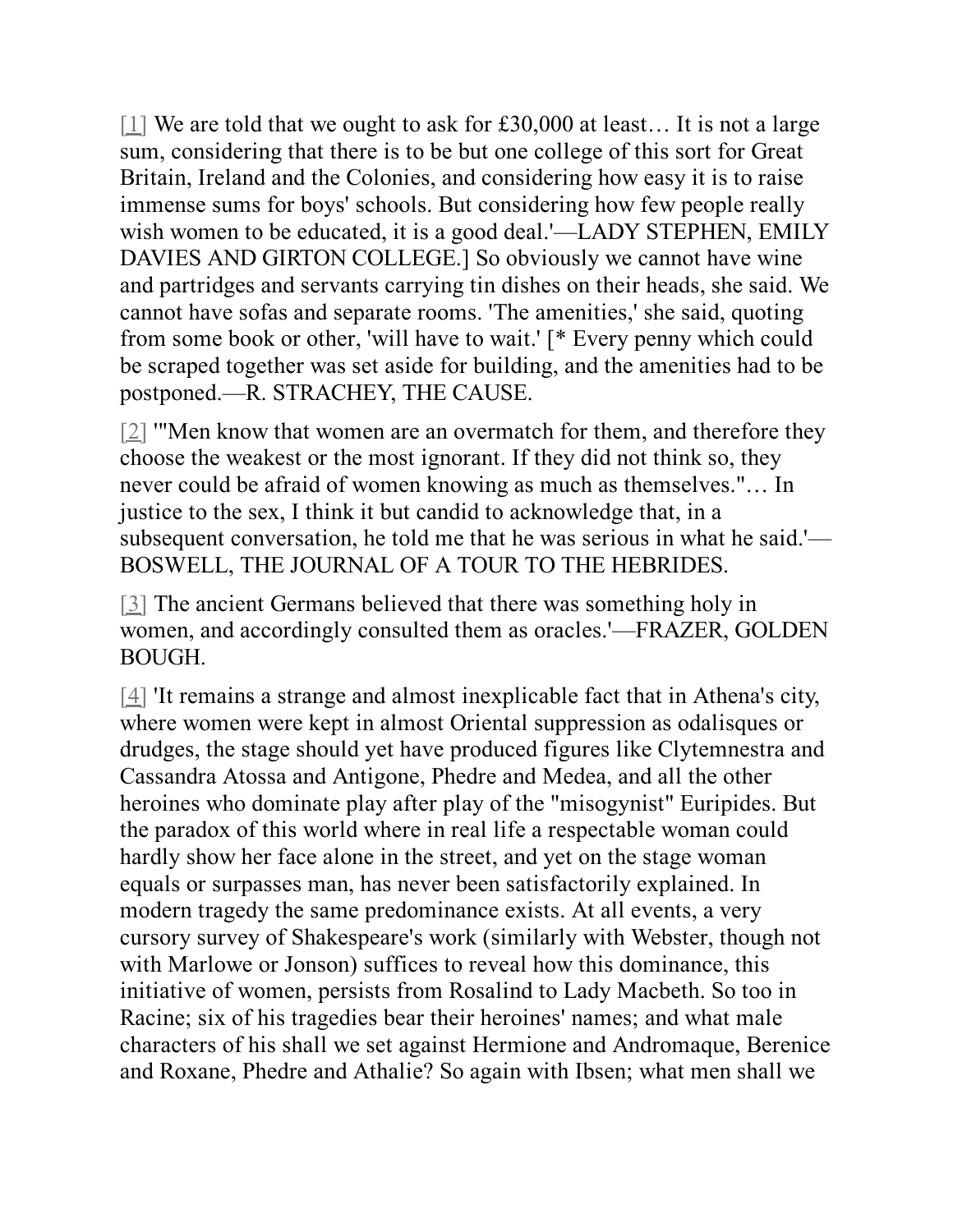[1] We are told that we ought to ask for £30,000 at least… It is not a large sum, considering that there is to be but one college of this sort for Great Britain, Ireland and the Colonies, and considering how easy it is to raise immense sums for boys' schools. But considering how few people really wish women to be educated, it is a good deal.'—LADY STEPHEN, EMILY DAVIES AND GIRTON COLLEGE.] So obviously we cannot have wine and partridges and servants carrying tin dishes on their heads, she said. We cannot have sofas and separate rooms. 'The amenities,' she said, quoting from some book or other, 'will have to wait.' [* Every penny which could be scraped together was set aside for building, and the amenities had to be postponed.—R. STRACHEY, THE CAUSE.

[2] '"Men know that women are an overmatch for them, and therefore they choose the weakest or the most ignorant. If they did not think so, they never could be afraid of women knowing as much as themselves."… In justice to the sex, I think it but candid to acknowledge that, in a subsequent conversation, he told me that he was serious in what he said.'—BOSWELL, THE JOURNAL OF A TOUR TO THE HEBRIDES.

[3] The ancient Germans believed that there was something holy in women, and accordingly consulted them as oracles.'—FRAZER, GOLDEN BOUGH.

[4] 'It remains a strange and almost inexplicable fact that in Athena's city, where women were kept in almost Oriental suppression as odalisques or drudges, the stage should yet have produced figures like Clytemnestra and Cassandra Atossa and Antigone, Phedre and Medea, and all the other heroines who dominate play after play of the "misogynist" Euripides. But the paradox of this world where in real life a respectable woman could hardly show her face alone in the street, and yet on the stage woman equals or surpasses man, has never been satisfactorily explained. In modern tragedy the same predominance exists. At all events, a very cursory survey of Shakespeare's work (similarly with Webster, though not with Marlowe or Jonson) suffices to reveal how this dominance, this initiative of women, persists from Rosalind to Lady Macbeth. So too in Racine; six of his tragedies bear their heroines' names; and what male characters of his shall we set against Hermione and Andromaque, Berenice and Roxane, Phedre and Athalie? So again with Ibsen; what men shall we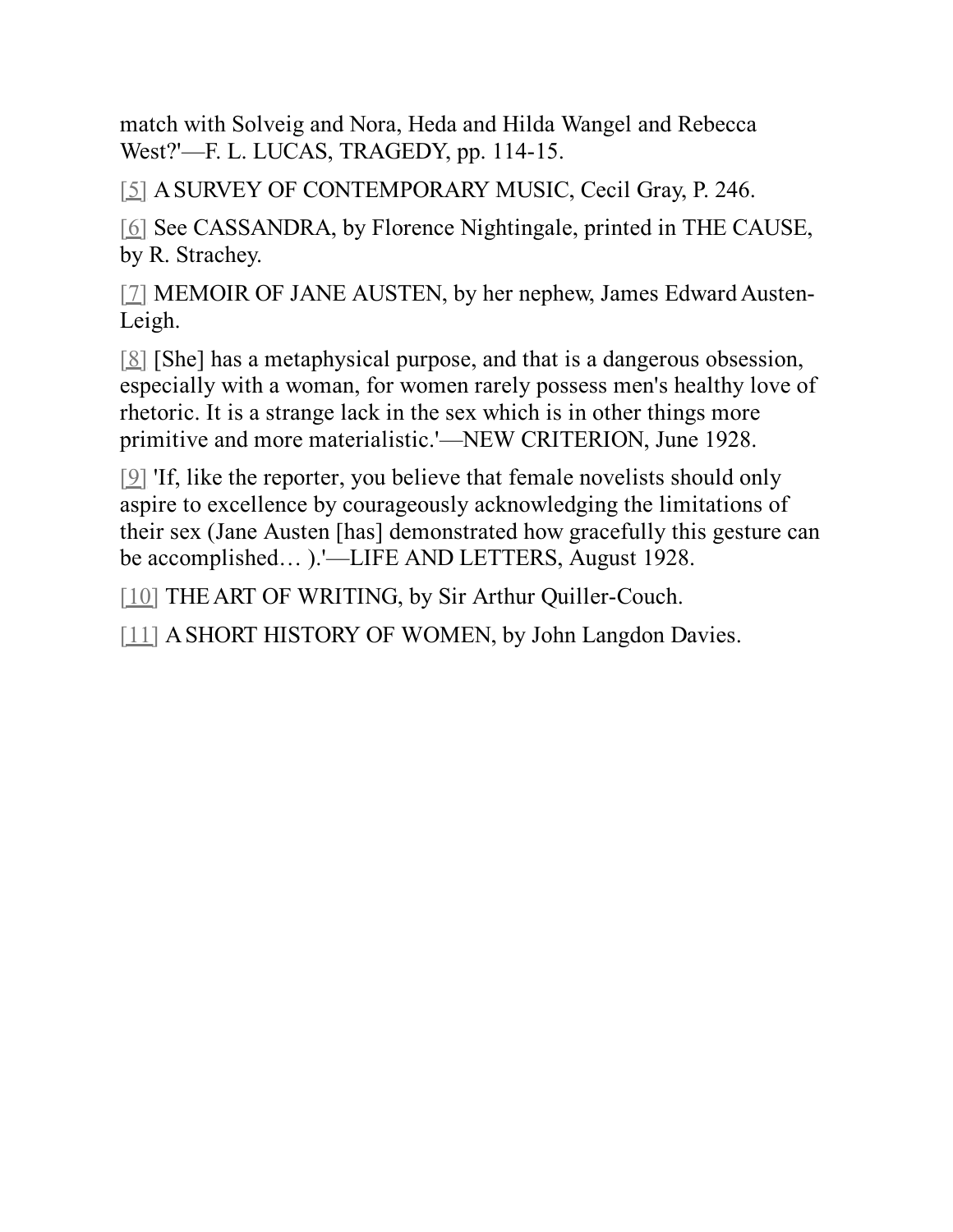match with Solveig and Nora, Heda and Hilda Wangel and Rebecca West?'—F. L. LUCAS, TRAGEDY, pp. 114-15.

[5] A SURVEY OF CONTEMPORARY MUSIC, Cecil Gray, P. 246.

[6] See CASSANDRA, by Florence Nightingale, printed in THE CAUSE, by R. Strachey.

[7] MEMOIR OF JANE AUSTEN, by her nephew, James Edward Austen-Leigh.

[8] [She] has a metaphysical purpose, and that is a dangerous obsession, especially with a woman, for women rarely possess men's healthy love of rhetoric. It is a strange lack in the sex which is in other things more primitive and more materialistic.'—NEW CRITERION, June 1928.

[9] 'If, like the reporter, you believe that female novelists should only aspire to excellence by courageously acknowledging the limitations of their sex (Jane Austen [has] demonstrated how gracefully this gesture can be accomplished… ).'—LIFE AND LETTERS, August 1928.

[10] THE ART OF WRITING, by Sir Arthur Quiller-Couch.

[11] A SHORT HISTORY OF WOMEN, by John Langdon Davies.